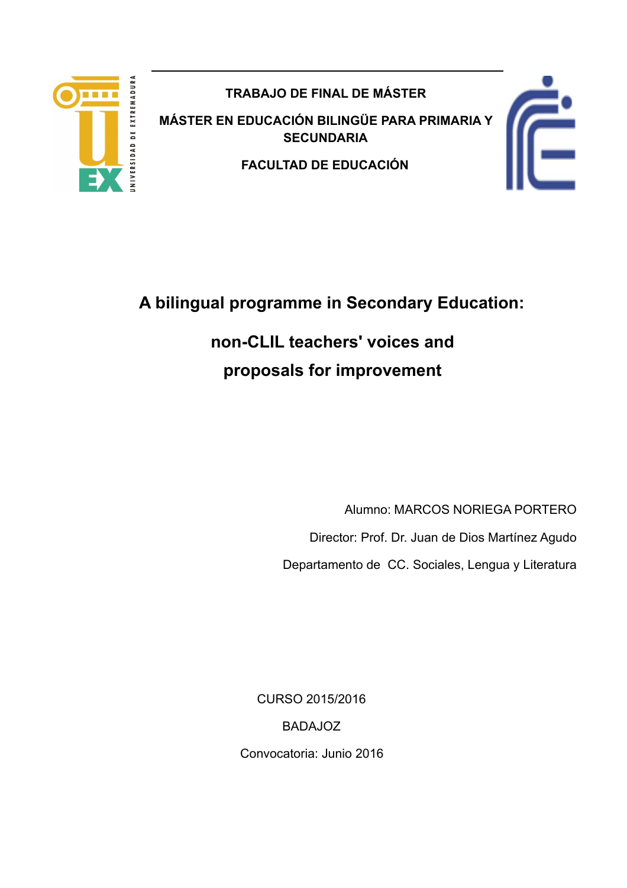**TRABAJO DE FINAL DE MÁSTER**

**MÁSTER EN EDUCACIÓN BILINGÜE PARA PRIMARIA Y SECUNDARIA**

**FACULTAD DE EDUCACIÓN**

# A bilingual programme in Secondary Education: non-CLIL teachers' voices and proposals for improvement

Alumno: MARCOS NORIEGA PORTERO

Director: Prof. Dr. Juan de Dios Martínez Agudo

Departamento de CC. Sociales, Lengua y Literatura

CURSO 2015/2016

BADAJOZ

Convocatoria: Junio 2016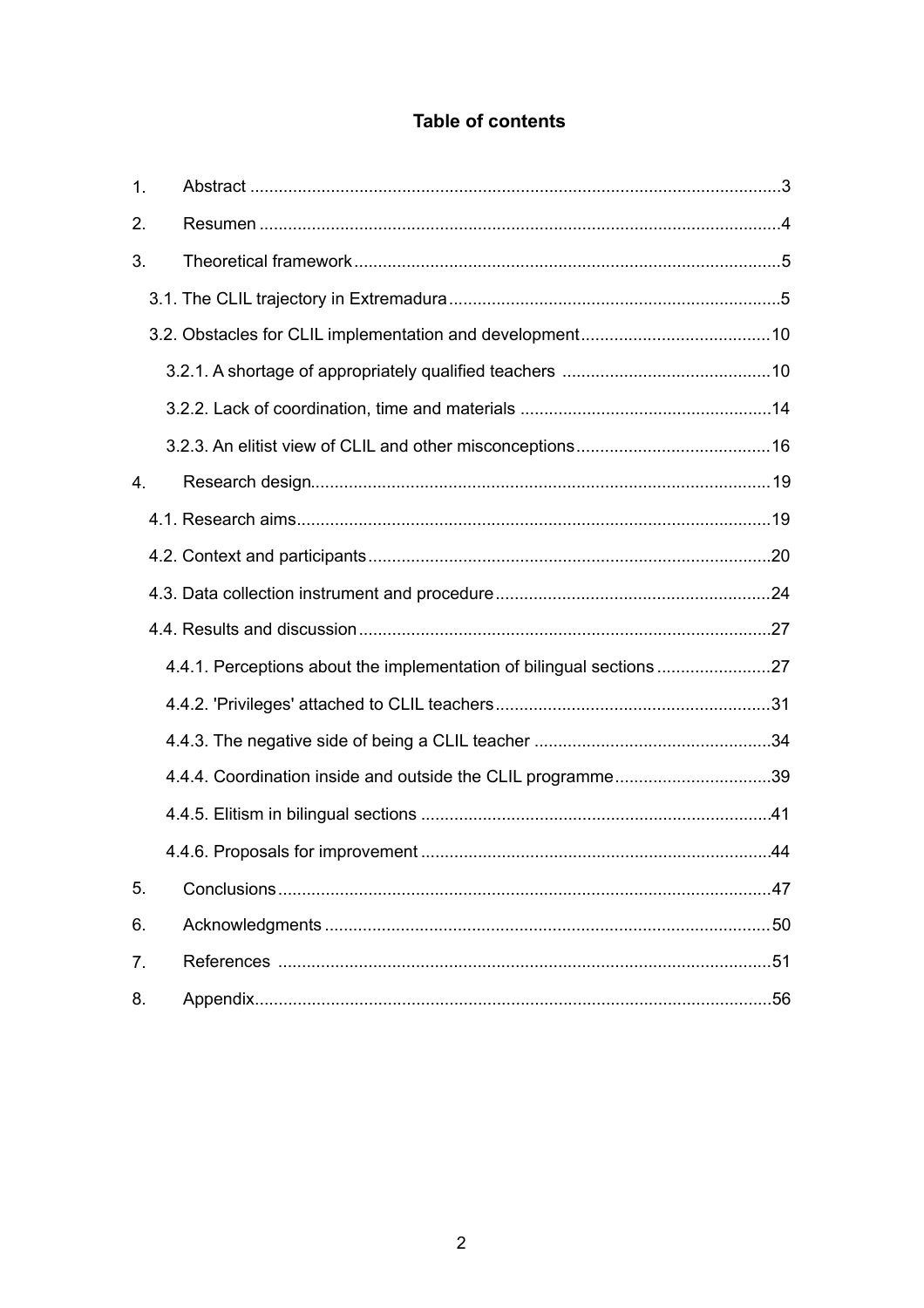# Table of contents

1. Abstract ............................................................................................................3
2. Resumen ..........................................................................................................4
3. Theoretical framework ......................................................................................5
   - 3.1. The CLIL trajectory in Extremadura ......................................................5
   - 3.2. Obstacles for CLIL implementation and development .........................10
     - 3.2.1. A shortage of appropriately qualified teachers .............................10
     - 3.2.2. Lack of coordination, time and materials .....................................14
     - 3.2.3. An elitist view of CLIL and other misconceptions .........................16
4. Research design..............................................................................................19
   - 4.1. Research aims.......................................................................................19
   - 4.2. Context and participants .......................................................................20
   - 4.3. Data collection instrument and procedure ............................................24
   - 4.4. Results and discussion .........................................................................27
     - 4.4.1. Perceptions about the implementation of bilingual sections ..........27
     - 4.4.2. 'Privileges' attached to CLIL teachers ...........................................31
     - 4.4.3. The negative side of being a CLIL teacher ....................................34
     - 4.4.4. Coordination inside and outside the CLIL programme ..................39
     - 4.4.5. Elitism in bilingual sections ...........................................................41
     - 4.4.6. Proposals for improvement ...........................................................44
5. Conclusions .....................................................................................................47
6. Acknowledgments ...........................................................................................50
7. References ......................................................................................................51
8. Appendix..........................................................................................................56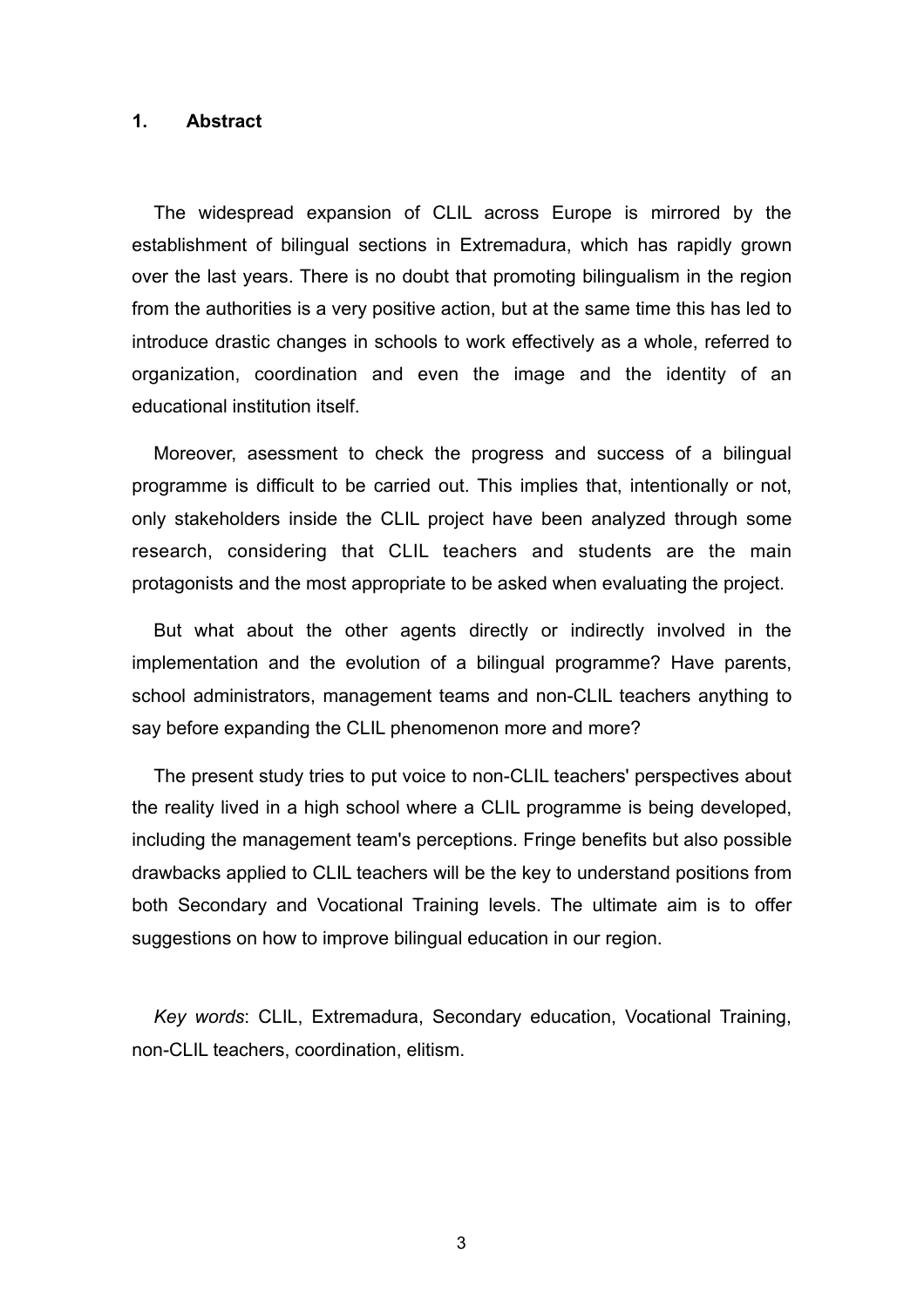# 1. Abstract

The widespread expansion of CLIL across Europe is mirrored by the establishment of bilingual sections in Extremadura, which has rapidly grown over the last years. There is no doubt that promoting bilingualism in the region from the authorities is a very positive action, but at the same time this has led to introduce drastic changes in schools to work effectively as a whole, referred to organization, coordination and even the image and the identity of an educational institution itself.

Moreover, asessment to check the progress and success of a bilingual programme is difficult to be carried out. This implies that, intentionally or not, only stakeholders inside the CLIL project have been analyzed through some research, considering that CLIL teachers and students are the main protagonists and the most appropriate to be asked when evaluating the project.

But what about the other agents directly or indirectly involved in the implementation and the evolution of a bilingual programme? Have parents, school administrators, management teams and non-CLIL teachers anything to say before expanding the CLIL phenomenon more and more?

The present study tries to put voice to non-CLIL teachers' perspectives about the reality lived in a high school where a CLIL programme is being developed, including the management team's perceptions. Fringe benefits but also possible drawbacks applied to CLIL teachers will be the key to understand positions from both Secondary and Vocational Training levels. The ultimate aim is to offer suggestions on how to improve bilingual education in our region.

*Key words*: CLIL, Extremadura, Secondary education, Vocational Training, non-CLIL teachers, coordination, elitism.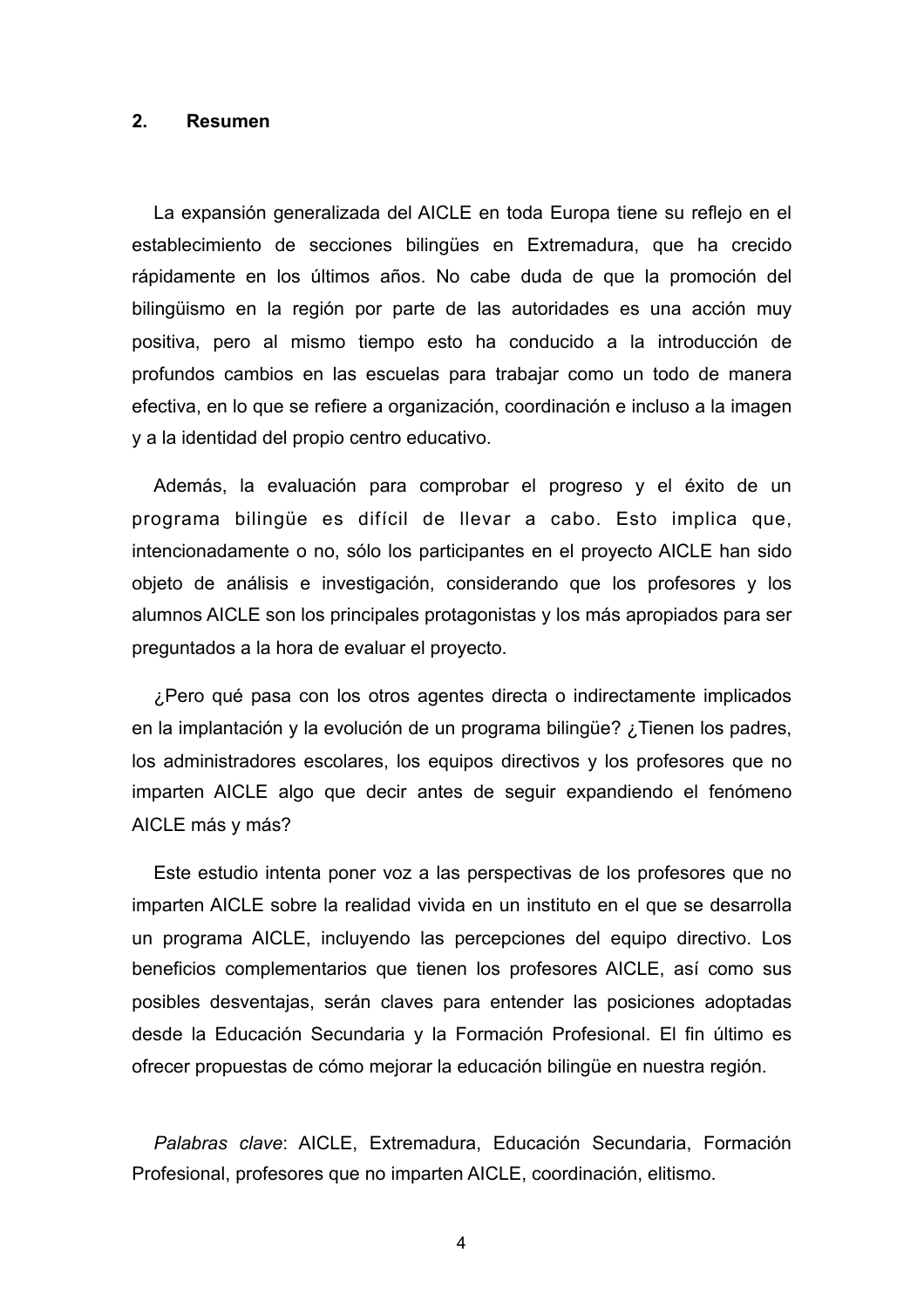## 2. Resumen

La expansión generalizada del AICLE en toda Europa tiene su reflejo en el establecimiento de secciones bilingües en Extremadura, que ha crecido rápidamente en los últimos años. No cabe duda de que la promoción del bilingüismo en la región por parte de las autoridades es una acción muy positiva, pero al mismo tiempo esto ha conducido a la introducción de profundos cambios en las escuelas para trabajar como un todo de manera efectiva, en lo que se refiere a organización, coordinación e incluso a la imagen y a la identidad del propio centro educativo.

Además, la evaluación para comprobar el progreso y el éxito de un programa bilingüe es difícil de llevar a cabo. Esto implica que, intencionadamente o no, sólo los participantes en el proyecto AICLE han sido objeto de análisis e investigación, considerando que los profesores y los alumnos AICLE son los principales protagonistas y los más apropiados para ser preguntados a la hora de evaluar el proyecto.

¿Pero qué pasa con los otros agentes directa o indirectamente implicados en la implantación y la evolución de un programa bilingüe? ¿Tienen los padres, los administradores escolares, los equipos directivos y los profesores que no imparten AICLE algo que decir antes de seguir expandiendo el fenómeno AICLE más y más?

Este estudio intenta poner voz a las perspectivas de los profesores que no imparten AICLE sobre la realidad vivida en un instituto en el que se desarrolla un programa AICLE, incluyendo las percepciones del equipo directivo. Los beneficios complementarios que tienen los profesores AICLE, así como sus posibles desventajas, serán claves para entender las posiciones adoptadas desde la Educación Secundaria y la Formación Profesional. El fin último es ofrecer propuestas de cómo mejorar la educación bilingüe en nuestra región.

*Palabras clave*: AICLE, Extremadura, Educación Secundaria, Formación Profesional, profesores que no imparten AICLE, coordinación, elitismo.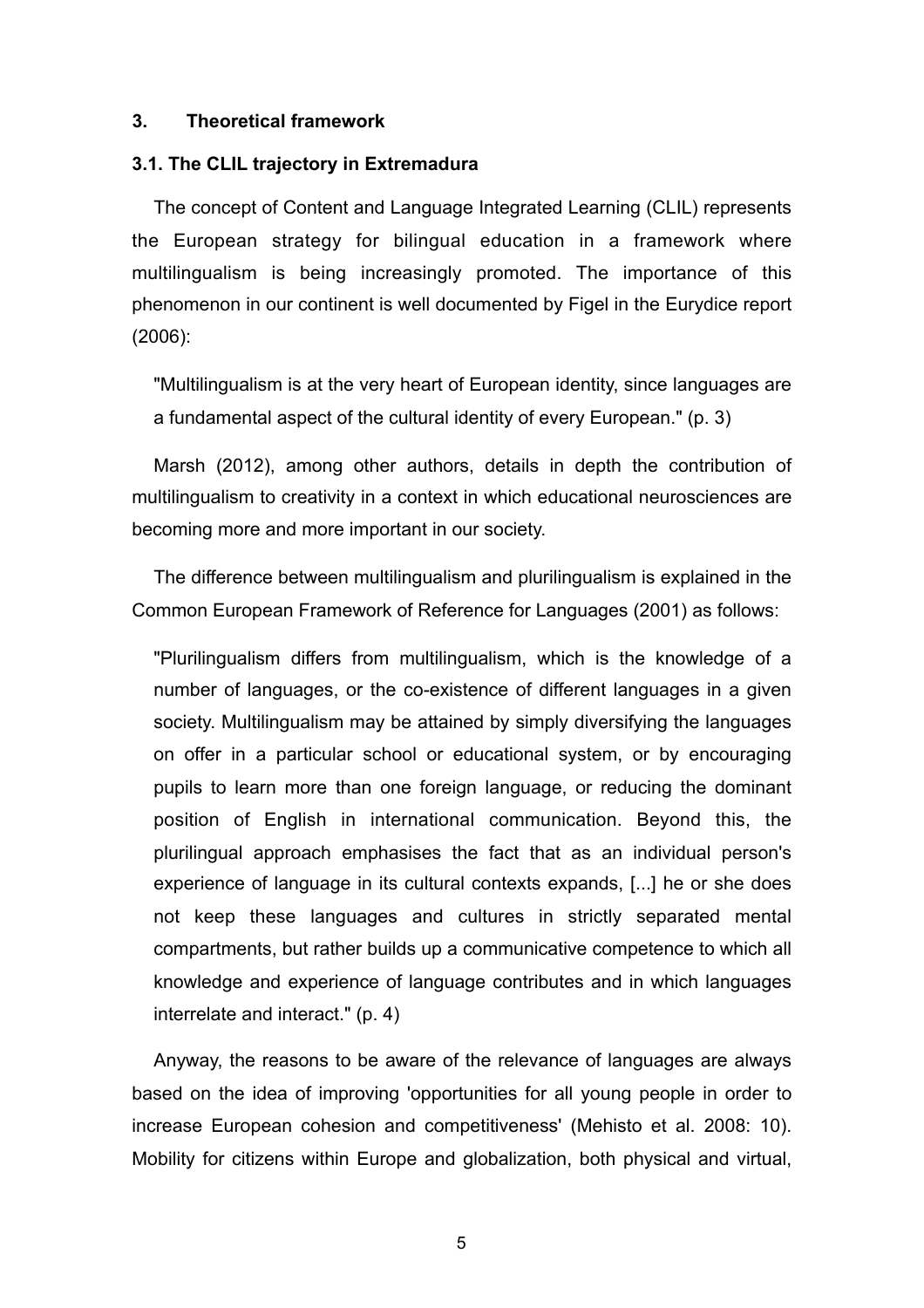## 3. Theoretical framework

### 3.1. The CLIL trajectory in Extremadura

The concept of Content and Language Integrated Learning (CLIL) represents the European strategy for bilingual education in a framework where multilingualism is being increasingly promoted. The importance of this phenomenon in our continent is well documented by Figel in the Eurydice report (2006):

> "Multilingualism is at the very heart of European identity, since languages are a fundamental aspect of the cultural identity of every European." (p. 3)

Marsh (2012), among other authors, details in depth the contribution of multilingualism to creativity in a context in which educational neurosciences are becoming more and more important in our society.

The difference between multilingualism and plurilingualism is explained in the Common European Framework of Reference for Languages (2001) as follows:

> "Plurilingualism differs from multilingualism, which is the knowledge of a number of languages, or the co-existence of different languages in a given society. Multilingualism may be attained by simply diversifying the languages on offer in a particular school or educational system, or by encouraging pupils to learn more than one foreign language, or reducing the dominant position of English in international communication. Beyond this, the plurilingual approach emphasises the fact that as an individual person's experience of language in its cultural contexts expands, [...] he or she does not keep these languages and cultures in strictly separated mental compartments, but rather builds up a communicative competence to which all knowledge and experience of language contributes and in which languages interrelate and interact." (p. 4)

Anyway, the reasons to be aware of the relevance of languages are always based on the idea of improving 'opportunities for all young people in order to increase European cohesion and competitiveness' (Mehisto et al. 2008: 10). Mobility for citizens within Europe and globalization, both physical and virtual,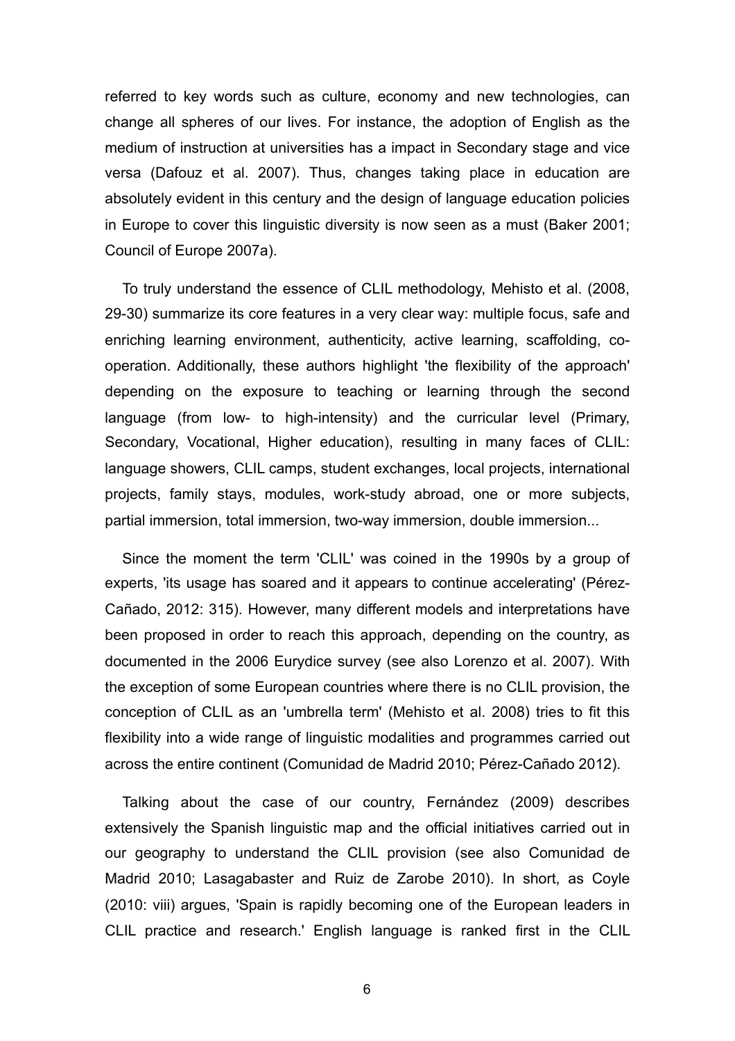referred to key words such as culture, economy and new technologies, can change all spheres of our lives. For instance, the adoption of English as the medium of instruction at universities has a impact in Secondary stage and vice versa (Dafouz et al. 2007). Thus, changes taking place in education are absolutely evident in this century and the design of language education policies in Europe to cover this linguistic diversity is now seen as a must (Baker 2001; Council of Europe 2007a).

To truly understand the essence of CLIL methodology, Mehisto et al. (2008, 29-30) summarize its core features in a very clear way: multiple focus, safe and enriching learning environment, authenticity, active learning, scaffolding, co-operation. Additionally, these authors highlight 'the flexibility of the approach' depending on the exposure to teaching or learning through the second language (from low- to high-intensity) and the curricular level (Primary, Secondary, Vocational, Higher education), resulting in many faces of CLIL: language showers, CLIL camps, student exchanges, local projects, international projects, family stays, modules, work-study abroad, one or more subjects, partial immersion, total immersion, two-way immersion, double immersion...

Since the moment the term 'CLIL' was coined in the 1990s by a group of experts, 'its usage has soared and it appears to continue accelerating' (Pérez-Cañado, 2012: 315). However, many different models and interpretations have been proposed in order to reach this approach, depending on the country, as documented in the 2006 Eurydice survey (see also Lorenzo et al. 2007). With the exception of some European countries where there is no CLIL provision, the conception of CLIL as an 'umbrella term' (Mehisto et al. 2008) tries to fit this flexibility into a wide range of linguistic modalities and programmes carried out across the entire continent (Comunidad de Madrid 2010; Pérez-Cañado 2012).

Talking about the case of our country, Fernández (2009) describes extensively the Spanish linguistic map and the official initiatives carried out in our geography to understand the CLIL provision (see also Comunidad de Madrid 2010; Lasagabaster and Ruiz de Zarobe 2010). In short, as Coyle (2010: viii) argues, 'Spain is rapidly becoming one of the European leaders in CLIL practice and research.' English language is ranked first in the CLIL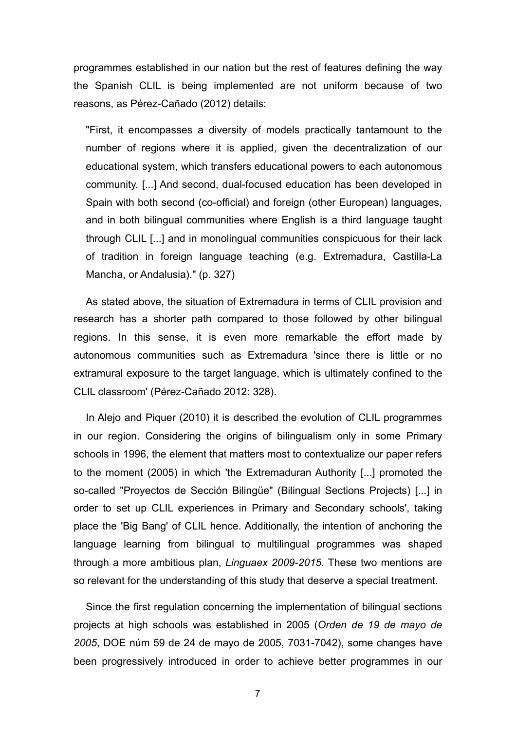programmes established in our nation but the rest of features defining the way the Spanish CLIL is being implemented are not uniform because of two reasons, as Pérez-Cañado (2012) details:

> "First, it encompasses a diversity of models practically tantamount to the number of regions where it is applied, given the decentralization of our educational system, which transfers educational powers to each autonomous community. [...] And second, dual-focused education has been developed in Spain with both second (co-official) and foreign (other European) languages, and in both bilingual communities where English is a third language taught through CLIL [...] and in monolingual communities conspicuous for their lack of tradition in foreign language teaching (e.g. Extremadura, Castilla-La Mancha, or Andalusia)." (p. 327)

As stated above, the situation of Extremadura in terms of CLIL provision and research has a shorter path compared to those followed by other bilingual regions. In this sense, it is even more remarkable the effort made by autonomous communities such as Extremadura 'since there is little or no extramural exposure to the target language, which is ultimately confined to the CLIL classroom' (Pérez-Cañado 2012: 328).

In Alejo and Piquer (2010) it is described the evolution of CLIL programmes in our region. Considering the origins of bilingualism only in some Primary schools in 1996, the element that matters most to contextualize our paper refers to the moment (2005) in which 'the Extremaduran Authority [...] promoted the so-called "Proyectos de Sección Bilingüe" (Bilingual Sections Projects) [...] in order to set up CLIL experiences in Primary and Secondary schools', taking place the 'Big Bang' of CLIL hence. Additionally, the intention of anchoring the language learning from bilingual to multilingual programmes was shaped through a more ambitious plan, *Linguaex 2009-2015*. These two mentions are so relevant for the understanding of this study that deserve a special treatment.

Since the first regulation concerning the implementation of bilingual sections projects at high schools was established in 2005 (*Orden de 19 de mayo de 2005*, DOE núm 59 de 24 de mayo de 2005, 7031-7042), some changes have been progressively introduced in order to achieve better programmes in our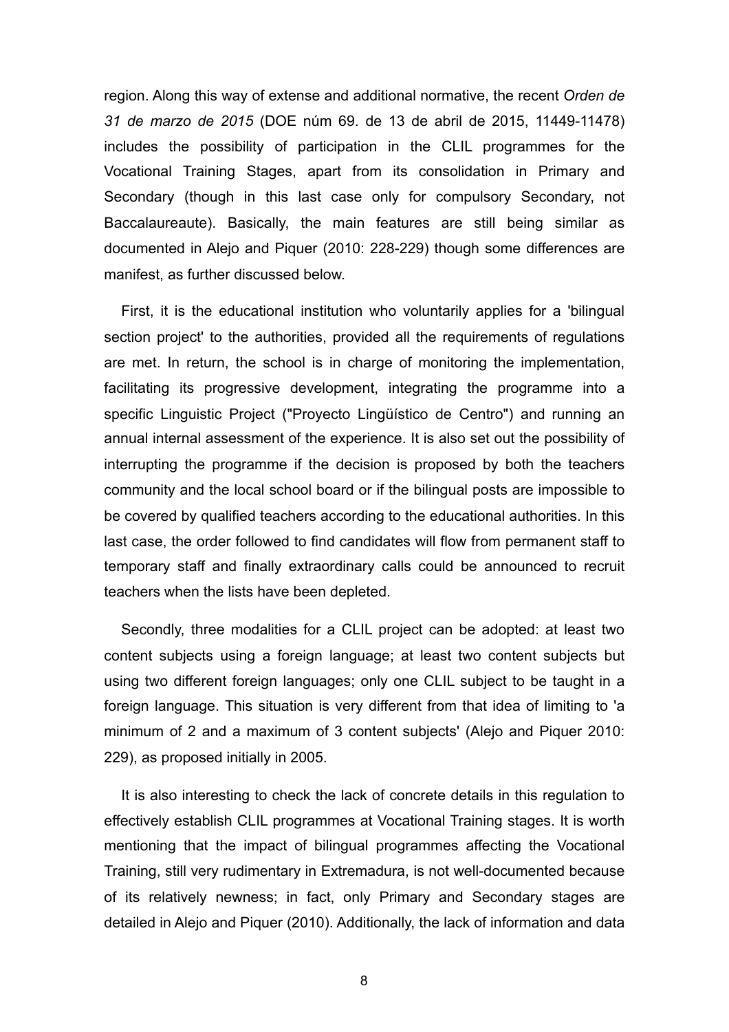region. Along this way of extense and additional normative, the recent *Orden de 31 de marzo de 2015* (DOE núm 69. de 13 de abril de 2015, 11449-11478) includes the possibility of participation in the CLIL programmes for the Vocational Training Stages, apart from its consolidation in Primary and Secondary (though in this last case only for compulsory Secondary, not Baccalaureaute). Basically, the main features are still being similar as documented in Alejo and Piquer (2010: 228-229) though some differences are manifest, as further discussed below.

First, it is the educational institution who voluntarily applies for a 'bilingual section project' to the authorities, provided all the requirements of regulations are met. In return, the school is in charge of monitoring the implementation, facilitating its progressive development, integrating the programme into a specific Linguistic Project ("Proyecto Lingüístico de Centro") and running an annual internal assessment of the experience. It is also set out the possibility of interrupting the programme if the decision is proposed by both the teachers community and the local school board or if the bilingual posts are impossible to be covered by qualified teachers according to the educational authorities. In this last case, the order followed to find candidates will flow from permanent staff to temporary staff and finally extraordinary calls could be announced to recruit teachers when the lists have been depleted.

Secondly, three modalities for a CLIL project can be adopted: at least two content subjects using a foreign language; at least two content subjects but using two different foreign languages; only one CLIL subject to be taught in a foreign language. This situation is very different from that idea of limiting to 'a minimum of 2 and a maximum of 3 content subjects' (Alejo and Piquer 2010: 229), as proposed initially in 2005.

It is also interesting to check the lack of concrete details in this regulation to effectively establish CLIL programmes at Vocational Training stages. It is worth mentioning that the impact of bilingual programmes affecting the Vocational Training, still very rudimentary in Extremadura, is not well-documented because of its relatively newness; in fact, only Primary and Secondary stages are detailed in Alejo and Piquer (2010). Additionally, the lack of information and data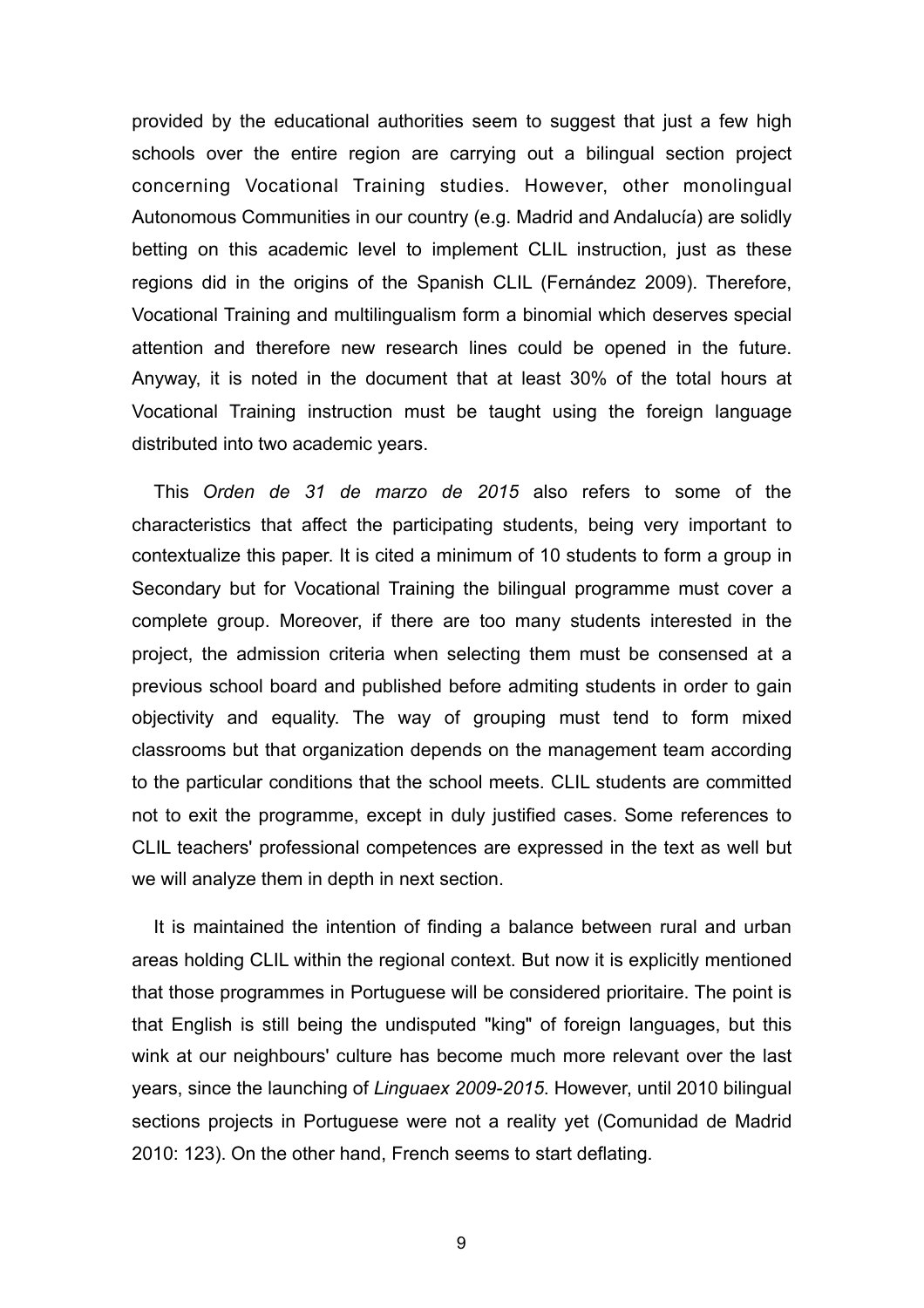provided by the educational authorities seem to suggest that just a few high schools over the entire region are carrying out a bilingual section project concerning Vocational Training studies. However, other monolingual Autonomous Communities in our country (e.g. Madrid and Andalucía) are solidly betting on this academic level to implement CLIL instruction, just as these regions did in the origins of the Spanish CLIL (Fernández 2009). Therefore, Vocational Training and multilingualism form a binomial which deserves special attention and therefore new research lines could be opened in the future. Anyway, it is noted in the document that at least 30% of the total hours at Vocational Training instruction must be taught using the foreign language distributed into two academic years.

This *Orden de 31 de marzo de 2015* also refers to some of the characteristics that affect the participating students, being very important to contextualize this paper. It is cited a minimum of 10 students to form a group in Secondary but for Vocational Training the bilingual programme must cover a complete group. Moreover, if there are too many students interested in the project, the admission criteria when selecting them must be consensed at a previous school board and published before admiting students in order to gain objectivity and equality. The way of grouping must tend to form mixed classrooms but that organization depends on the management team according to the particular conditions that the school meets. CLIL students are committed not to exit the programme, except in duly justified cases. Some references to CLIL teachers' professional competences are expressed in the text as well but we will analyze them in depth in next section.

It is maintained the intention of finding a balance between rural and urban areas holding CLIL within the regional context. But now it is explicitly mentioned that those programmes in Portuguese will be considered prioritaire. The point is that English is still being the undisputed "king" of foreign languages, but this wink at our neighbours' culture has become much more relevant over the last years, since the launching of *Linguaex 2009-2015*. However, until 2010 bilingual sections projects in Portuguese were not a reality yet (Comunidad de Madrid 2010: 123). On the other hand, French seems to start deflating.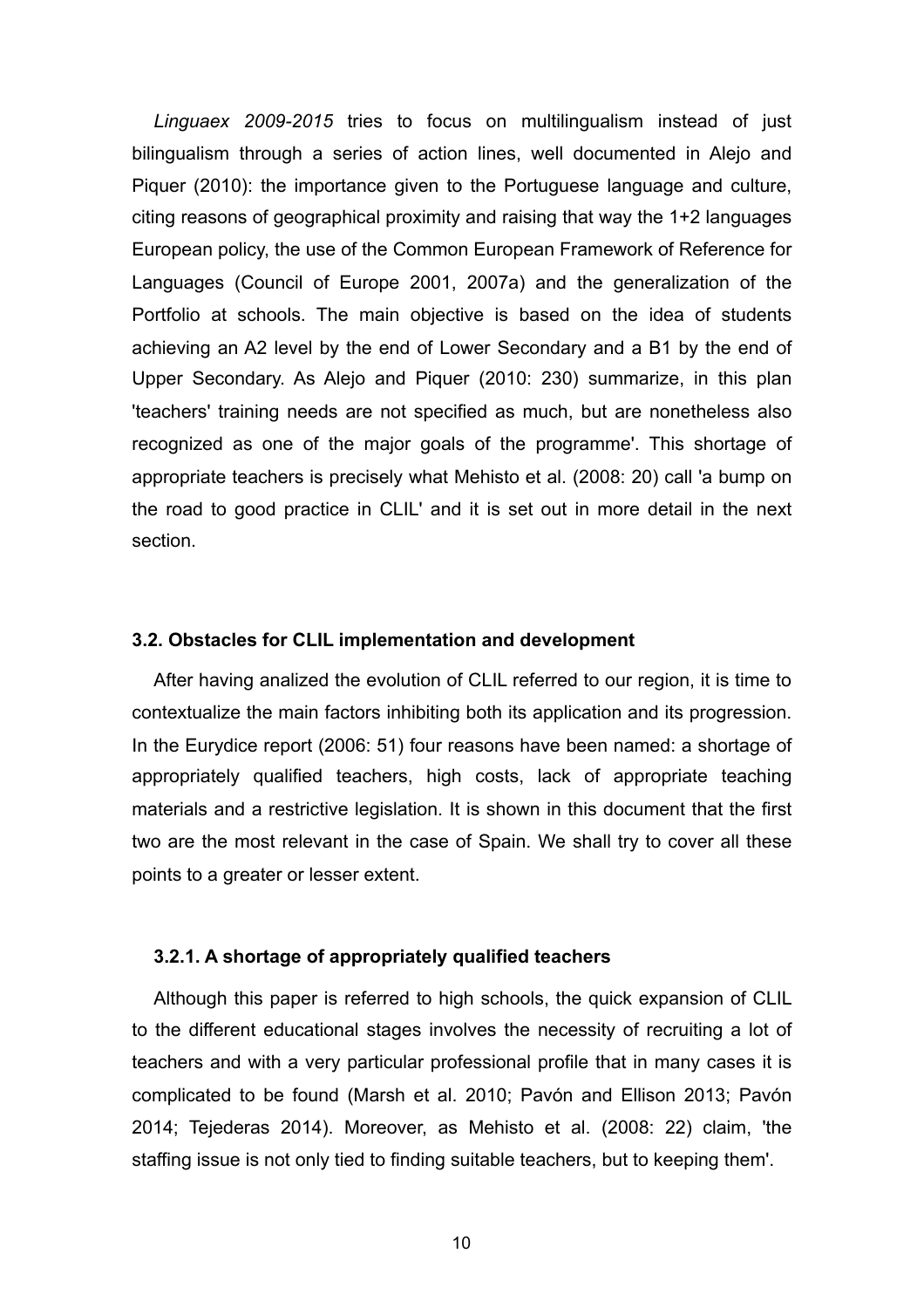*Linguaex 2009-2015* tries to focus on multilingualism instead of just bilingualism through a series of action lines, well documented in Alejo and Piquer (2010): the importance given to the Portuguese language and culture, citing reasons of geographical proximity and raising that way the 1+2 languages European policy, the use of the Common European Framework of Reference for Languages (Council of Europe 2001, 2007a) and the generalization of the Portfolio at schools. The main objective is based on the idea of students achieving an A2 level by the end of Lower Secondary and a B1 by the end of Upper Secondary. As Alejo and Piquer (2010: 230) summarize, in this plan 'teachers' training needs are not specified as much, but are nonetheless also recognized as one of the major goals of the programme'. This shortage of appropriate teachers is precisely what Mehisto et al. (2008: 20) call 'a bump on the road to good practice in CLIL' and it is set out in more detail in the next section.

### 3.2. Obstacles for CLIL implementation and development

After having analized the evolution of CLIL referred to our region, it is time to contextualize the main factors inhibiting both its application and its progression. In the Eurydice report (2006: 51) four reasons have been named: a shortage of appropriately qualified teachers, high costs, lack of appropriate teaching materials and a restrictive legislation. It is shown in this document that the first two are the most relevant in the case of Spain. We shall try to cover all these points to a greater or lesser extent.

#### 3.2.1. A shortage of appropriately qualified teachers

Although this paper is referred to high schools, the quick expansion of CLIL to the different educational stages involves the necessity of recruiting a lot of teachers and with a very particular professional profile that in many cases it is complicated to be found (Marsh et al. 2010; Pavón and Ellison 2013; Pavón 2014; Tejederas 2014). Moreover, as Mehisto et al. (2008: 22) claim, 'the staffing issue is not only tied to finding suitable teachers, but to keeping them'.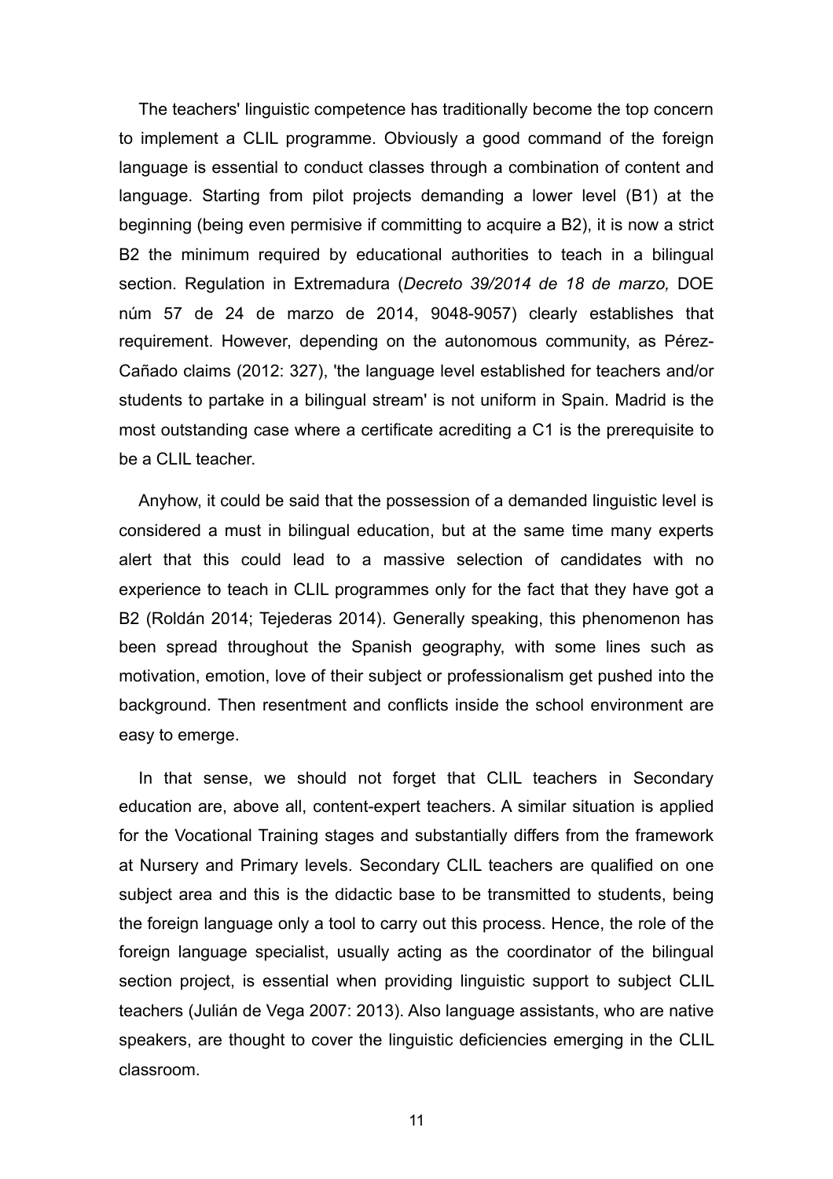The teachers' linguistic competence has traditionally become the top concern to implement a CLIL programme. Obviously a good command of the foreign language is essential to conduct classes through a combination of content and language. Starting from pilot projects demanding a lower level (B1) at the beginning (being even permisive if committing to acquire a B2), it is now a strict B2 the minimum required by educational authorities to teach in a bilingual section. Regulation in Extremadura (*Decreto 39/2014 de 18 de marzo,* DOE núm 57 de 24 de marzo de 2014, 9048-9057) clearly establishes that requirement. However, depending on the autonomous community, as Pérez-Cañado claims (2012: 327), 'the language level established for teachers and/or students to partake in a bilingual stream' is not uniform in Spain. Madrid is the most outstanding case where a certificate acrediting a C1 is the prerequisite to be a CLIL teacher.

Anyhow, it could be said that the possession of a demanded linguistic level is considered a must in bilingual education, but at the same time many experts alert that this could lead to a massive selection of candidates with no experience to teach in CLIL programmes only for the fact that they have got a B2 (Roldán 2014; Tejederas 2014). Generally speaking, this phenomenon has been spread throughout the Spanish geography, with some lines such as motivation, emotion, love of their subject or professionalism get pushed into the background. Then resentment and conflicts inside the school environment are easy to emerge.

In that sense, we should not forget that CLIL teachers in Secondary education are, above all, content-expert teachers. A similar situation is applied for the Vocational Training stages and substantially differs from the framework at Nursery and Primary levels. Secondary CLIL teachers are qualified on one subject area and this is the didactic base to be transmitted to students, being the foreign language only a tool to carry out this process. Hence, the role of the foreign language specialist, usually acting as the coordinator of the bilingual section project, is essential when providing linguistic support to subject CLIL teachers (Julián de Vega 2007: 2013). Also language assistants, who are native speakers, are thought to cover the linguistic deficiencies emerging in the CLIL classroom.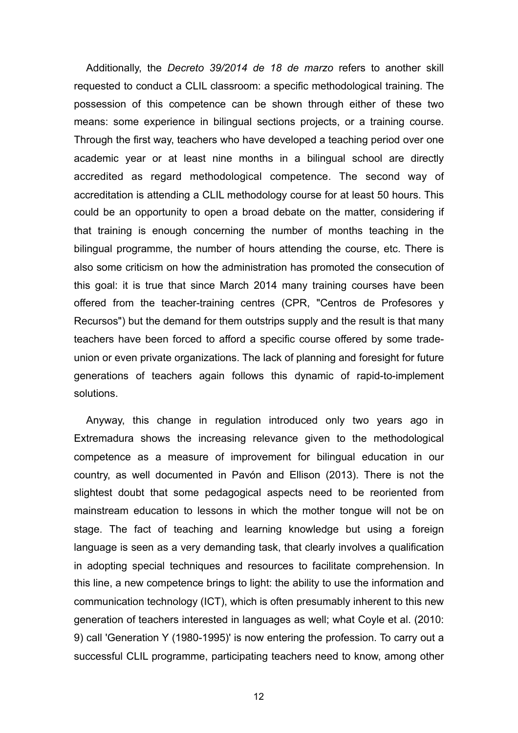Additionally, the *Decreto 39/2014 de 18 de marzo* refers to another skill requested to conduct a CLIL classroom: a specific methodological training. The possession of this competence can be shown through either of these two means: some experience in bilingual sections projects, or a training course. Through the first way, teachers who have developed a teaching period over one academic year or at least nine months in a bilingual school are directly accredited as regard methodological competence. The second way of accreditation is attending a CLIL methodology course for at least 50 hours. This could be an opportunity to open a broad debate on the matter, considering if that training is enough concerning the number of months teaching in the bilingual programme, the number of hours attending the course, etc. There is also some criticism on how the administration has promoted the consecution of this goal: it is true that since March 2014 many training courses have been offered from the teacher-training centres (CPR, "Centros de Profesores y Recursos") but the demand for them outstrips supply and the result is that many teachers have been forced to afford a specific course offered by some trade-union or even private organizations. The lack of planning and foresight for future generations of teachers again follows this dynamic of rapid-to-implement solutions.

Anyway, this change in regulation introduced only two years ago in Extremadura shows the increasing relevance given to the methodological competence as a measure of improvement for bilingual education in our country, as well documented in Pavón and Ellison (2013). There is not the slightest doubt that some pedagogical aspects need to be reoriented from mainstream education to lessons in which the mother tongue will not be on stage. The fact of teaching and learning knowledge but using a foreign language is seen as a very demanding task, that clearly involves a qualification in adopting special techniques and resources to facilitate comprehension. In this line, a new competence brings to light: the ability to use the information and communication technology (ICT), which is often presumably inherent to this new generation of teachers interested in languages as well; what Coyle et al. (2010: 9) call 'Generation Y (1980-1995)' is now entering the profession. To carry out a successful CLIL programme, participating teachers need to know, among other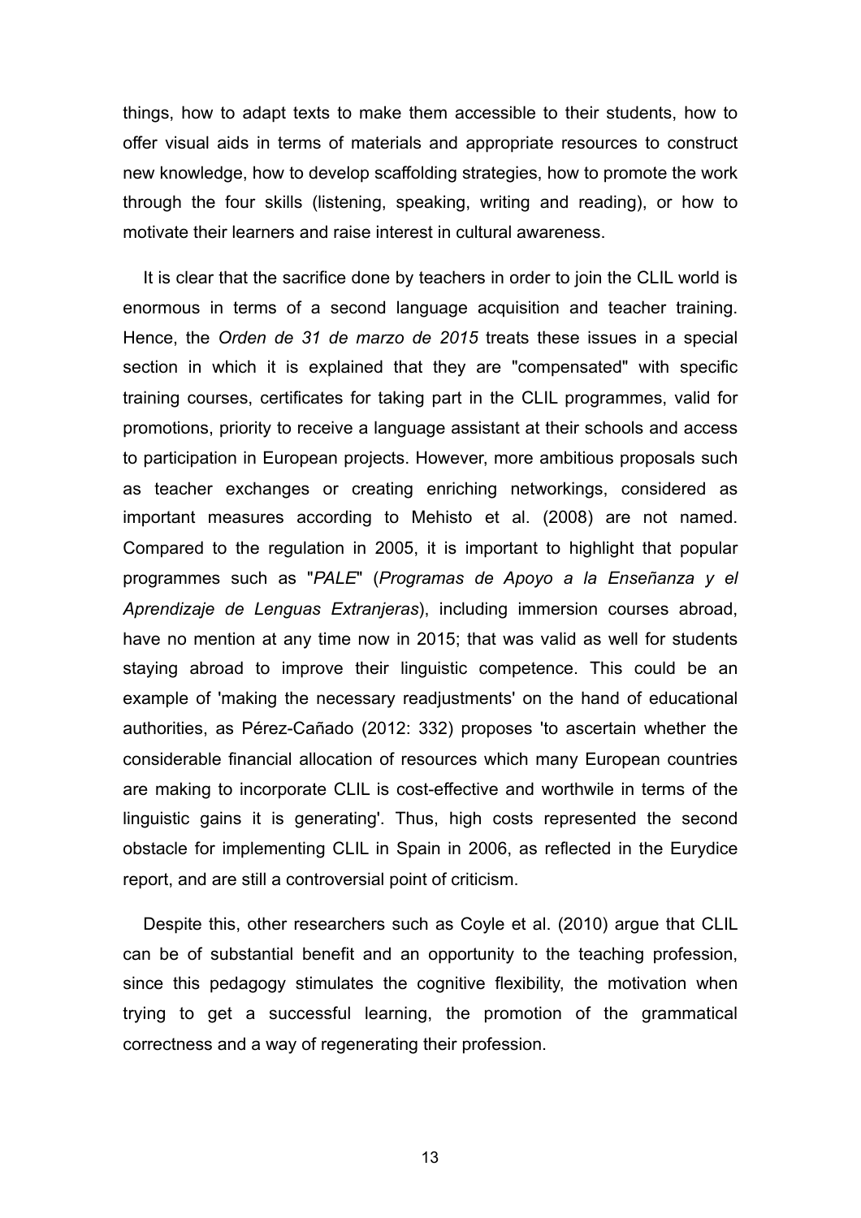things, how to adapt texts to make them accessible to their students, how to offer visual aids in terms of materials and appropriate resources to construct new knowledge, how to develop scaffolding strategies, how to promote the work through the four skills (listening, speaking, writing and reading), or how to motivate their learners and raise interest in cultural awareness.

It is clear that the sacrifice done by teachers in order to join the CLIL world is enormous in terms of a second language acquisition and teacher training. Hence, the *Orden de 31 de marzo de 2015* treats these issues in a special section in which it is explained that they are "compensated" with specific training courses, certificates for taking part in the CLIL programmes, valid for promotions, priority to receive a language assistant at their schools and access to participation in European projects. However, more ambitious proposals such as teacher exchanges or creating enriching networkings, considered as important measures according to Mehisto et al. (2008) are not named. Compared to the regulation in 2005, it is important to highlight that popular programmes such as "*PALE*" (*Programas de Apoyo a la Enseñanza y el Aprendizaje de Lenguas Extranjeras*), including immersion courses abroad, have no mention at any time now in 2015; that was valid as well for students staying abroad to improve their linguistic competence. This could be an example of 'making the necessary readjustments' on the hand of educational authorities, as Pérez-Cañado (2012: 332) proposes 'to ascertain whether the considerable financial allocation of resources which many European countries are making to incorporate CLIL is cost-effective and worthwile in terms of the linguistic gains it is generating'. Thus, high costs represented the second obstacle for implementing CLIL in Spain in 2006, as reflected in the Eurydice report, and are still a controversial point of criticism.

Despite this, other researchers such as Coyle et al. (2010) argue that CLIL can be of substantial benefit and an opportunity to the teaching profession, since this pedagogy stimulates the cognitive flexibility, the motivation when trying to get a successful learning, the promotion of the grammatical correctness and a way of regenerating their profession.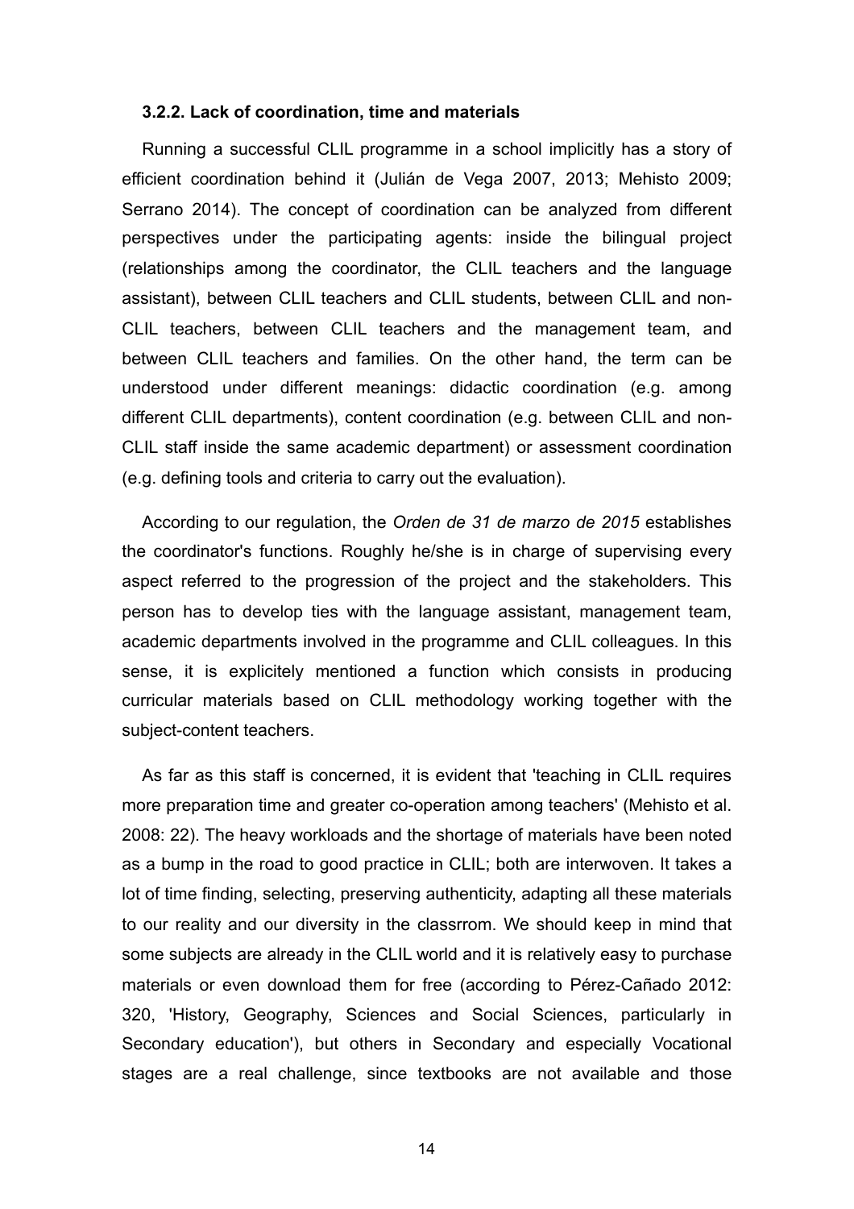### 3.2.2. Lack of coordination, time and materials

Running a successful CLIL programme in a school implicitly has a story of efficient coordination behind it (Julián de Vega 2007, 2013; Mehisto 2009; Serrano 2014). The concept of coordination can be analyzed from different perspectives under the participating agents: inside the bilingual project (relationships among the coordinator, the CLIL teachers and the language assistant), between CLIL teachers and CLIL students, between CLIL and non-CLIL teachers, between CLIL teachers and the management team, and between CLIL teachers and families. On the other hand, the term can be understood under different meanings: didactic coordination (e.g. among different CLIL departments), content coordination (e.g. between CLIL and non-CLIL staff inside the same academic department) or assessment coordination (e.g. defining tools and criteria to carry out the evaluation).

According to our regulation, the *Orden de 31 de marzo de 2015* establishes the coordinator's functions. Roughly he/she is in charge of supervising every aspect referred to the progression of the project and the stakeholders. This person has to develop ties with the language assistant, management team, academic departments involved in the programme and CLIL colleagues. In this sense, it is explicitely mentioned a function which consists in producing curricular materials based on CLIL methodology working together with the subject-content teachers.

As far as this staff is concerned, it is evident that 'teaching in CLIL requires more preparation time and greater co-operation among teachers' (Mehisto et al. 2008: 22). The heavy workloads and the shortage of materials have been noted as a bump in the road to good practice in CLIL; both are interwoven. It takes a lot of time finding, selecting, preserving authenticity, adapting all these materials to our reality and our diversity in the classrrom. We should keep in mind that some subjects are already in the CLIL world and it is relatively easy to purchase materials or even download them for free (according to Pérez-Cañado 2012: 320, 'History, Geography, Sciences and Social Sciences, particularly in Secondary education'), but others in Secondary and especially Vocational stages are a real challenge, since textbooks are not available and those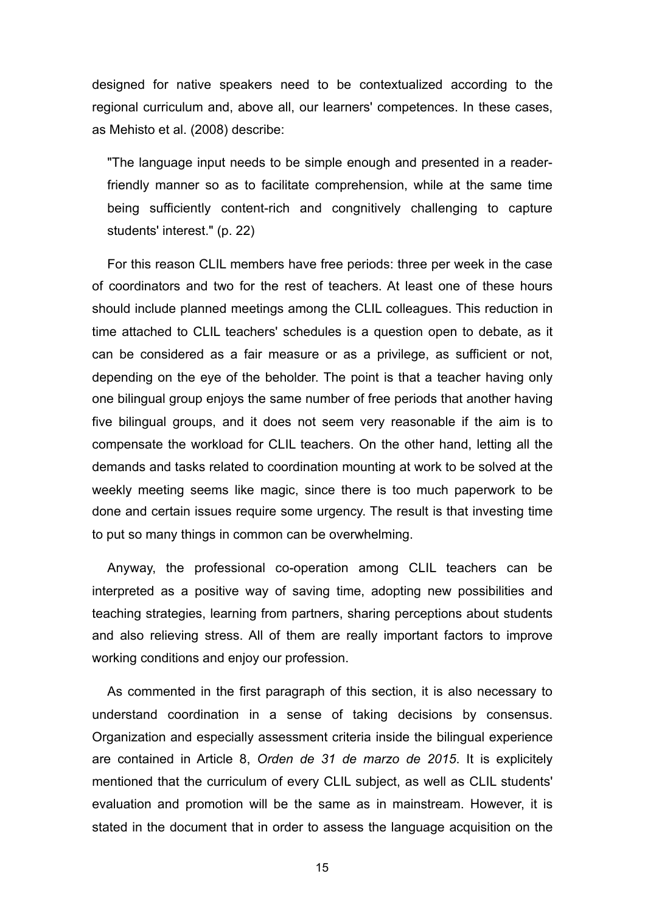designed for native speakers need to be contextualized according to the regional curriculum and, above all, our learners' competences. In these cases, as Mehisto et al. (2008) describe:

> "The language input needs to be simple enough and presented in a reader-friendly manner so as to facilitate comprehension, while at the same time being sufficiently content-rich and congnitively challenging to capture students' interest." (p. 22)

For this reason CLIL members have free periods: three per week in the case of coordinators and two for the rest of teachers. At least one of these hours should include planned meetings among the CLIL colleagues. This reduction in time attached to CLIL teachers' schedules is a question open to debate, as it can be considered as a fair measure or as a privilege, as sufficient or not, depending on the eye of the beholder. The point is that a teacher having only one bilingual group enjoys the same number of free periods that another having five bilingual groups, and it does not seem very reasonable if the aim is to compensate the workload for CLIL teachers. On the other hand, letting all the demands and tasks related to coordination mounting at work to be solved at the weekly meeting seems like magic, since there is too much paperwork to be done and certain issues require some urgency. The result is that investing time to put so many things in common can be overwhelming.

Anyway, the professional co-operation among CLIL teachers can be interpreted as a positive way of saving time, adopting new possibilities and teaching strategies, learning from partners, sharing perceptions about students and also relieving stress. All of them are really important factors to improve working conditions and enjoy our profession.

As commented in the first paragraph of this section, it is also necessary to understand coordination in a sense of taking decisions by consensus. Organization and especially assessment criteria inside the bilingual experience are contained in Article 8, *Orden de 31 de marzo de 2015*. It is explicitely mentioned that the curriculum of every CLIL subject, as well as CLIL students' evaluation and promotion will be the same as in mainstream. However, it is stated in the document that in order to assess the language acquisition on the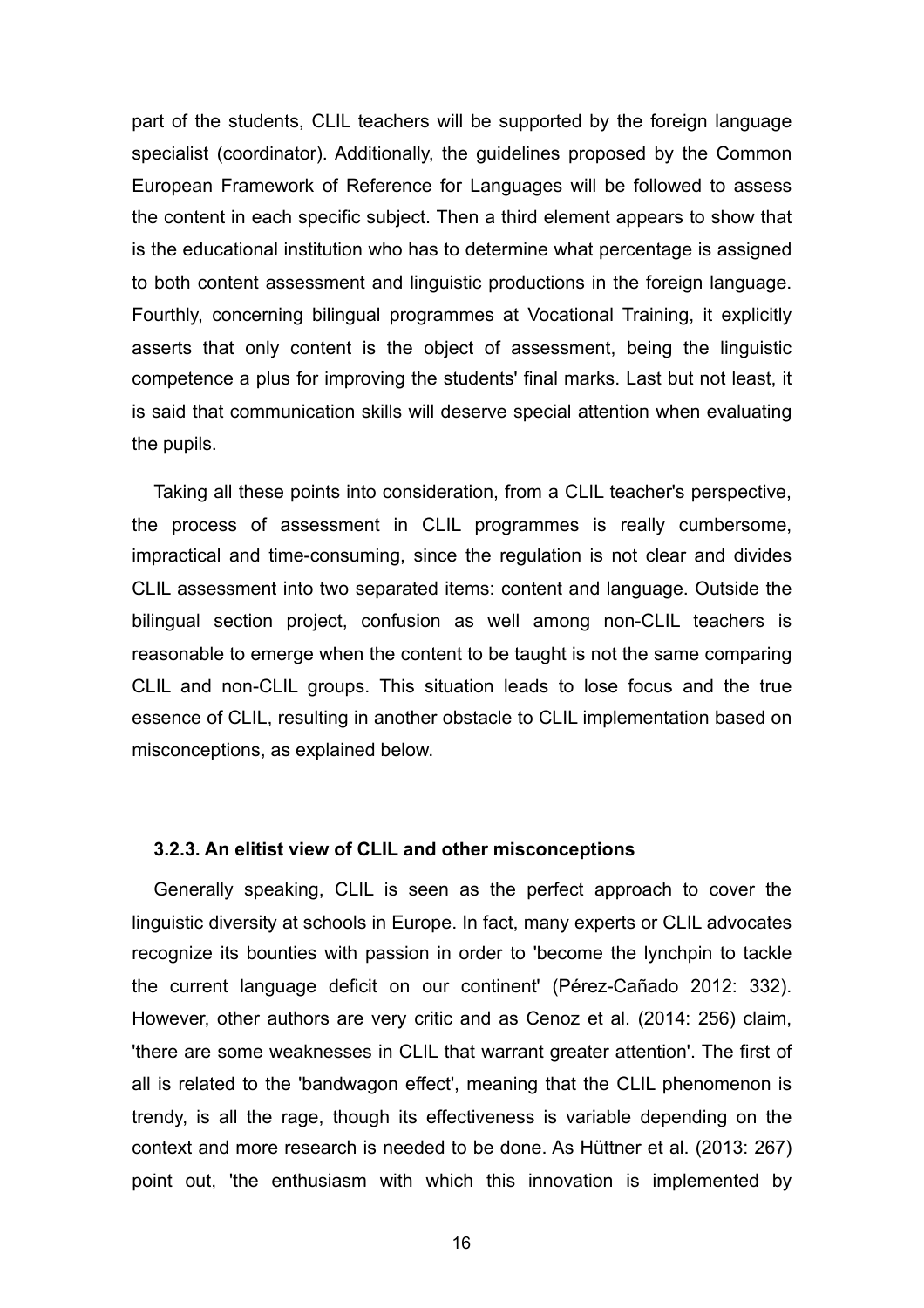part of the students, CLIL teachers will be supported by the foreign language specialist (coordinator). Additionally, the guidelines proposed by the Common European Framework of Reference for Languages will be followed to assess the content in each specific subject. Then a third element appears to show that is the educational institution who has to determine what percentage is assigned to both content assessment and linguistic productions in the foreign language. Fourthly, concerning bilingual programmes at Vocational Training, it explicitly asserts that only content is the object of assessment, being the linguistic competence a plus for improving the students' final marks. Last but not least, it is said that communication skills will deserve special attention when evaluating the pupils.

Taking all these points into consideration, from a CLIL teacher's perspective, the process of assessment in CLIL programmes is really cumbersome, impractical and time-consuming, since the regulation is not clear and divides CLIL assessment into two separated items: content and language. Outside the bilingual section project, confusion as well among non-CLIL teachers is reasonable to emerge when the content to be taught is not the same comparing CLIL and non-CLIL groups. This situation leads to lose focus and the true essence of CLIL, resulting in another obstacle to CLIL implementation based on misconceptions, as explained below.

### 3.2.3. An elitist view of CLIL and other misconceptions

Generally speaking, CLIL is seen as the perfect approach to cover the linguistic diversity at schools in Europe. In fact, many experts or CLIL advocates recognize its bounties with passion in order to 'become the lynchpin to tackle the current language deficit on our continent' (Pérez-Cañado 2012: 332). However, other authors are very critic and as Cenoz et al. (2014: 256) claim, 'there are some weaknesses in CLIL that warrant greater attention'. The first of all is related to the 'bandwagon effect', meaning that the CLIL phenomenon is trendy, is all the rage, though its effectiveness is variable depending on the context and more research is needed to be done. As Hüttner et al. (2013: 267) point out, 'the enthusiasm with which this innovation is implemented by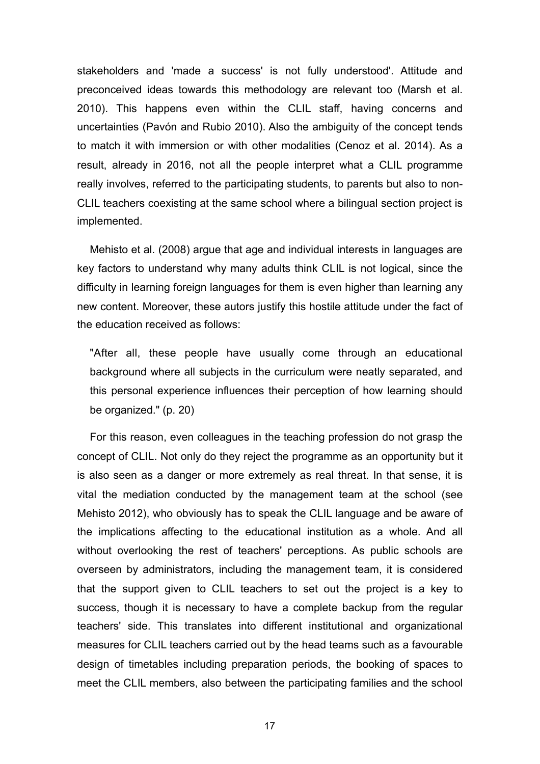stakeholders and 'made a success' is not fully understood'. Attitude and preconceived ideas towards this methodology are relevant too (Marsh et al. 2010). This happens even within the CLIL staff, having concerns and uncertainties (Pavón and Rubio 2010). Also the ambiguity of the concept tends to match it with immersion or with other modalities (Cenoz et al. 2014). As a result, already in 2016, not all the people interpret what a CLIL programme really involves, referred to the participating students, to parents but also to non-CLIL teachers coexisting at the same school where a bilingual section project is implemented.

Mehisto et al. (2008) argue that age and individual interests in languages are key factors to understand why many adults think CLIL is not logical, since the difficulty in learning foreign languages for them is even higher than learning any new content. Moreover, these autors justify this hostile attitude under the fact of the education received as follows:

> "After all, these people have usually come through an educational background where all subjects in the curriculum were neatly separated, and this personal experience influences their perception of how learning should be organized." (p. 20)

For this reason, even colleagues in the teaching profession do not grasp the concept of CLIL. Not only do they reject the programme as an opportunity but it is also seen as a danger or more extremely as real threat. In that sense, it is vital the mediation conducted by the management team at the school (see Mehisto 2012), who obviously has to speak the CLIL language and be aware of the implications affecting to the educational institution as a whole. And all without overlooking the rest of teachers' perceptions. As public schools are overseen by administrators, including the management team, it is considered that the support given to CLIL teachers to set out the project is a key to success, though it is necessary to have a complete backup from the regular teachers' side. This translates into different institutional and organizational measures for CLIL teachers carried out by the head teams such as a favourable design of timetables including preparation periods, the booking of spaces to meet the CLIL members, also between the participating families and the school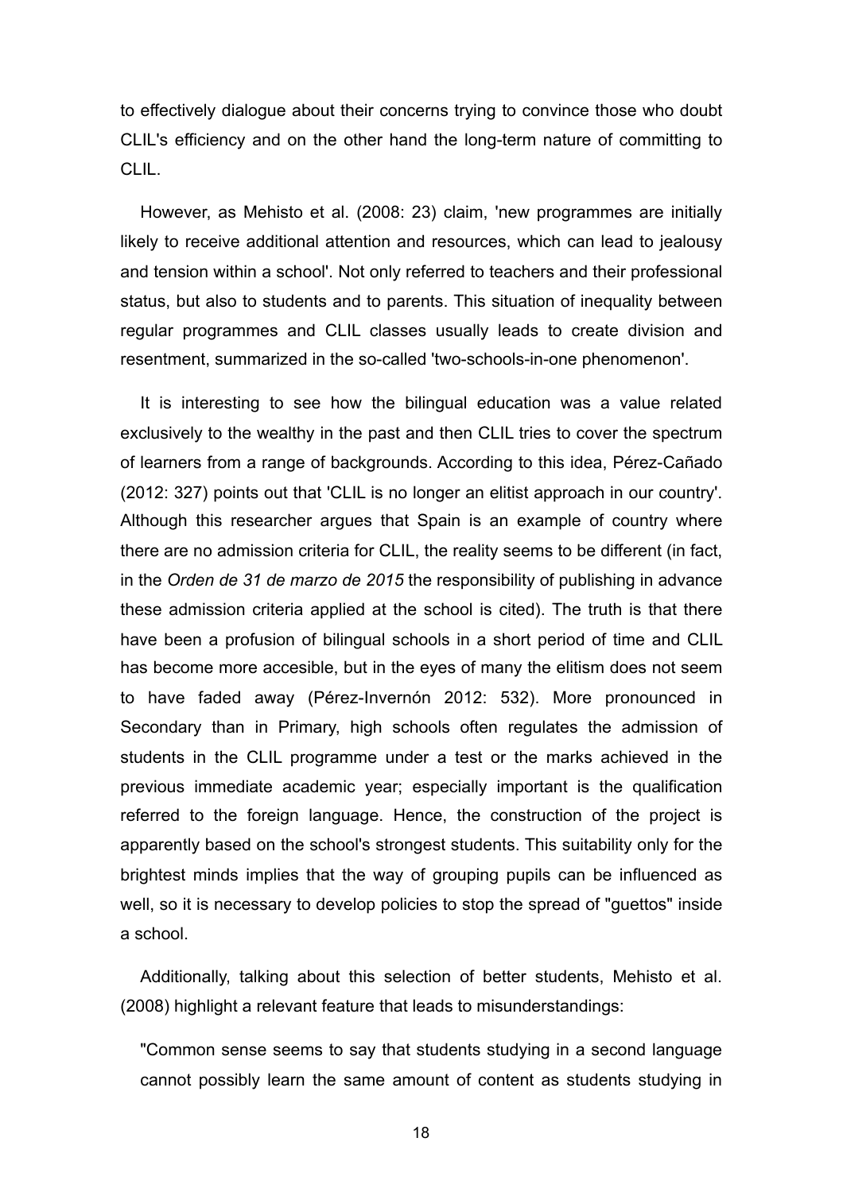to effectively dialogue about their concerns trying to convince those who doubt CLIL's efficiency and on the other hand the long-term nature of committing to CLIL.

However, as Mehisto et al. (2008: 23) claim, 'new programmes are initially likely to receive additional attention and resources, which can lead to jealousy and tension within a school'. Not only referred to teachers and their professional status, but also to students and to parents. This situation of inequality between regular programmes and CLIL classes usually leads to create division and resentment, summarized in the so-called 'two-schools-in-one phenomenon'.

It is interesting to see how the bilingual education was a value related exclusively to the wealthy in the past and then CLIL tries to cover the spectrum of learners from a range of backgrounds. According to this idea, Pérez-Cañado (2012: 327) points out that 'CLIL is no longer an elitist approach in our country'. Although this researcher argues that Spain is an example of country where there are no admission criteria for CLIL, the reality seems to be different (in fact, in the *Orden de 31 de marzo de 2015* the responsibility of publishing in advance these admission criteria applied at the school is cited). The truth is that there have been a profusion of bilingual schools in a short period of time and CLIL has become more accesible, but in the eyes of many the elitism does not seem to have faded away (Pérez-Invernón 2012: 532). More pronounced in Secondary than in Primary, high schools often regulates the admission of students in the CLIL programme under a test or the marks achieved in the previous immediate academic year; especially important is the qualification referred to the foreign language. Hence, the construction of the project is apparently based on the school's strongest students. This suitability only for the brightest minds implies that the way of grouping pupils can be influenced as well, so it is necessary to develop policies to stop the spread of "guettos" inside a school.

Additionally, talking about this selection of better students, Mehisto et al. (2008) highlight a relevant feature that leads to misunderstandings:

> "Common sense seems to say that students studying in a second language cannot possibly learn the same amount of content as students studying in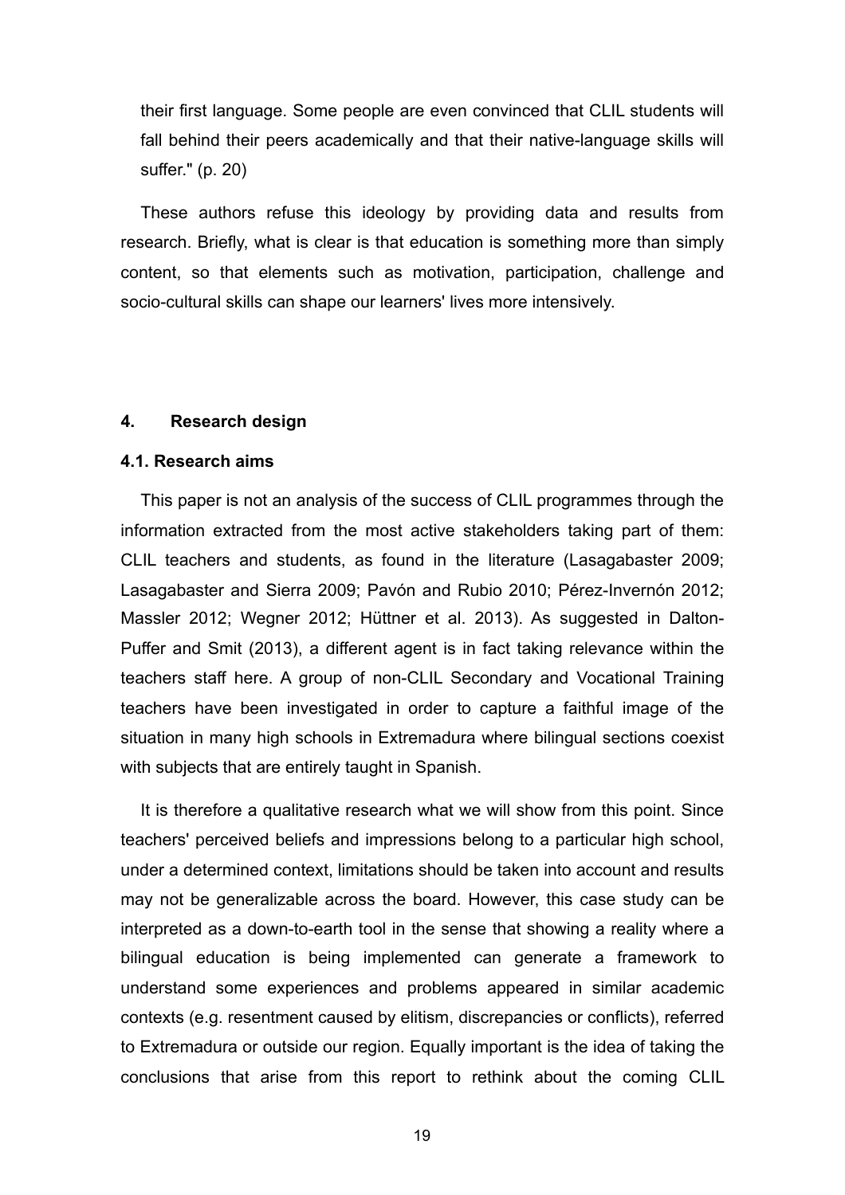their first language. Some people are even convinced that CLIL students will fall behind their peers academically and that their native-language skills will suffer." (p. 20)

These authors refuse this ideology by providing data and results from research. Briefly, what is clear is that education is something more than simply content, so that elements such as motivation, participation, challenge and socio-cultural skills can shape our learners' lives more intensively.

## 4. Research design

### 4.1. Research aims

This paper is not an analysis of the success of CLIL programmes through the information extracted from the most active stakeholders taking part of them: CLIL teachers and students, as found in the literature (Lasagabaster 2009; Lasagabaster and Sierra 2009; Pavón and Rubio 2010; Pérez-Invernón 2012; Massler 2012; Wegner 2012; Hüttner et al. 2013). As suggested in Dalton-Puffer and Smit (2013), a different agent is in fact taking relevance within the teachers staff here. A group of non-CLIL Secondary and Vocational Training teachers have been investigated in order to capture a faithful image of the situation in many high schools in Extremadura where bilingual sections coexist with subjects that are entirely taught in Spanish.

It is therefore a qualitative research what we will show from this point. Since teachers' perceived beliefs and impressions belong to a particular high school, under a determined context, limitations should be taken into account and results may not be generalizable across the board. However, this case study can be interpreted as a down-to-earth tool in the sense that showing a reality where a bilingual education is being implemented can generate a framework to understand some experiences and problems appeared in similar academic contexts (e.g. resentment caused by elitism, discrepancies or conflicts), referred to Extremadura or outside our region. Equally important is the idea of taking the conclusions that arise from this report to rethink about the coming CLIL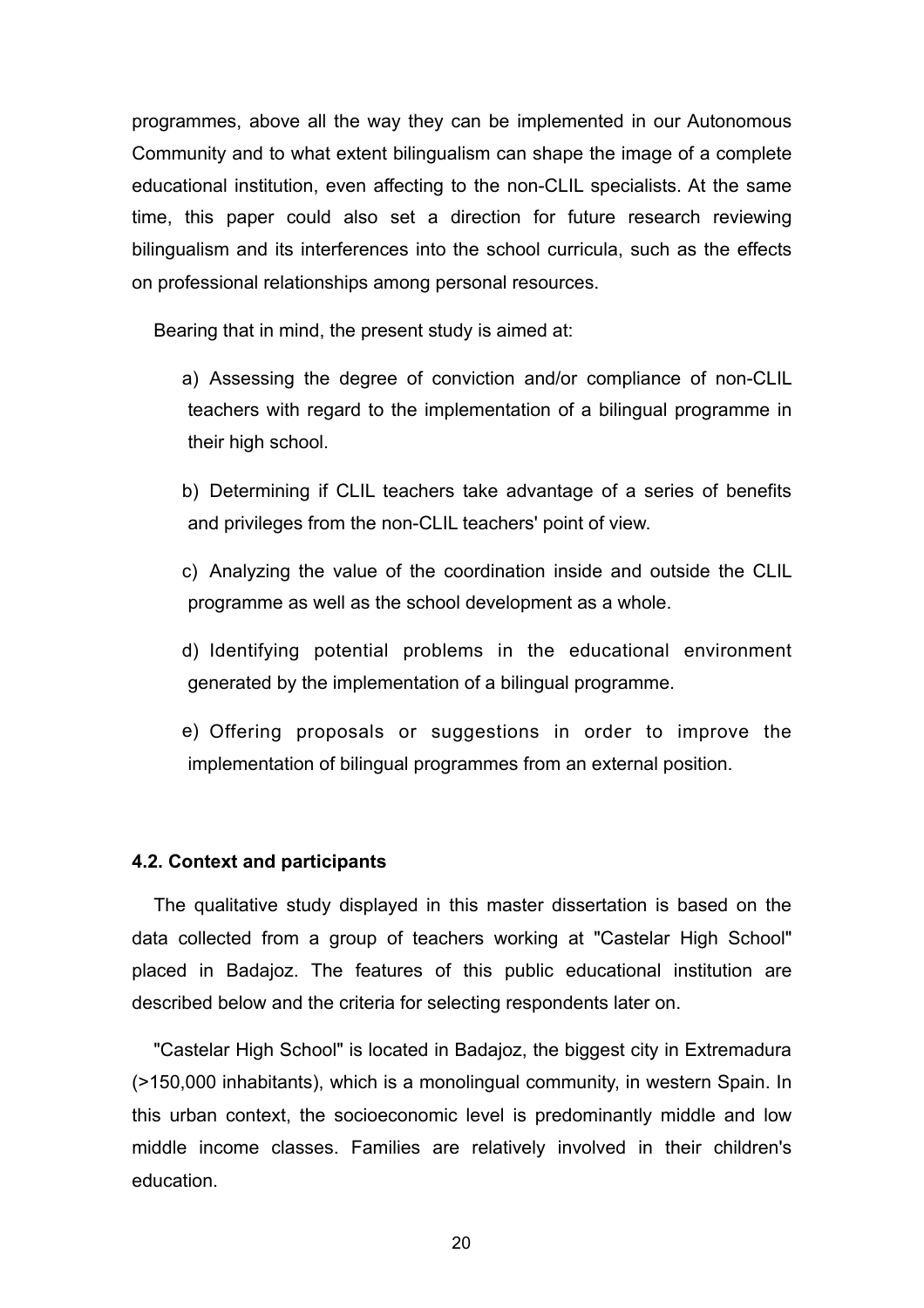programmes, above all the way they can be implemented in our Autonomous Community and to what extent bilingualism can shape the image of a complete educational institution, even affecting to the non-CLIL specialists. At the same time, this paper could also set a direction for future research reviewing bilingualism and its interferences into the school curricula, such as the effects on professional relationships among personal resources.

Bearing that in mind, the present study is aimed at:

a) Assessing the degree of conviction and/or compliance of non-CLIL teachers with regard to the implementation of a bilingual programme in their high school.

b) Determining if CLIL teachers take advantage of a series of benefits and privileges from the non-CLIL teachers' point of view.

c) Analyzing the value of the coordination inside and outside the CLIL programme as well as the school development as a whole.

d) Identifying potential problems in the educational environment generated by the implementation of a bilingual programme.

e) Offering proposals or suggestions in order to improve the implementation of bilingual programmes from an external position.

#### 4.2. Context and participants

The qualitative study displayed in this master dissertation is based on the data collected from a group of teachers working at "Castelar High School" placed in Badajoz. The features of this public educational institution are described below and the criteria for selecting respondents later on.

"Castelar High School" is located in Badajoz, the biggest city in Extremadura (>150,000 inhabitants), which is a monolingual community, in western Spain. In this urban context, the socioeconomic level is predominantly middle and low middle income classes. Families are relatively involved in their children's education.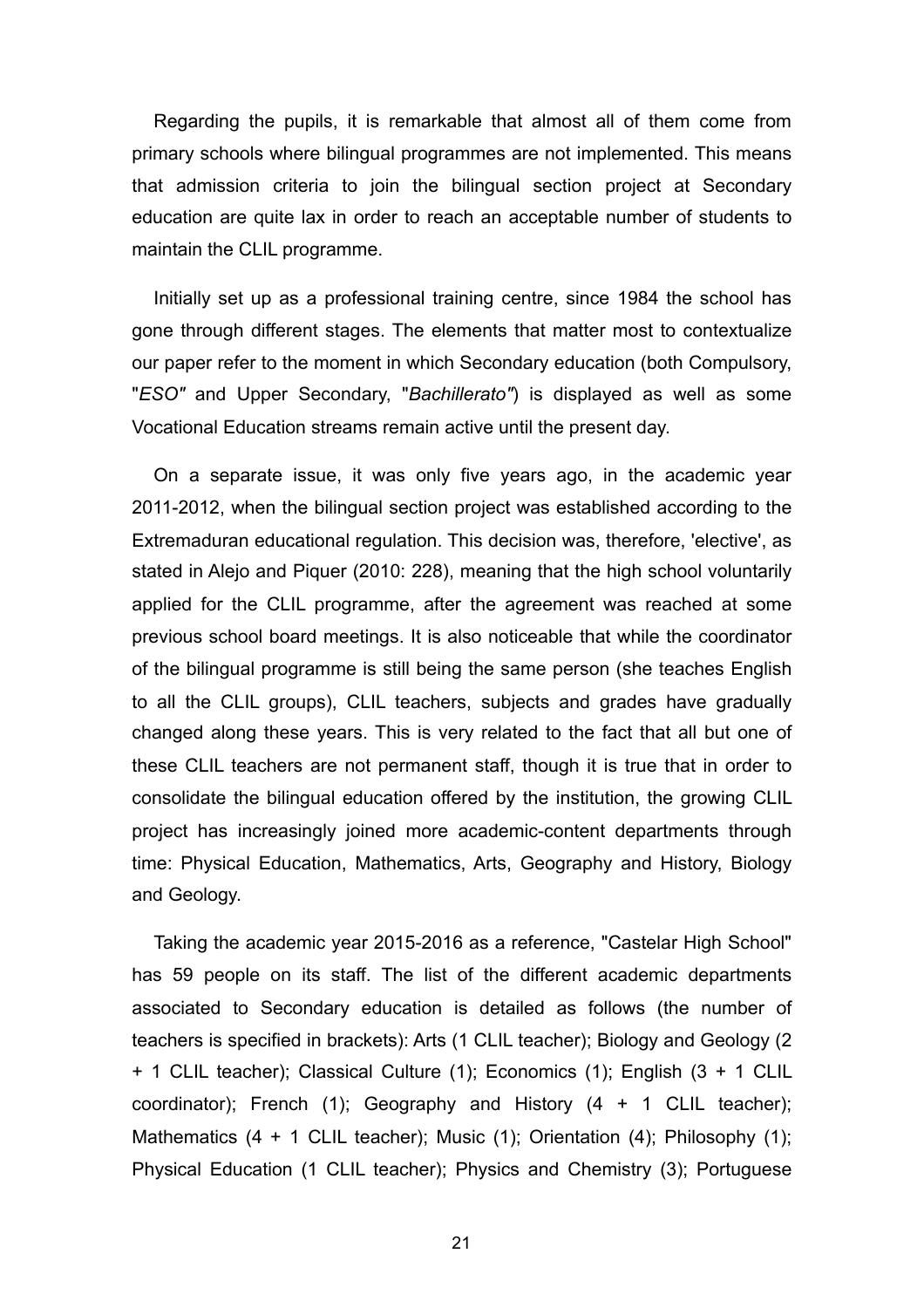Regarding the pupils, it is remarkable that almost all of them come from primary schools where bilingual programmes are not implemented. This means that admission criteria to join the bilingual section project at Secondary education are quite lax in order to reach an acceptable number of students to maintain the CLIL programme.

Initially set up as a professional training centre, since 1984 the school has gone through different stages. The elements that matter most to contextualize our paper refer to the moment in which Secondary education (both Compulsory, "*ESO"* and Upper Secondary, "*Bachillerato"*) is displayed as well as some Vocational Education streams remain active until the present day.

On a separate issue, it was only five years ago, in the academic year 2011-2012, when the bilingual section project was established according to the Extremaduran educational regulation. This decision was, therefore, 'elective', as stated in Alejo and Piquer (2010: 228), meaning that the high school voluntarily applied for the CLIL programme, after the agreement was reached at some previous school board meetings. It is also noticeable that while the coordinator of the bilingual programme is still being the same person (she teaches English to all the CLIL groups), CLIL teachers, subjects and grades have gradually changed along these years. This is very related to the fact that all but one of these CLIL teachers are not permanent staff, though it is true that in order to consolidate the bilingual education offered by the institution, the growing CLIL project has increasingly joined more academic-content departments through time: Physical Education, Mathematics, Arts, Geography and History, Biology and Geology.

Taking the academic year 2015-2016 as a reference, "Castelar High School" has 59 people on its staff. The list of the different academic departments associated to Secondary education is detailed as follows (the number of teachers is specified in brackets): Arts (1 CLIL teacher); Biology and Geology (2 + 1 CLIL teacher); Classical Culture (1); Economics (1); English (3 + 1 CLIL coordinator); French (1); Geography and History (4 + 1 CLIL teacher); Mathematics (4 + 1 CLIL teacher); Music (1); Orientation (4); Philosophy (1); Physical Education (1 CLIL teacher); Physics and Chemistry (3); Portuguese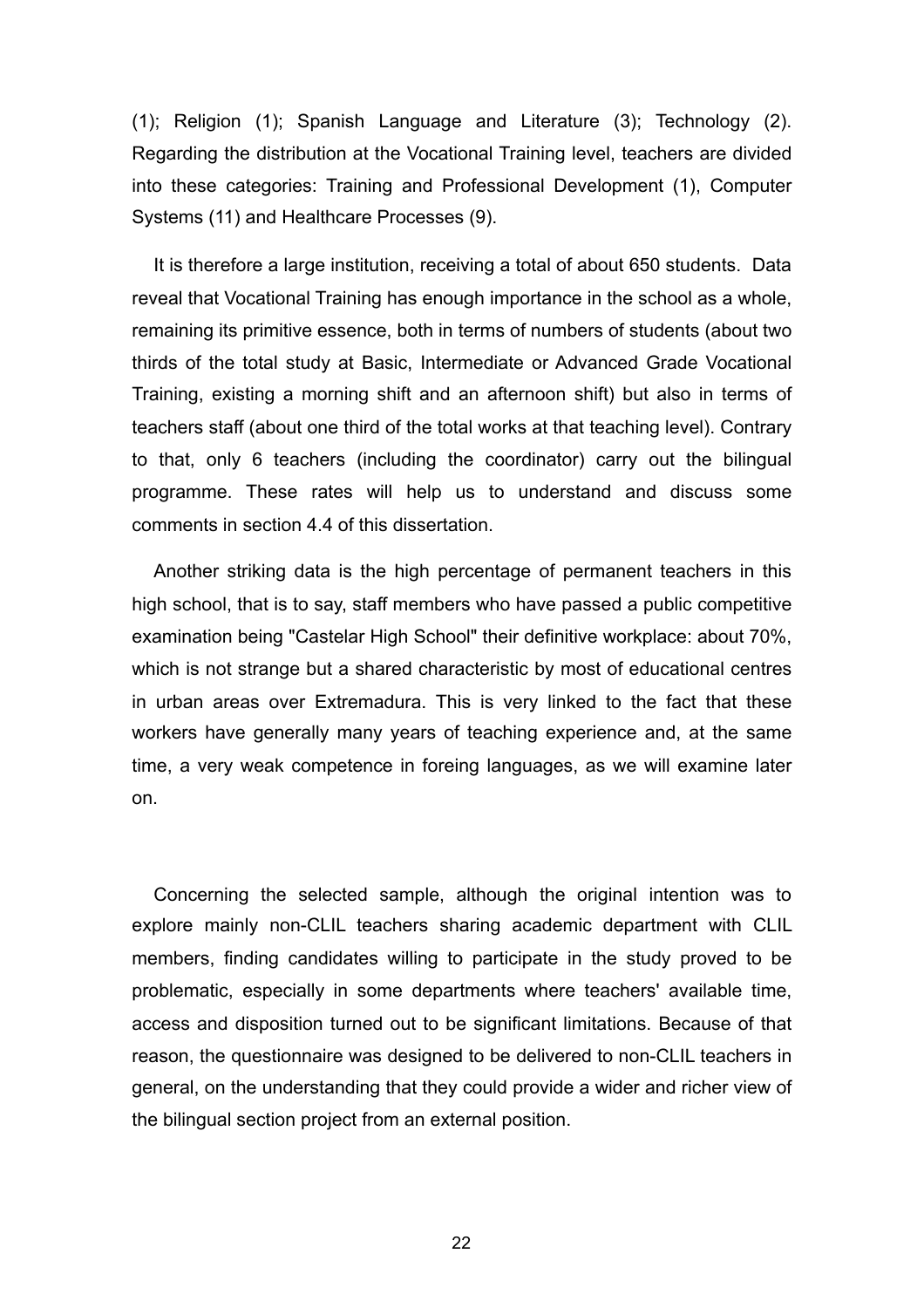(1); Religion (1); Spanish Language and Literature (3); Technology (2). Regarding the distribution at the Vocational Training level, teachers are divided into these categories: Training and Professional Development (1), Computer Systems (11) and Healthcare Processes (9).

It is therefore a large institution, receiving a total of about 650 students. Data reveal that Vocational Training has enough importance in the school as a whole, remaining its primitive essence, both in terms of numbers of students (about two thirds of the total study at Basic, Intermediate or Advanced Grade Vocational Training, existing a morning shift and an afternoon shift) but also in terms of teachers staff (about one third of the total works at that teaching level). Contrary to that, only 6 teachers (including the coordinator) carry out the bilingual programme. These rates will help us to understand and discuss some comments in section 4.4 of this dissertation.

Another striking data is the high percentage of permanent teachers in this high school, that is to say, staff members who have passed a public competitive examination being "Castelar High School" their definitive workplace: about 70%, which is not strange but a shared characteristic by most of educational centres in urban areas over Extremadura. This is very linked to the fact that these workers have generally many years of teaching experience and, at the same time, a very weak competence in foreing languages, as we will examine later on.

Concerning the selected sample, although the original intention was to explore mainly non-CLIL teachers sharing academic department with CLIL members, finding candidates willing to participate in the study proved to be problematic, especially in some departments where teachers' available time, access and disposition turned out to be significant limitations. Because of that reason, the questionnaire was designed to be delivered to non-CLIL teachers in general, on the understanding that they could provide a wider and richer view of the bilingual section project from an external position.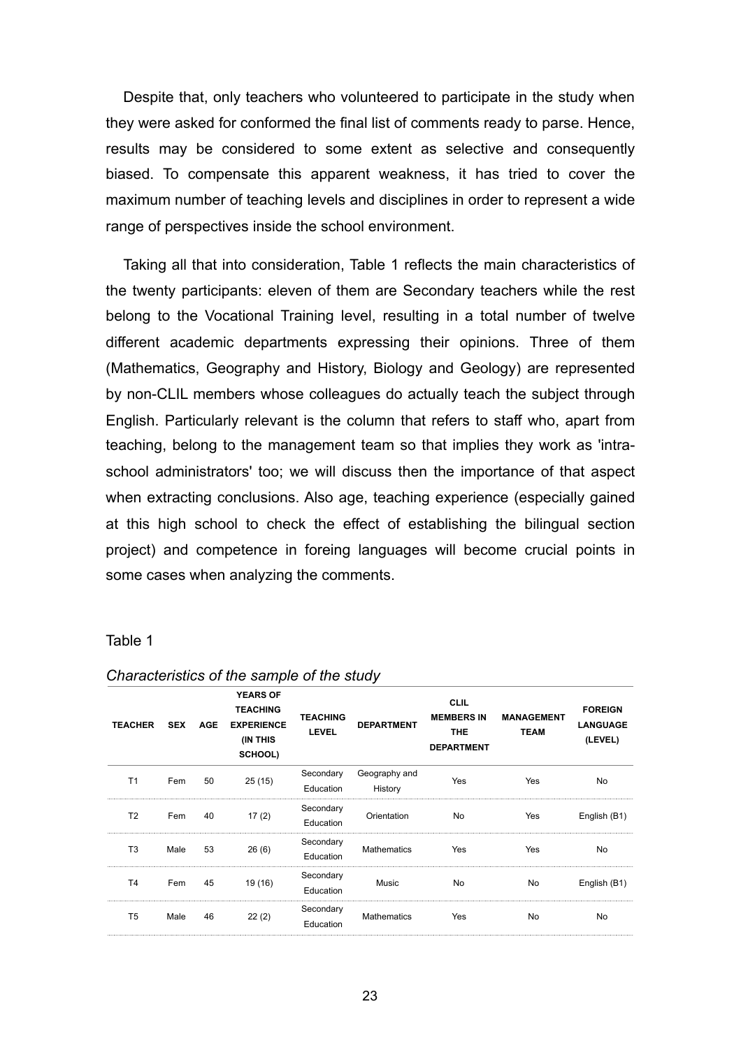Despite that, only teachers who volunteered to participate in the study when they were asked for conformed the final list of comments ready to parse. Hence, results may be considered to some extent as selective and consequently biased. To compensate this apparent weakness, it has tried to cover the maximum number of teaching levels and disciplines in order to represent a wide range of perspectives inside the school environment.

Taking all that into consideration, Table 1 reflects the main characteristics of the twenty participants: eleven of them are Secondary teachers while the rest belong to the Vocational Training level, resulting in a total number of twelve different academic departments expressing their opinions. Three of them (Mathematics, Geography and History, Biology and Geology) are represented by non-CLIL members whose colleagues do actually teach the subject through English. Particularly relevant is the column that refers to staff who, apart from teaching, belong to the management team so that implies they work as 'intra-school administrators' too; we will discuss then the importance of that aspect when extracting conclusions. Also age, teaching experience (especially gained at this high school to check the effect of establishing the bilingual section project) and competence in foreing languages will become crucial points in some cases when analyzing the comments.

Table 1

*Characteristics of the sample of the study*

| TEACHER | SEX | AGE | YEARS OF TEACHING EXPERIENCE (IN THIS SCHOOL) | TEACHING LEVEL | DEPARTMENT | CLIL MEMBERS IN THE DEPARTMENT | MANAGEMENT TEAM | FOREIGN LANGUAGE (LEVEL) |
|---|---|---|---|---|---|---|---|---|
| T1 | Fem | 50 | 25 (15) | Secondary Education | Geography and History | Yes | Yes | No |
| T2 | Fem | 40 | 17 (2) | Secondary Education | Orientation | No | Yes | English (B1) |
| T3 | Male | 53 | 26 (6) | Secondary Education | Mathematics | Yes | Yes | No |
| T4 | Fem | 45 | 19 (16) | Secondary Education | Music | No | No | English (B1) |
| T5 | Male | 46 | 22 (2) | Secondary Education | Mathematics | Yes | No | No |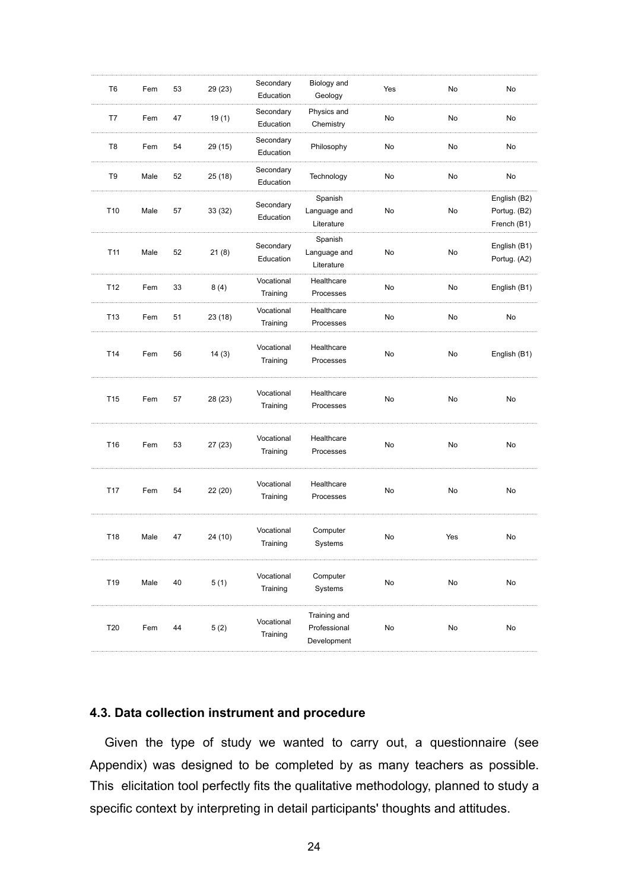| | | | | | | | | |
|---|---|---|---|---|---|---|---|---|
| T6 | Fem | 53 | 29 (23) | Secondary Education | Biology and Geology | Yes | No | No |
| T7 | Fem | 47 | 19 (1) | Secondary Education | Physics and Chemistry | No | No | No |
| T8 | Fem | 54 | 29 (15) | Secondary Education | Philosophy | No | No | No |
| T9 | Male | 52 | 25 (18) | Secondary Education | Technology | No | No | No |
| T10 | Male | 57 | 33 (32) | Secondary Education | Spanish Language and Literature | No | No | English (B2) Portug. (B2) French (B1) |
| T11 | Male | 52 | 21 (8) | Secondary Education | Spanish Language and Literature | No | No | English (B1) Portug. (A2) |
| T12 | Fem | 33 | 8 (4) | Vocational Training | Healthcare Processes | No | No | English (B1) |
| T13 | Fem | 51 | 23 (18) | Vocational Training | Healthcare Processes | No | No | No |
| T14 | Fem | 56 | 14 (3) | Vocational Training | Healthcare Processes | No | No | English (B1) |
| T15 | Fem | 57 | 28 (23) | Vocational Training | Healthcare Processes | No | No | No |
| T16 | Fem | 53 | 27 (23) | Vocational Training | Healthcare Processes | No | No | No |
| T17 | Fem | 54 | 22 (20) | Vocational Training | Healthcare Processes | No | No | No |
| T18 | Male | 47 | 24 (10) | Vocational Training | Computer Systems | No | Yes | No |
| T19 | Male | 40 | 5 (1) | Vocational Training | Computer Systems | No | No | No |
| T20 | Fem | 44 | 5 (2) | Vocational Training | Training and Professional Development | No | No | No |

### 4.3. Data collection instrument and procedure

Given the type of study we wanted to carry out, a questionnaire (see Appendix) was designed to be completed by as many teachers as possible. This elicitation tool perfectly fits the qualitative methodology, planned to study a specific context by interpreting in detail participants' thoughts and attitudes.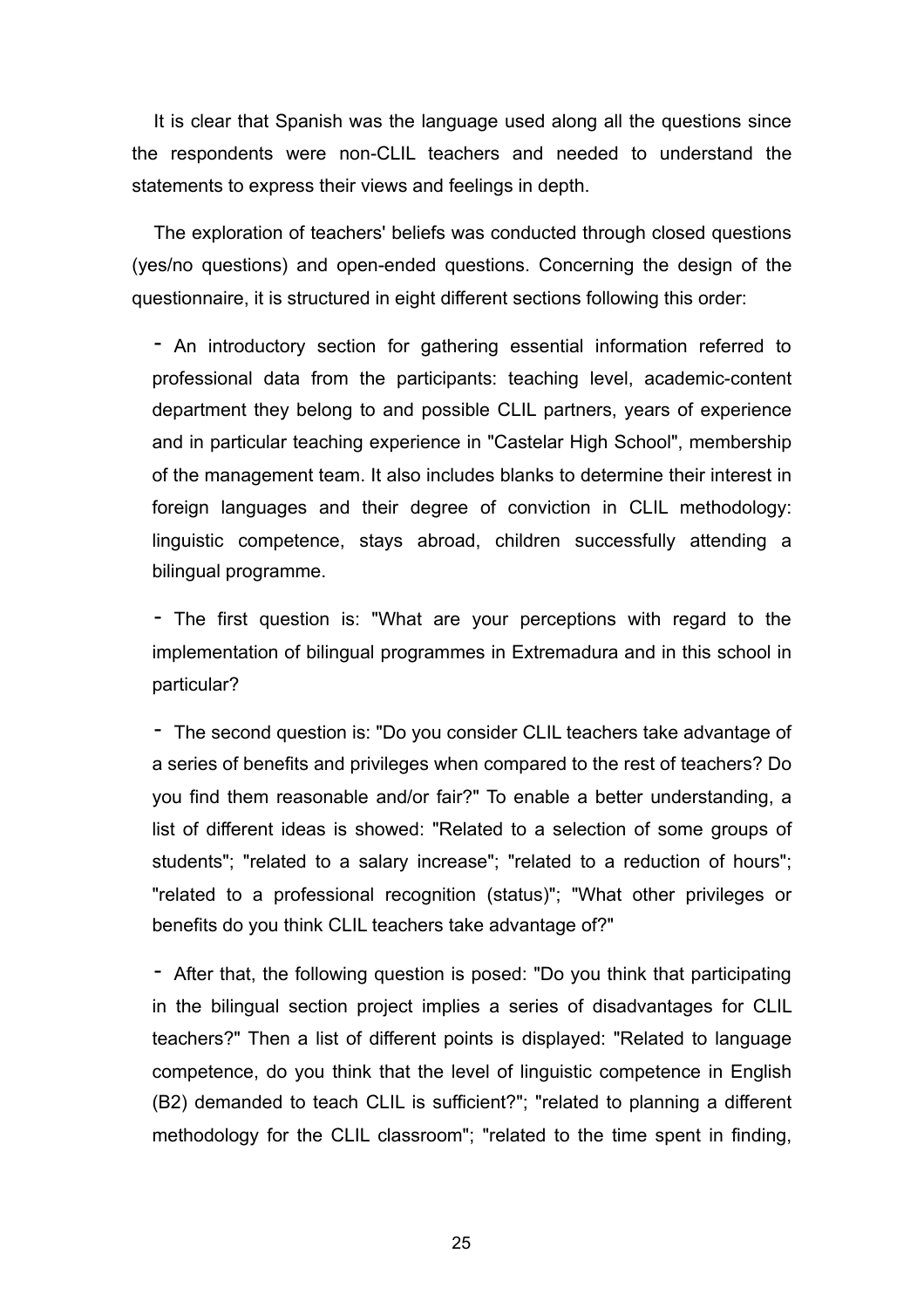It is clear that Spanish was the language used along all the questions since the respondents were non-CLIL teachers and needed to understand the statements to express their views and feelings in depth.

The exploration of teachers' beliefs was conducted through closed questions (yes/no questions) and open-ended questions. Concerning the design of the questionnaire, it is structured in eight different sections following this order:

- An introductory section for gathering essential information referred to professional data from the participants: teaching level, academic-content department they belong to and possible CLIL partners, years of experience and in particular teaching experience in "Castelar High School", membership of the management team. It also includes blanks to determine their interest in foreign languages and their degree of conviction in CLIL methodology: linguistic competence, stays abroad, children successfully attending a bilingual programme.

- The first question is: "What are your perceptions with regard to the implementation of bilingual programmes in Extremadura and in this school in particular?

- The second question is: "Do you consider CLIL teachers take advantage of a series of benefits and privileges when compared to the rest of teachers? Do you find them reasonable and/or fair?" To enable a better understanding, a list of different ideas is showed: "Related to a selection of some groups of students"; "related to a salary increase"; "related to a reduction of hours"; "related to a professional recognition (status)"; "What other privileges or benefits do you think CLIL teachers take advantage of?"

- After that, the following question is posed: "Do you think that participating in the bilingual section project implies a series of disadvantages for CLIL teachers?" Then a list of different points is displayed: "Related to language competence, do you think that the level of linguistic competence in English (B2) demanded to teach CLIL is sufficient?"; "related to planning a different methodology for the CLIL classroom"; "related to the time spent in finding,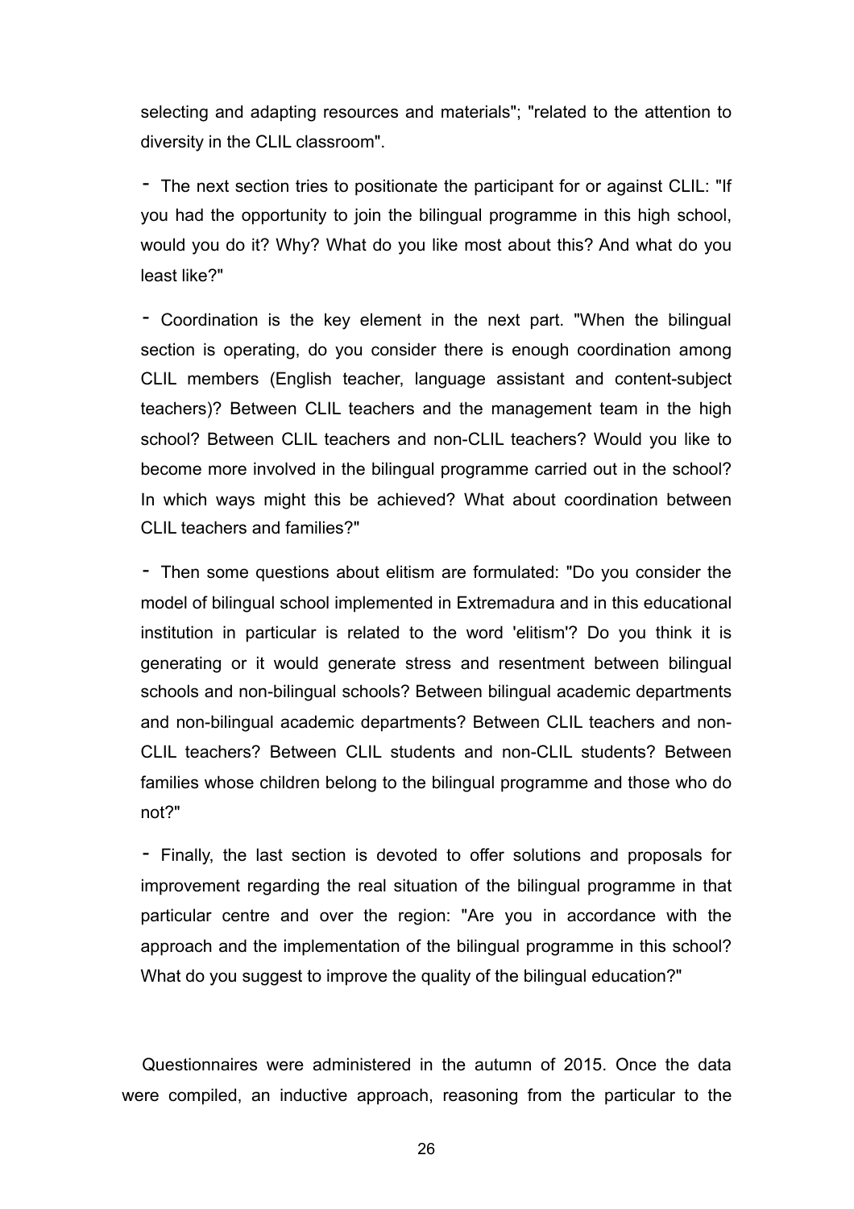selecting and adapting resources and materials"; "related to the attention to diversity in the CLIL classroom".

- The next section tries to positionate the participant for or against CLIL: "If you had the opportunity to join the bilingual programme in this high school, would you do it? Why? What do you like most about this? And what do you least like?"

- Coordination is the key element in the next part. "When the bilingual section is operating, do you consider there is enough coordination among CLIL members (English teacher, language assistant and content-subject teachers)? Between CLIL teachers and the management team in the high school? Between CLIL teachers and non-CLIL teachers? Would you like to become more involved in the bilingual programme carried out in the school? In which ways might this be achieved? What about coordination between CLIL teachers and families?"

- Then some questions about elitism are formulated: "Do you consider the model of bilingual school implemented in Extremadura and in this educational institution in particular is related to the word 'elitism'? Do you think it is generating or it would generate stress and resentment between bilingual schools and non-bilingual schools? Between bilingual academic departments and non-bilingual academic departments? Between CLIL teachers and non-CLIL teachers? Between CLIL students and non-CLIL students? Between families whose children belong to the bilingual programme and those who do not?"

- Finally, the last section is devoted to offer solutions and proposals for improvement regarding the real situation of the bilingual programme in that particular centre and over the region: "Are you in accordance with the approach and the implementation of the bilingual programme in this school? What do you suggest to improve the quality of the bilingual education?"

Questionnaires were administered in the autumn of 2015. Once the data were compiled, an inductive approach, reasoning from the particular to the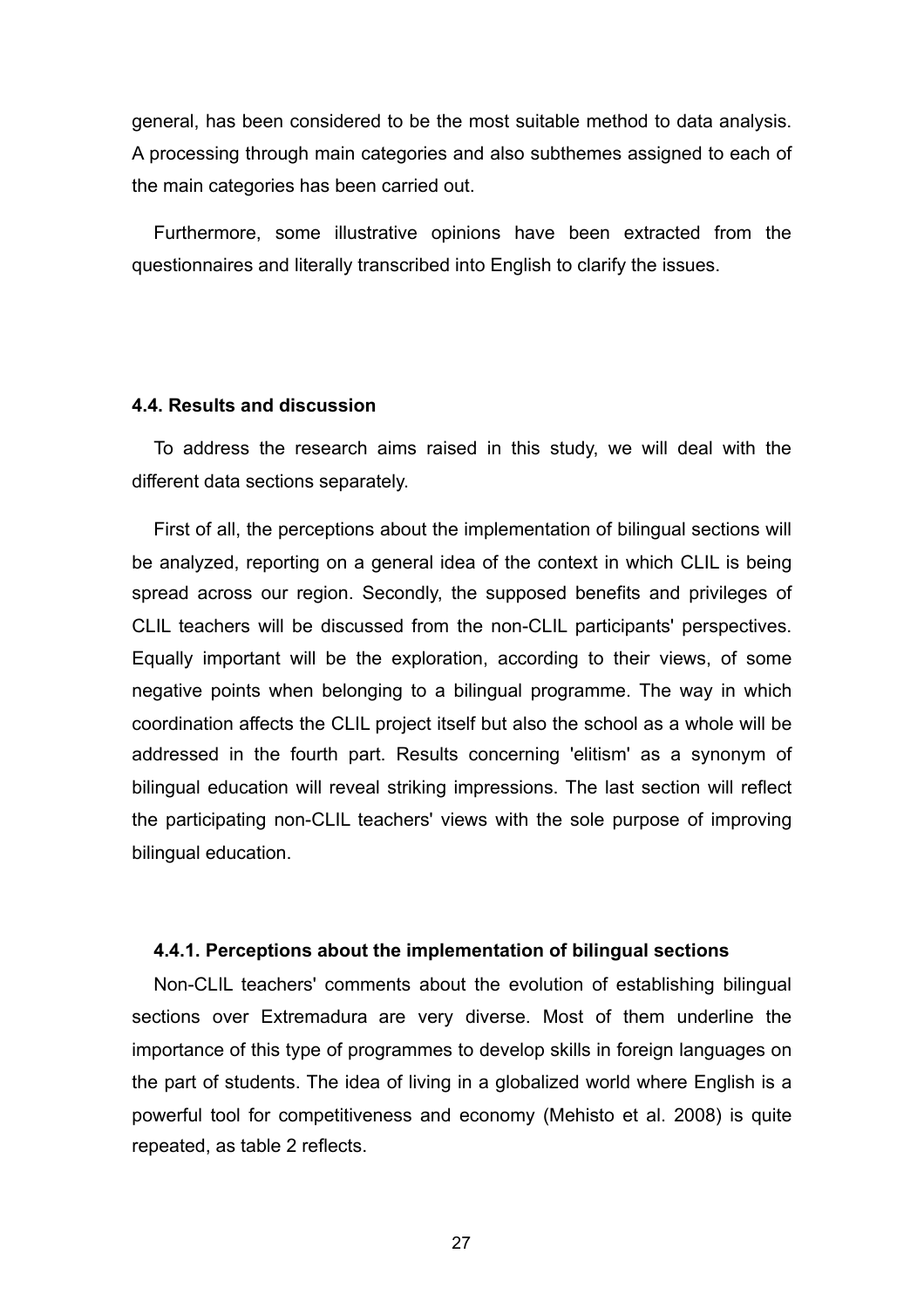general, has been considered to be the most suitable method to data analysis. A processing through main categories and also subthemes assigned to each of the main categories has been carried out.

Furthermore, some illustrative opinions have been extracted from the questionnaires and literally transcribed into English to clarify the issues.

### 4.4. Results and discussion

To address the research aims raised in this study, we will deal with the different data sections separately.

First of all, the perceptions about the implementation of bilingual sections will be analyzed, reporting on a general idea of the context in which CLIL is being spread across our region. Secondly, the supposed benefits and privileges of CLIL teachers will be discussed from the non-CLIL participants' perspectives. Equally important will be the exploration, according to their views, of some negative points when belonging to a bilingual programme. The way in which coordination affects the CLIL project itself but also the school as a whole will be addressed in the fourth part. Results concerning 'elitism' as a synonym of bilingual education will reveal striking impressions. The last section will reflect the participating non-CLIL teachers' views with the sole purpose of improving bilingual education.

#### 4.4.1. Perceptions about the implementation of bilingual sections

Non-CLIL teachers' comments about the evolution of establishing bilingual sections over Extremadura are very diverse. Most of them underline the importance of this type of programmes to develop skills in foreign languages on the part of students. The idea of living in a globalized world where English is a powerful tool for competitiveness and economy (Mehisto et al. 2008) is quite repeated, as table 2 reflects.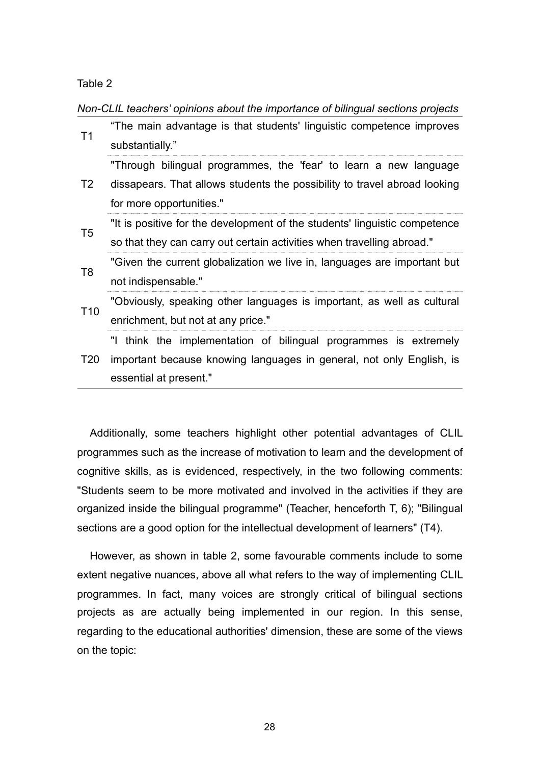Table 2

*Non-CLIL teachers' opinions about the importance of bilingual sections projects*

| | |
|---|---|
| T1 | "The main advantage is that students' linguistic competence improves substantially." |
| T2 | "Through bilingual programmes, the 'fear' to learn a new language dissapears. That allows students the possibility to travel abroad looking for more opportunities." |
| T5 | "It is positive for the development of the students' linguistic competence so that they can carry out certain activities when travelling abroad." |
| T8 | "Given the current globalization we live in, languages are important but not indispensable." |
| T10 | "Obviously, speaking other languages is important, as well as cultural enrichment, but not at any price." |
| T20 | "I think the implementation of bilingual programmes is extremely important because knowing languages in general, not only English, is essential at present." |

Additionally, some teachers highlight other potential advantages of CLIL programmes such as the increase of motivation to learn and the development of cognitive skills, as is evidenced, respectively, in the two following comments: "Students seem to be more motivated and involved in the activities if they are organized inside the bilingual programme" (Teacher, henceforth T, 6); "Bilingual sections are a good option for the intellectual development of learners" (T4).

However, as shown in table 2, some favourable comments include to some extent negative nuances, above all what refers to the way of implementing CLIL programmes. In fact, many voices are strongly critical of bilingual sections projects as are actually being implemented in our region. In this sense, regarding to the educational authorities' dimension, these are some of the views on the topic: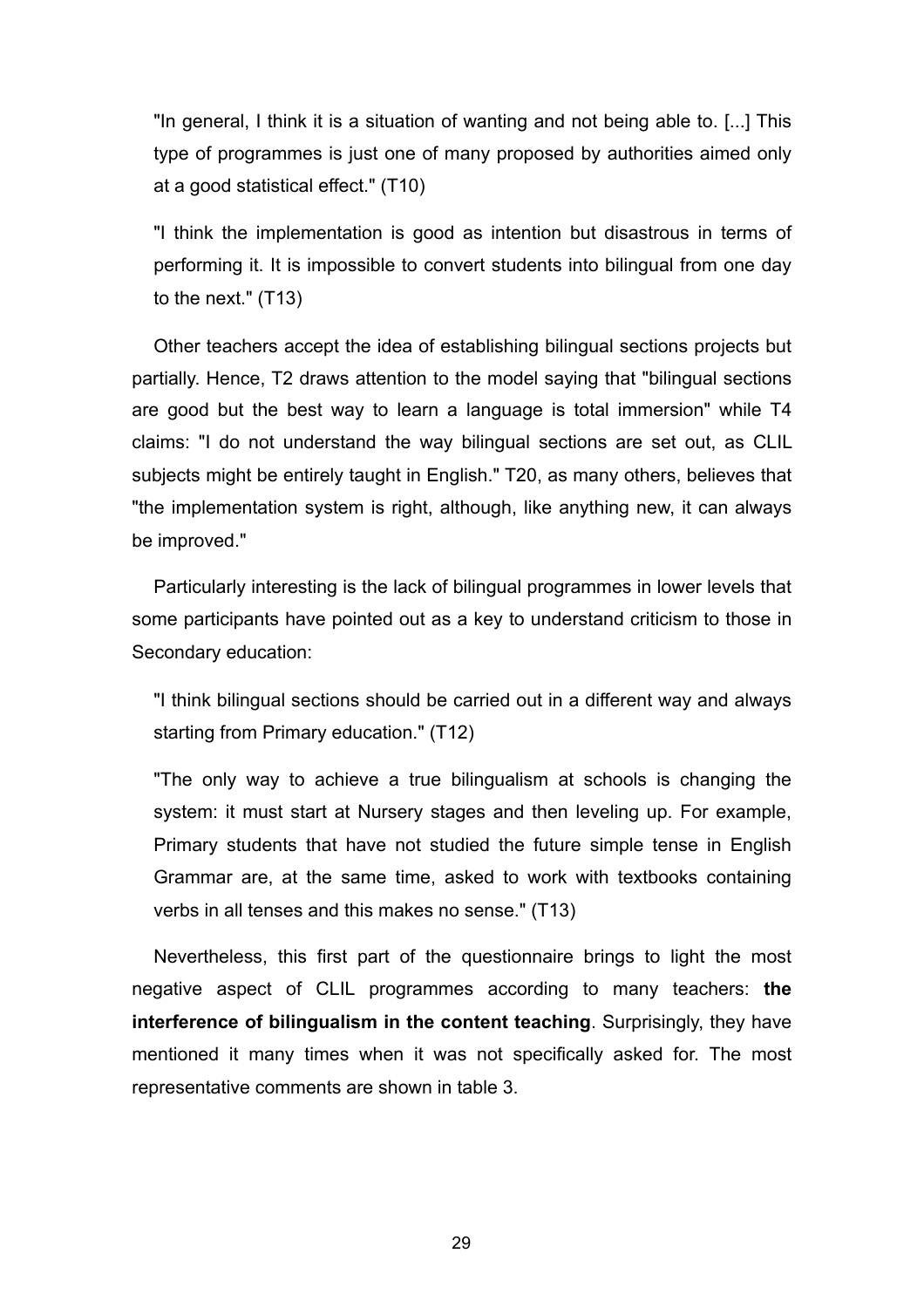> "In general, I think it is a situation of wanting and not being able to. [...] This type of programmes is just one of many proposed by authorities aimed only at a good statistical effect." (T10)

> "I think the implementation is good as intention but disastrous in terms of performing it. It is impossible to convert students into bilingual from one day to the next." (T13)

Other teachers accept the idea of establishing bilingual sections projects but partially. Hence, T2 draws attention to the model saying that "bilingual sections are good but the best way to learn a language is total immersion" while T4 claims: "I do not understand the way bilingual sections are set out, as CLIL subjects might be entirely taught in English." T20, as many others, believes that "the implementation system is right, although, like anything new, it can always be improved."

Particularly interesting is the lack of bilingual programmes in lower levels that some participants have pointed out as a key to understand criticism to those in Secondary education:

> "I think bilingual sections should be carried out in a different way and always starting from Primary education." (T12)

> "The only way to achieve a true bilingualism at schools is changing the system: it must start at Nursery stages and then leveling up. For example, Primary students that have not studied the future simple tense in English Grammar are, at the same time, asked to work with textbooks containing verbs in all tenses and this makes no sense." (T13)

Nevertheless, this first part of the questionnaire brings to light the most negative aspect of CLIL programmes according to many teachers: **the interference of bilingualism in the content teaching**. Surprisingly, they have mentioned it many times when it was not specifically asked for. The most representative comments are shown in table 3.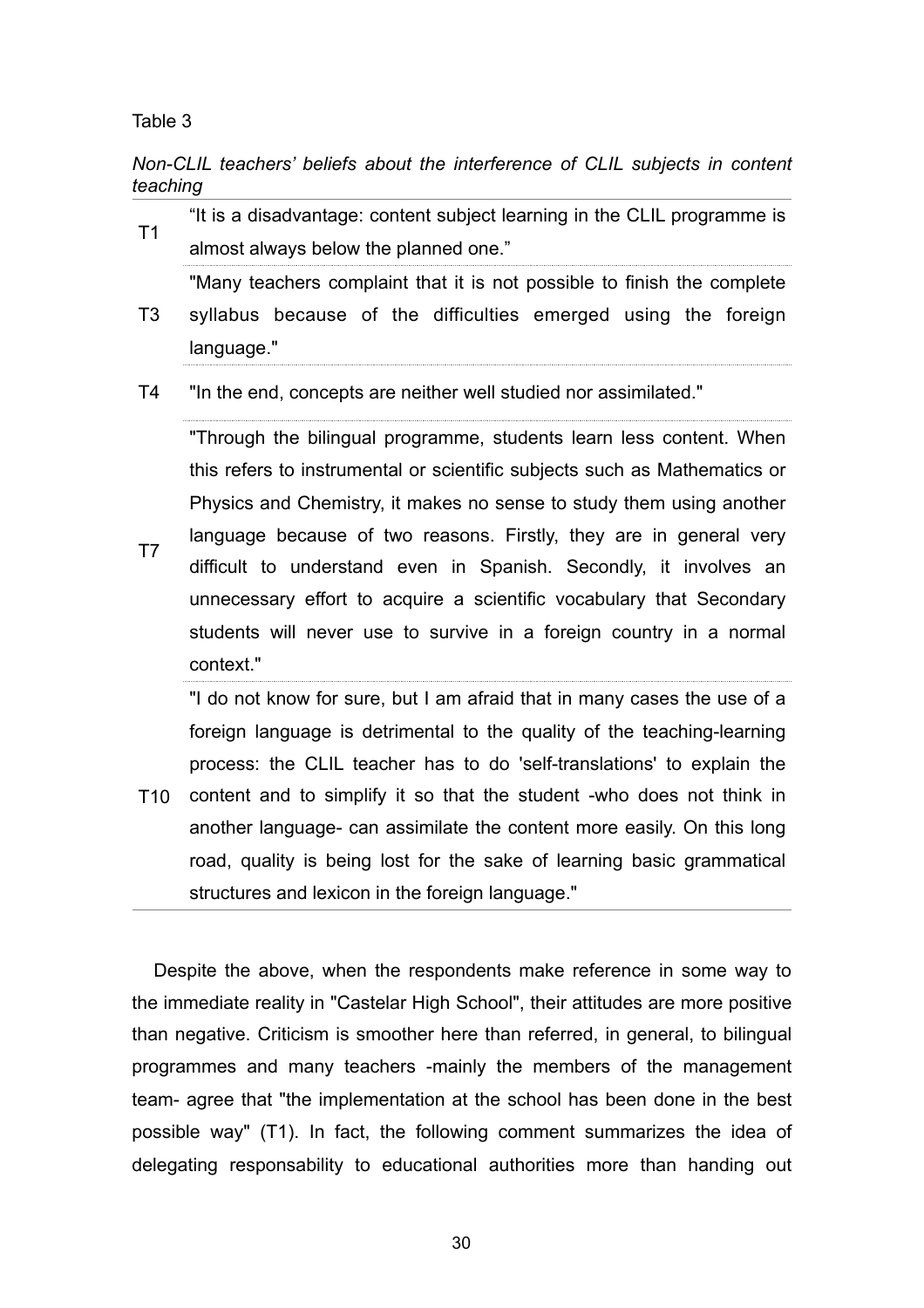Table 3

*Non-CLIL teachers' beliefs about the interference of CLIL subjects in content teaching*

| | |
|---|---|
| T1 | "It is a disadvantage: content subject learning in the CLIL programme is almost always below the planned one." |
| T3 | "Many teachers complaint that it is not possible to finish the complete syllabus because of the difficulties emerged using the foreign language." |
| T4 | "In the end, concepts are neither well studied nor assimilated." |
| T7 | "Through the bilingual programme, students learn less content. When this refers to instrumental or scientific subjects such as Mathematics or Physics and Chemistry, it makes no sense to study them using another language because of two reasons. Firstly, they are in general very difficult to understand even in Spanish. Secondly, it involves an unnecessary effort to acquire a scientific vocabulary that Secondary students will never use to survive in a foreign country in a normal context." |
| T10 | "I do not know for sure, but I am afraid that in many cases the use of a foreign language is detrimental to the quality of the teaching-learning process: the CLIL teacher has to do 'self-translations' to explain the content and to simplify it so that the student -who does not think in another language- can assimilate the content more easily. On this long road, quality is being lost for the sake of learning basic grammatical structures and lexicon in the foreign language." |

Despite the above, when the respondents make reference in some way to the immediate reality in "Castelar High School", their attitudes are more positive than negative. Criticism is smoother here than referred, in general, to bilingual programmes and many teachers -mainly the members of the management team- agree that "the implementation at the school has been done in the best possible way" (T1). In fact, the following comment summarizes the idea of delegating responsability to educational authorities more than handing out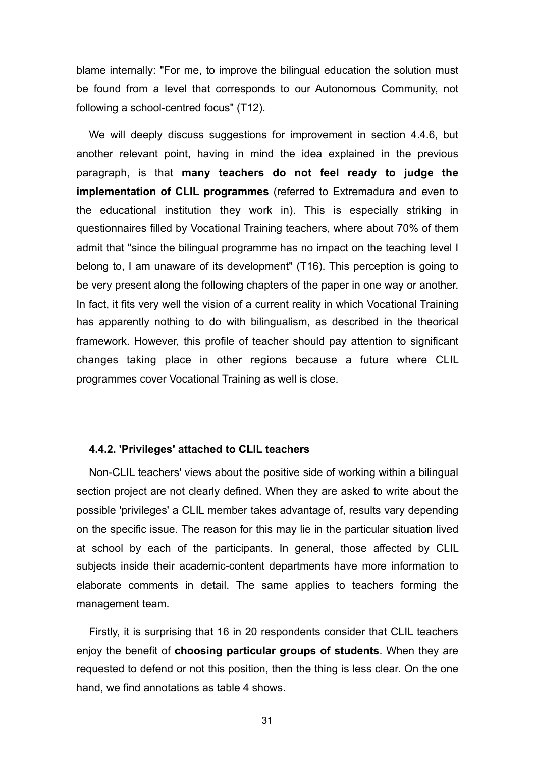blame internally: "For me, to improve the bilingual education the solution must be found from a level that corresponds to our Autonomous Community, not following a school-centred focus" (T12).

We will deeply discuss suggestions for improvement in section 4.4.6, but another relevant point, having in mind the idea explained in the previous paragraph, is that **many teachers do not feel ready to judge the implementation of CLIL programmes** (referred to Extremadura and even to the educational institution they work in). This is especially striking in questionnaires filled by Vocational Training teachers, where about 70% of them admit that "since the bilingual programme has no impact on the teaching level I belong to, I am unaware of its development" (T16). This perception is going to be very present along the following chapters of the paper in one way or another. In fact, it fits very well the vision of a current reality in which Vocational Training has apparently nothing to do with bilingualism, as described in the theorical framework. However, this profile of teacher should pay attention to significant changes taking place in other regions because a future where CLIL programmes cover Vocational Training as well is close.

### 4.4.2. 'Privileges' attached to CLIL teachers

Non-CLIL teachers' views about the positive side of working within a bilingual section project are not clearly defined. When they are asked to write about the possible 'privileges' a CLIL member takes advantage of, results vary depending on the specific issue. The reason for this may lie in the particular situation lived at school by each of the participants. In general, those affected by CLIL subjects inside their academic-content departments have more information to elaborate comments in detail. The same applies to teachers forming the management team.

Firstly, it is surprising that 16 in 20 respondents consider that CLIL teachers enjoy the benefit of **choosing particular groups of students**. When they are requested to defend or not this position, then the thing is less clear. On the one hand, we find annotations as table 4 shows.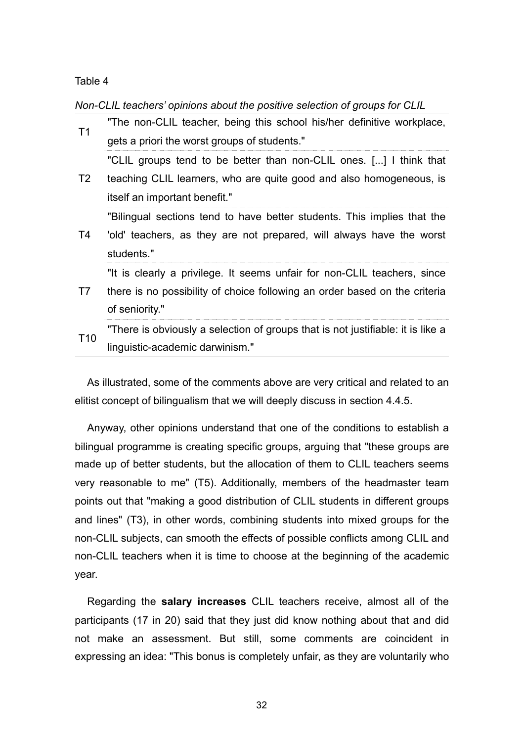Table 4

*Non-CLIL teachers' opinions about the positive selection of groups for CLIL*

| | |
|---|---|
| T1 | "The non-CLIL teacher, being this school his/her definitive workplace, gets a priori the worst groups of students." |
| T2 | "CLIL groups tend to be better than non-CLIL ones. [...] I think that teaching CLIL learners, who are quite good and also homogeneous, is itself an important benefit." |
| T4 | "Bilingual sections tend to have better students. This implies that the 'old' teachers, as they are not prepared, will always have the worst students." |
| T7 | "It is clearly a privilege. It seems unfair for non-CLIL teachers, since there is no possibility of choice following an order based on the criteria of seniority." |
| T10 | "There is obviously a selection of groups that is not justifiable: it is like a linguistic-academic darwinism." |

As illustrated, some of the comments above are very critical and related to an elitist concept of bilingualism that we will deeply discuss in section 4.4.5.

Anyway, other opinions understand that one of the conditions to establish a bilingual programme is creating specific groups, arguing that "these groups are made up of better students, but the allocation of them to CLIL teachers seems very reasonable to me" (T5). Additionally, members of the headmaster team points out that "making a good distribution of CLIL students in different groups and lines" (T3), in other words, combining students into mixed groups for the non-CLIL subjects, can smooth the effects of possible conflicts among CLIL and non-CLIL teachers when it is time to choose at the beginning of the academic year.

Regarding the **salary increases** CLIL teachers receive, almost all of the participants (17 in 20) said that they just did know nothing about that and did not make an assessment. But still, some comments are coincident in expressing an idea: "This bonus is completely unfair, as they are voluntarily who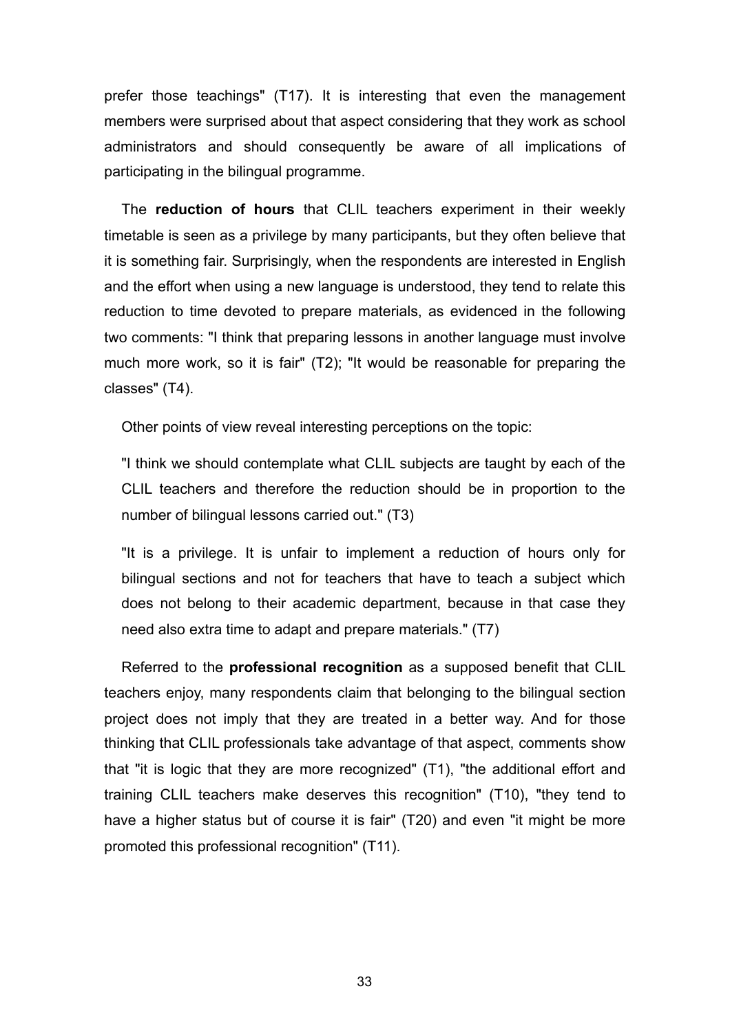prefer those teachings" (T17). It is interesting that even the management members were surprised about that aspect considering that they work as school administrators and should consequently be aware of all implications of participating in the bilingual programme.

The **reduction of hours** that CLIL teachers experiment in their weekly timetable is seen as a privilege by many participants, but they often believe that it is something fair. Surprisingly, when the respondents are interested in English and the effort when using a new language is understood, they tend to relate this reduction to time devoted to prepare materials, as evidenced in the following two comments: "I think that preparing lessons in another language must involve much more work, so it is fair" (T2); "It would be reasonable for preparing the classes" (T4).

Other points of view reveal interesting perceptions on the topic:

"I think we should contemplate what CLIL subjects are taught by each of the CLIL teachers and therefore the reduction should be in proportion to the number of bilingual lessons carried out." (T3)

"It is a privilege. It is unfair to implement a reduction of hours only for bilingual sections and not for teachers that have to teach a subject which does not belong to their academic department, because in that case they need also extra time to adapt and prepare materials." (T7)

Referred to the **professional recognition** as a supposed benefit that CLIL teachers enjoy, many respondents claim that belonging to the bilingual section project does not imply that they are treated in a better way. And for those thinking that CLIL professionals take advantage of that aspect, comments show that "it is logic that they are more recognized" (T1), "the additional effort and training CLIL teachers make deserves this recognition" (T10), "they tend to have a higher status but of course it is fair" (T20) and even "it might be more promoted this professional recognition" (T11).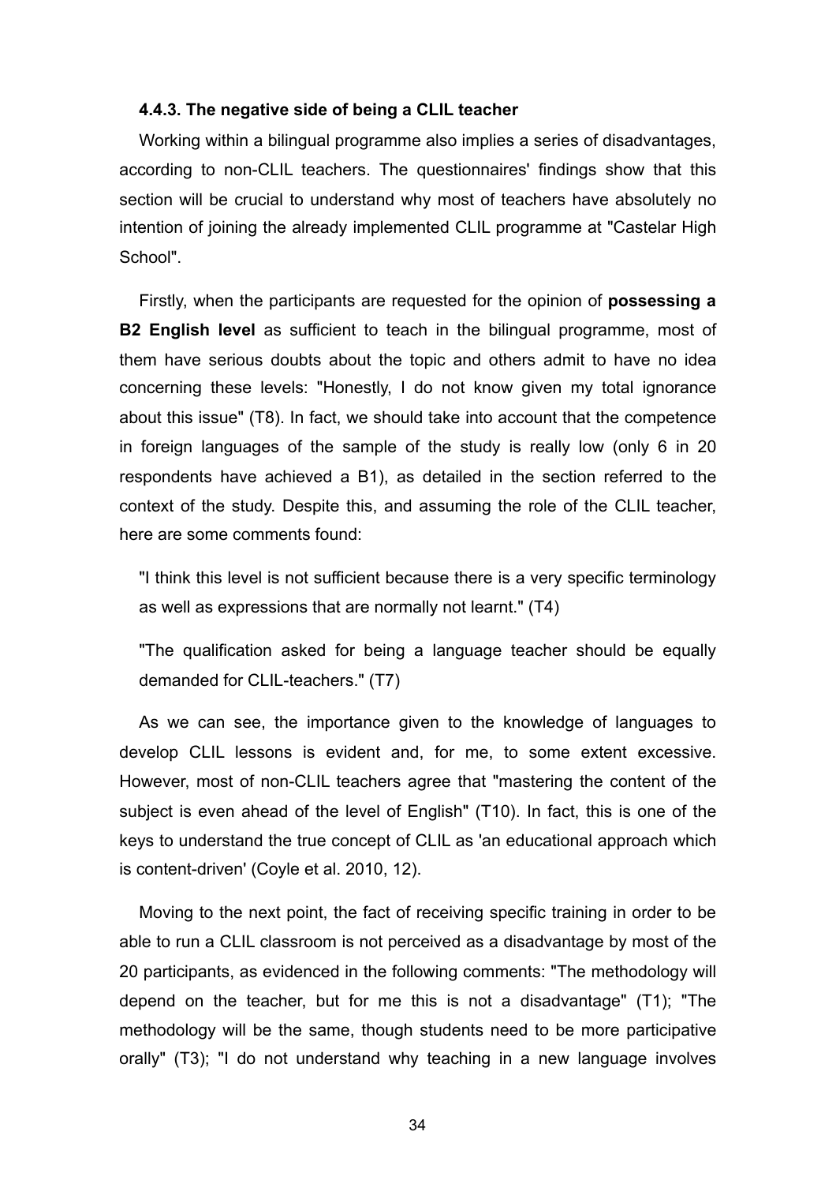#### 4.4.3. The negative side of being a CLIL teacher

Working within a bilingual programme also implies a series of disadvantages, according to non-CLIL teachers. The questionnaires' findings show that this section will be crucial to understand why most of teachers have absolutely no intention of joining the already implemented CLIL programme at "Castelar High School".

Firstly, when the participants are requested for the opinion of **possessing a B2 English level** as sufficient to teach in the bilingual programme, most of them have serious doubts about the topic and others admit to have no idea concerning these levels: "Honestly, I do not know given my total ignorance about this issue" (T8). In fact, we should take into account that the competence in foreign languages of the sample of the study is really low (only 6 in 20 respondents have achieved a B1), as detailed in the section referred to the context of the study. Despite this, and assuming the role of the CLIL teacher, here are some comments found:

"I think this level is not sufficient because there is a very specific terminology as well as expressions that are normally not learnt." (T4)

"The qualification asked for being a language teacher should be equally demanded for CLIL-teachers." (T7)

As we can see, the importance given to the knowledge of languages to develop CLIL lessons is evident and, for me, to some extent excessive. However, most of non-CLIL teachers agree that "mastering the content of the subject is even ahead of the level of English" (T10). In fact, this is one of the keys to understand the true concept of CLIL as 'an educational approach which is content-driven' (Coyle et al. 2010, 12).

Moving to the next point, the fact of receiving specific training in order to be able to run a CLIL classroom is not perceived as a disadvantage by most of the 20 participants, as evidenced in the following comments: "The methodology will depend on the teacher, but for me this is not a disadvantage" (T1); "The methodology will be the same, though students need to be more participative orally" (T3); "I do not understand why teaching in a new language involves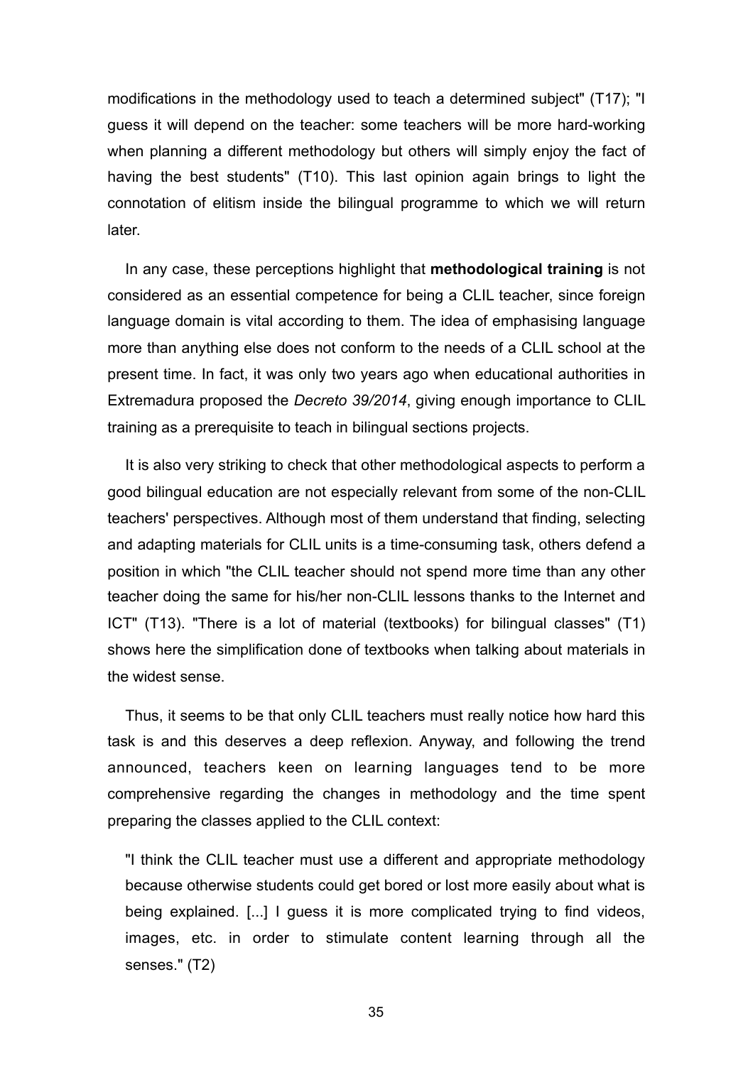modifications in the methodology used to teach a determined subject" (T17); "I guess it will depend on the teacher: some teachers will be more hard-working when planning a different methodology but others will simply enjoy the fact of having the best students" (T10). This last opinion again brings to light the connotation of elitism inside the bilingual programme to which we will return later.

In any case, these perceptions highlight that **methodological training** is not considered as an essential competence for being a CLIL teacher, since foreign language domain is vital according to them. The idea of emphasising language more than anything else does not conform to the needs of a CLIL school at the present time. In fact, it was only two years ago when educational authorities in Extremadura proposed the *Decreto 39/2014*, giving enough importance to CLIL training as a prerequisite to teach in bilingual sections projects.

It is also very striking to check that other methodological aspects to perform a good bilingual education are not especially relevant from some of the non-CLIL teachers' perspectives. Although most of them understand that finding, selecting and adapting materials for CLIL units is a time-consuming task, others defend a position in which "the CLIL teacher should not spend more time than any other teacher doing the same for his/her non-CLIL lessons thanks to the Internet and ICT" (T13). "There is a lot of material (textbooks) for bilingual classes" (T1) shows here the simplification done of textbooks when talking about materials in the widest sense.

Thus, it seems to be that only CLIL teachers must really notice how hard this task is and this deserves a deep reflexion. Anyway, and following the trend announced, teachers keen on learning languages tend to be more comprehensive regarding the changes in methodology and the time spent preparing the classes applied to the CLIL context:

> "I think the CLIL teacher must use a different and appropriate methodology because otherwise students could get bored or lost more easily about what is being explained. [...] I guess it is more complicated trying to find videos, images, etc. in order to stimulate content learning through all the senses." (T2)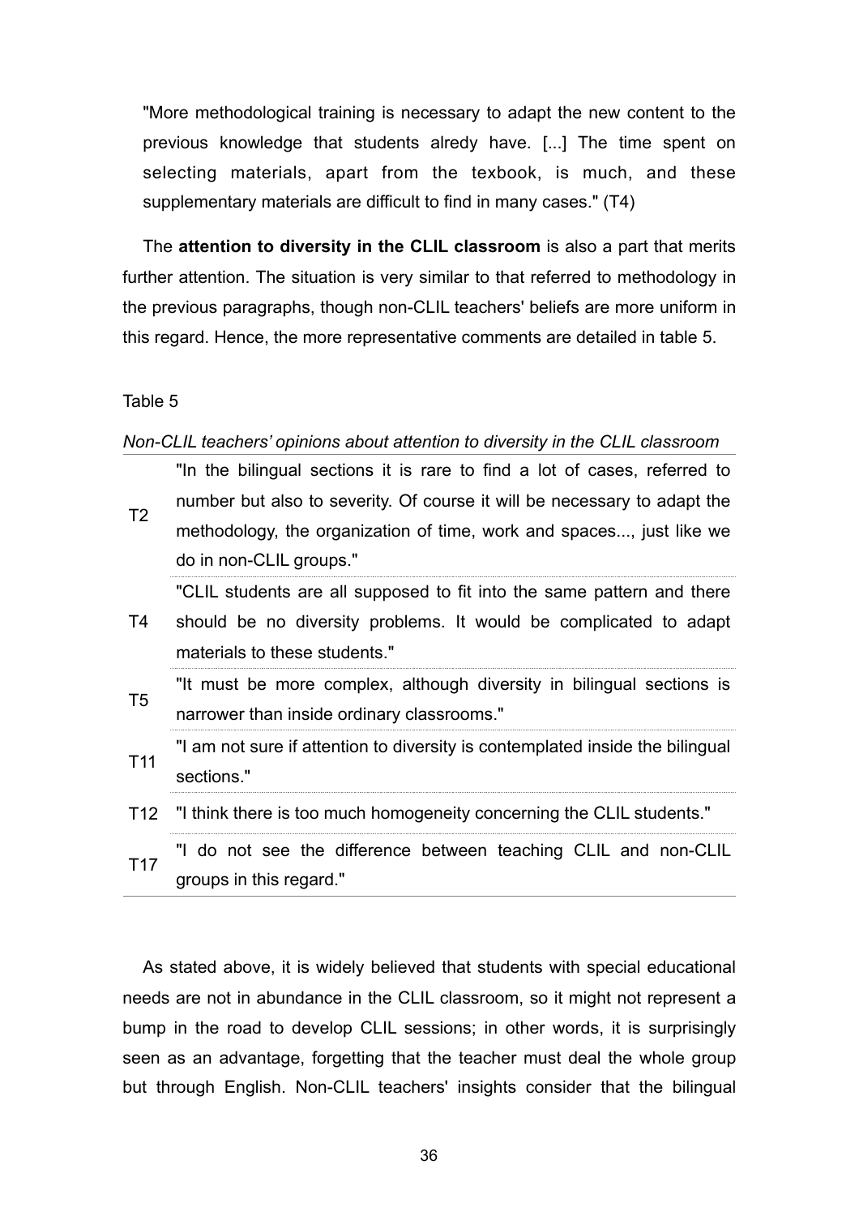"More methodological training is necessary to adapt the new content to the previous knowledge that students alredy have. [...] The time spent on selecting materials, apart from the texbook, is much, and these supplementary materials are difficult to find in many cases." (T4)

The **attention to diversity in the CLIL classroom** is also a part that merits further attention. The situation is very similar to that referred to methodology in the previous paragraphs, though non-CLIL teachers' beliefs are more uniform in this regard. Hence, the more representative comments are detailed in table 5.

Table 5

*Non-CLIL teachers' opinions about attention to diversity in the CLIL classroom*

| | |
|---|---|
| T2 | "In the bilingual sections it is rare to find a lot of cases, referred to number but also to severity. Of course it will be necessary to adapt the methodology, the organization of time, work and spaces..., just like we do in non-CLIL groups." |
| T4 | "CLIL students are all supposed to fit into the same pattern and there should be no diversity problems. It would be complicated to adapt materials to these students." |
| T5 | "It must be more complex, although diversity in bilingual sections is narrower than inside ordinary classrooms." |
| T11 | "I am not sure if attention to diversity is contemplated inside the bilingual sections." |
| T12 | "I think there is too much homogeneity concerning the CLIL students." |
| T17 | "I do not see the difference between teaching CLIL and non-CLIL groups in this regard." |

As stated above, it is widely believed that students with special educational needs are not in abundance in the CLIL classroom, so it might not represent a bump in the road to develop CLIL sessions; in other words, it is surprisingly seen as an advantage, forgetting that the teacher must deal the whole group but through English. Non-CLIL teachers' insights consider that the bilingual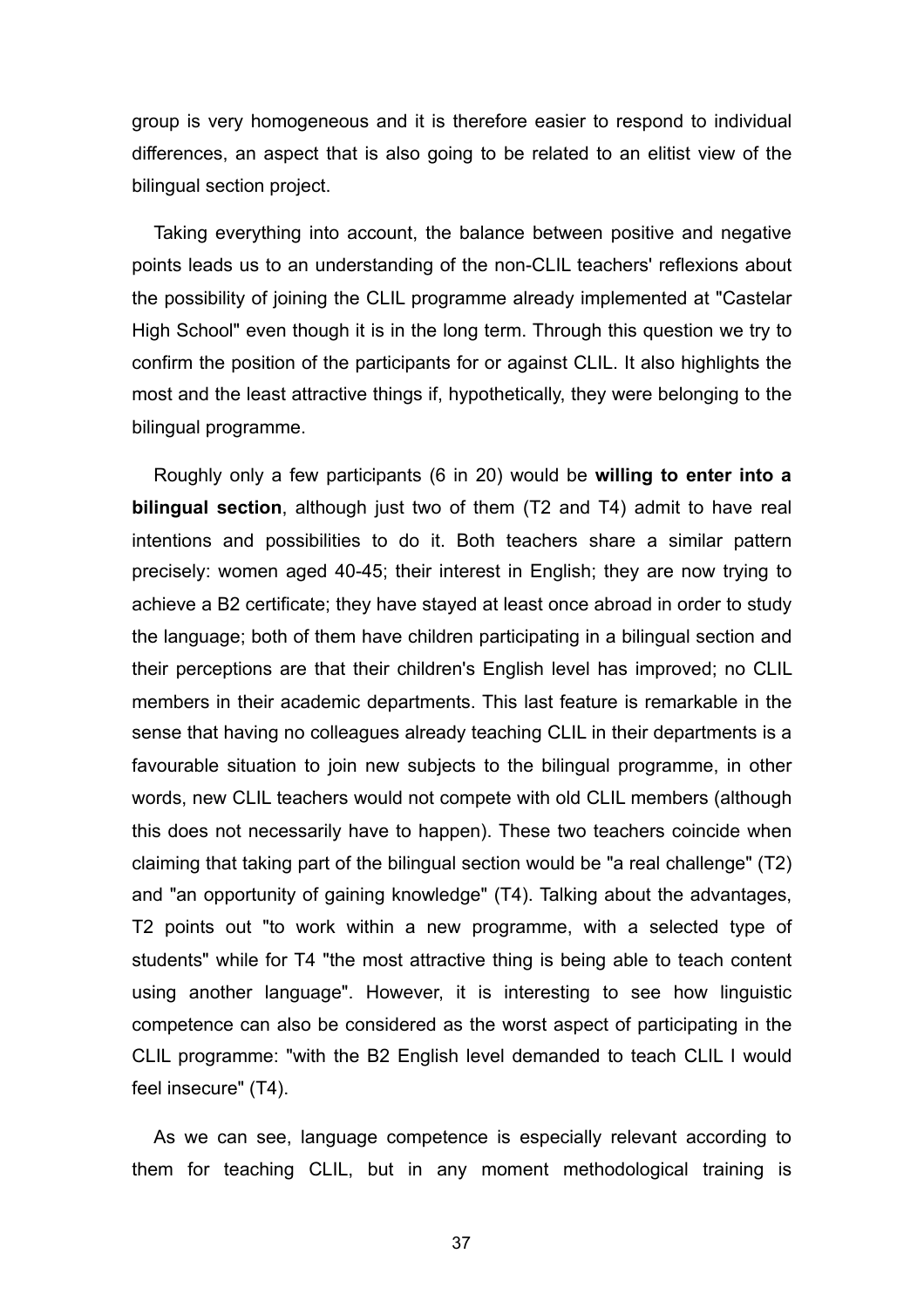group is very homogeneous and it is therefore easier to respond to individual differences, an aspect that is also going to be related to an elitist view of the bilingual section project.

Taking everything into account, the balance between positive and negative points leads us to an understanding of the non-CLIL teachers' reflexions about the possibility of joining the CLIL programme already implemented at "Castelar High School" even though it is in the long term. Through this question we try to confirm the position of the participants for or against CLIL. It also highlights the most and the least attractive things if, hypothetically, they were belonging to the bilingual programme.

Roughly only a few participants (6 in 20) would be **willing to enter into a bilingual section**, although just two of them (T2 and T4) admit to have real intentions and possibilities to do it. Both teachers share a similar pattern precisely: women aged 40-45; their interest in English; they are now trying to achieve a B2 certificate; they have stayed at least once abroad in order to study the language; both of them have children participating in a bilingual section and their perceptions are that their children's English level has improved; no CLIL members in their academic departments. This last feature is remarkable in the sense that having no colleagues already teaching CLIL in their departments is a favourable situation to join new subjects to the bilingual programme, in other words, new CLIL teachers would not compete with old CLIL members (although this does not necessarily have to happen). These two teachers coincide when claiming that taking part of the bilingual section would be "a real challenge" (T2) and "an opportunity of gaining knowledge" (T4). Talking about the advantages, T2 points out "to work within a new programme, with a selected type of students" while for T4 "the most attractive thing is being able to teach content using another language". However, it is interesting to see how linguistic competence can also be considered as the worst aspect of participating in the CLIL programme: "with the B2 English level demanded to teach CLIL I would feel insecure" (T4).

As we can see, language competence is especially relevant according to them for teaching CLIL, but in any moment methodological training is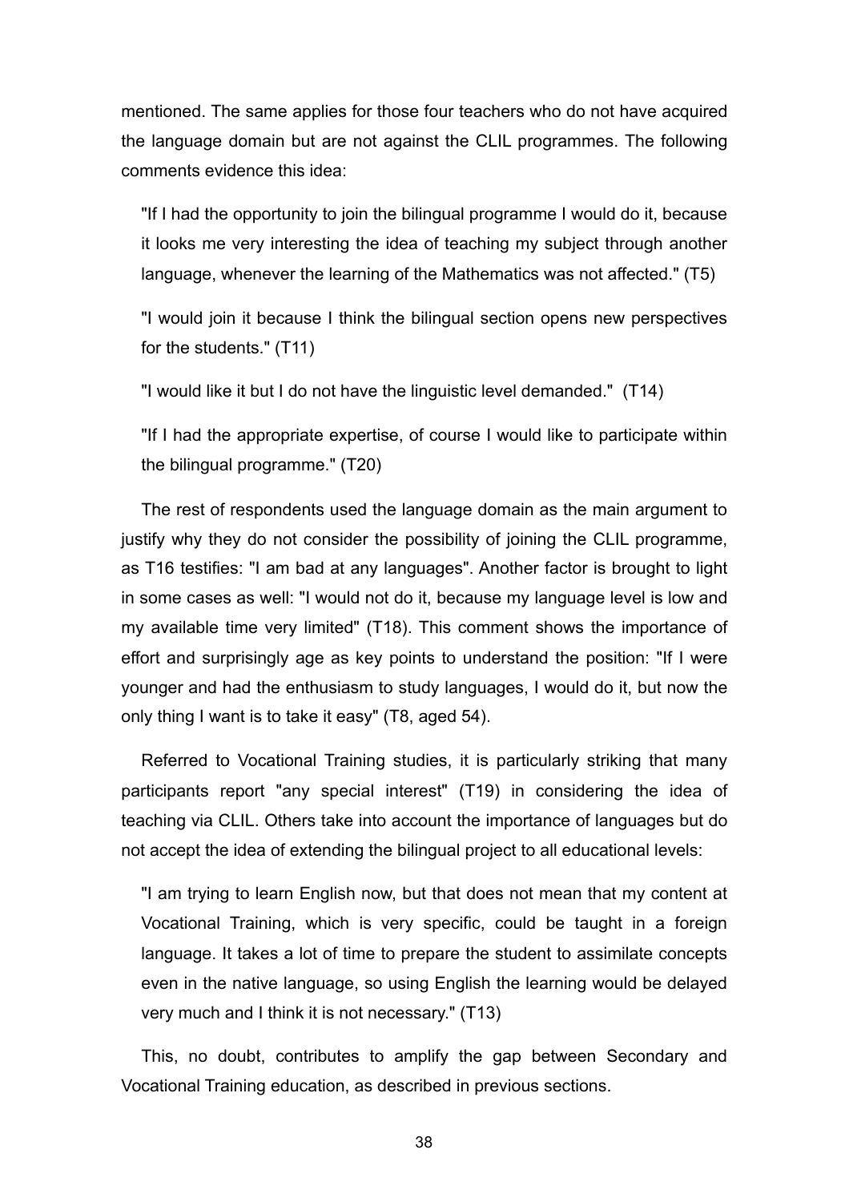mentioned. The same applies for those four teachers who do not have acquired the language domain but are not against the CLIL programmes. The following comments evidence this idea:

> "If I had the opportunity to join the bilingual programme I would do it, because it looks me very interesting the idea of teaching my subject through another language, whenever the learning of the Mathematics was not affected." (T5)
>
> "I would join it because I think the bilingual section opens new perspectives for the students." (T11)
>
> "I would like it but I do not have the linguistic level demanded." (T14)
>
> "If I had the appropriate expertise, of course I would like to participate within the bilingual programme." (T20)

The rest of respondents used the language domain as the main argument to justify why they do not consider the possibility of joining the CLIL programme, as T16 testifies: "I am bad at any languages". Another factor is brought to light in some cases as well: "I would not do it, because my language level is low and my available time very limited" (T18). This comment shows the importance of effort and surprisingly age as key points to understand the position: "If I were younger and had the enthusiasm to study languages, I would do it, but now the only thing I want is to take it easy" (T8, aged 54).

Referred to Vocational Training studies, it is particularly striking that many participants report "any special interest" (T19) in considering the idea of teaching via CLIL. Others take into account the importance of languages but do not accept the idea of extending the bilingual project to all educational levels:

> "I am trying to learn English now, but that does not mean that my content at Vocational Training, which is very specific, could be taught in a foreign language. It takes a lot of time to prepare the student to assimilate concepts even in the native language, so using English the learning would be delayed very much and I think it is not necessary." (T13)

This, no doubt, contributes to amplify the gap between Secondary and Vocational Training education, as described in previous sections.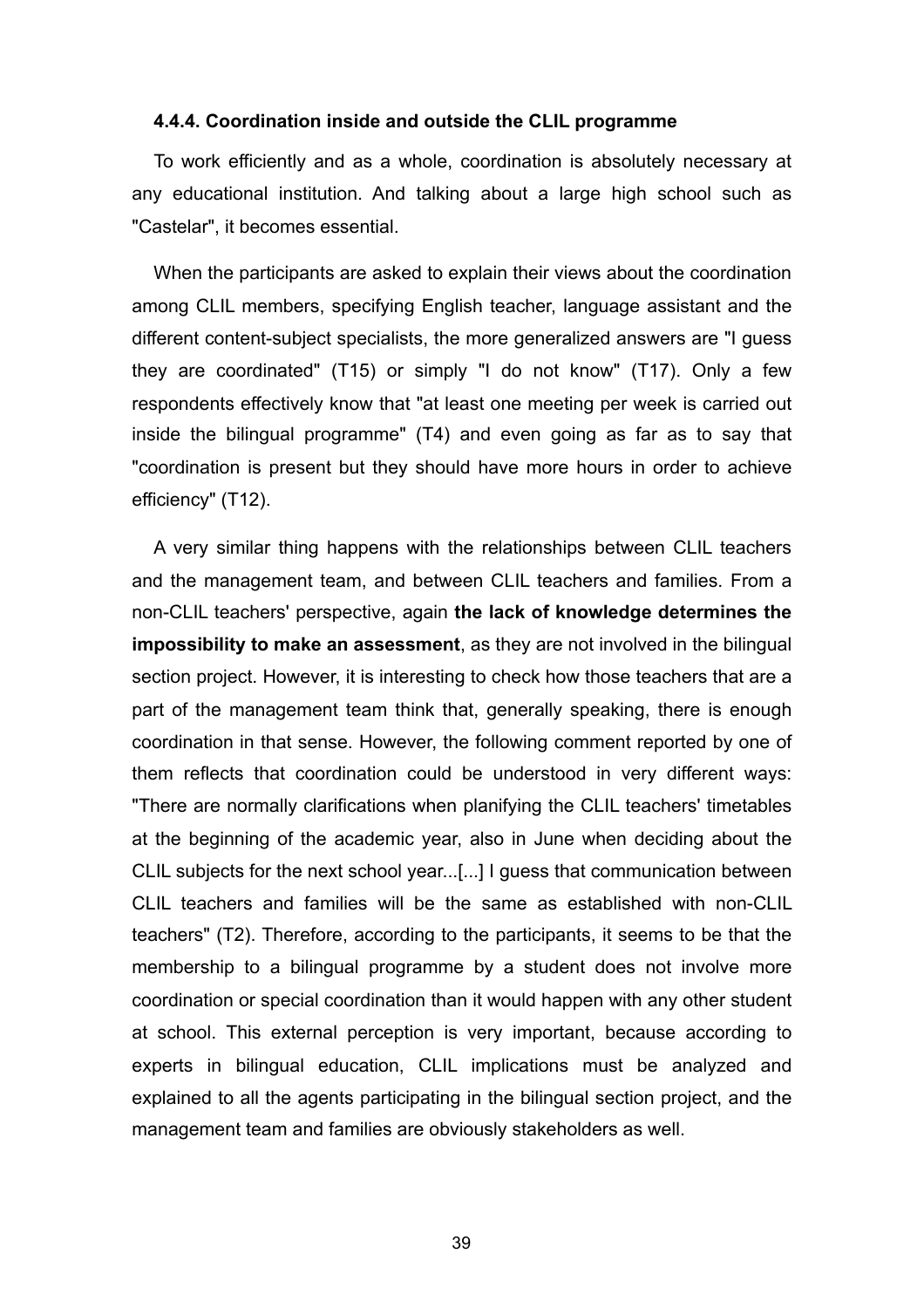#### 4.4.4. Coordination inside and outside the CLIL programme

To work efficiently and as a whole, coordination is absolutely necessary at any educational institution. And talking about a large high school such as "Castelar", it becomes essential.

When the participants are asked to explain their views about the coordination among CLIL members, specifying English teacher, language assistant and the different content-subject specialists, the more generalized answers are "I guess they are coordinated" (T15) or simply "I do not know" (T17). Only a few respondents effectively know that "at least one meeting per week is carried out inside the bilingual programme" (T4) and even going as far as to say that "coordination is present but they should have more hours in order to achieve efficiency" (T12).

A very similar thing happens with the relationships between CLIL teachers and the management team, and between CLIL teachers and families. From a non-CLIL teachers' perspective, again **the lack of knowledge determines the impossibility to make an assessment**, as they are not involved in the bilingual section project. However, it is interesting to check how those teachers that are a part of the management team think that, generally speaking, there is enough coordination in that sense. However, the following comment reported by one of them reflects that coordination could be understood in very different ways: "There are normally clarifications when planifying the CLIL teachers' timetables at the beginning of the academic year, also in June when deciding about the CLIL subjects for the next school year...[...] I guess that communication between CLIL teachers and families will be the same as established with non-CLIL teachers" (T2). Therefore, according to the participants, it seems to be that the membership to a bilingual programme by a student does not involve more coordination or special coordination than it would happen with any other student at school. This external perception is very important, because according to experts in bilingual education, CLIL implications must be analyzed and explained to all the agents participating in the bilingual section project, and the management team and families are obviously stakeholders as well.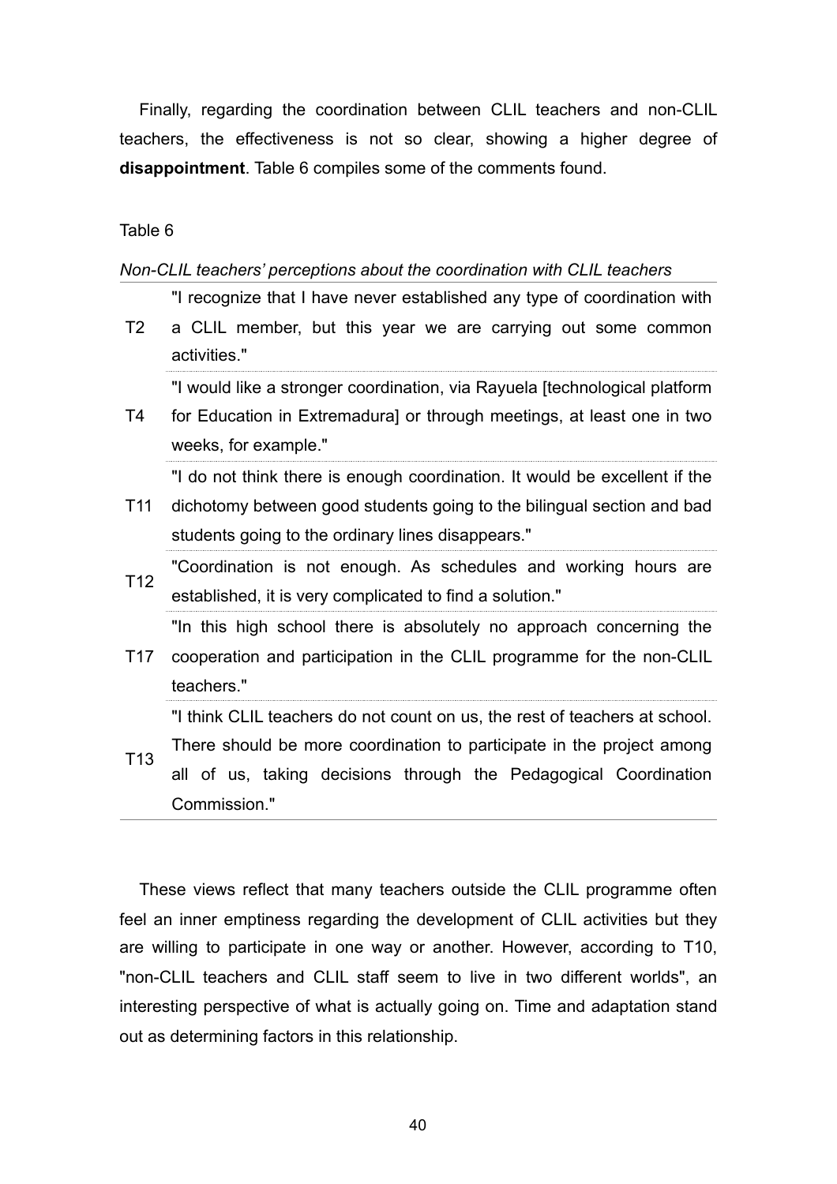Finally, regarding the coordination between CLIL teachers and non-CLIL teachers, the effectiveness is not so clear, showing a higher degree of **disappointment**. Table 6 compiles some of the comments found.

Table 6

*Non-CLIL teachers' perceptions about the coordination with CLIL teachers*

| | |
|---|---|
| T2 | "I recognize that I have never established any type of coordination with a CLIL member, but this year we are carrying out some common activities." |
| T4 | "I would like a stronger coordination, via Rayuela [technological platform for Education in Extremadura] or through meetings, at least one in two weeks, for example." |
| T11 | "I do not think there is enough coordination. It would be excellent if the dichotomy between good students going to the bilingual section and bad students going to the ordinary lines disappears." |
| T12 | "Coordination is not enough. As schedules and working hours are established, it is very complicated to find a solution." |
| T17 | "In this high school there is absolutely no approach concerning the cooperation and participation in the CLIL programme for the non-CLIL teachers." |
| T13 | "I think CLIL teachers do not count on us, the rest of teachers at school. There should be more coordination to participate in the project among all of us, taking decisions through the Pedagogical Coordination Commission." |

These views reflect that many teachers outside the CLIL programme often feel an inner emptiness regarding the development of CLIL activities but they are willing to participate in one way or another. However, according to T10, "non-CLIL teachers and CLIL staff seem to live in two different worlds", an interesting perspective of what is actually going on. Time and adaptation stand out as determining factors in this relationship.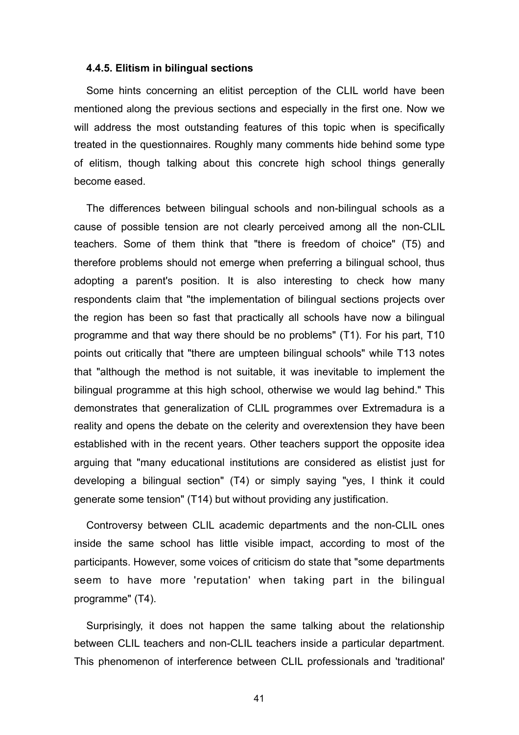#### 4.4.5. Elitism in bilingual sections

Some hints concerning an elitist perception of the CLIL world have been mentioned along the previous sections and especially in the first one. Now we will address the most outstanding features of this topic when is specifically treated in the questionnaires. Roughly many comments hide behind some type of elitism, though talking about this concrete high school things generally become eased.

The differences between bilingual schools and non-bilingual schools as a cause of possible tension are not clearly perceived among all the non-CLIL teachers. Some of them think that "there is freedom of choice" (T5) and therefore problems should not emerge when preferring a bilingual school, thus adopting a parent's position. It is also interesting to check how many respondents claim that "the implementation of bilingual sections projects over the region has been so fast that practically all schools have now a bilingual programme and that way there should be no problems" (T1). For his part, T10 points out critically that "there are umpteen bilingual schools" while T13 notes that "although the method is not suitable, it was inevitable to implement the bilingual programme at this high school, otherwise we would lag behind." This demonstrates that generalization of CLIL programmes over Extremadura is a reality and opens the debate on the celerity and overextension they have been established with in the recent years. Other teachers support the opposite idea arguing that "many educational institutions are considered as elistist just for developing a bilingual section" (T4) or simply saying "yes, I think it could generate some tension" (T14) but without providing any justification.

Controversy between CLIL academic departments and the non-CLIL ones inside the same school has little visible impact, according to most of the participants. However, some voices of criticism do state that "some departments seem to have more 'reputation' when taking part in the bilingual programme" (T4).

Surprisingly, it does not happen the same talking about the relationship between CLIL teachers and non-CLIL teachers inside a particular department. This phenomenon of interference between CLIL professionals and 'traditional'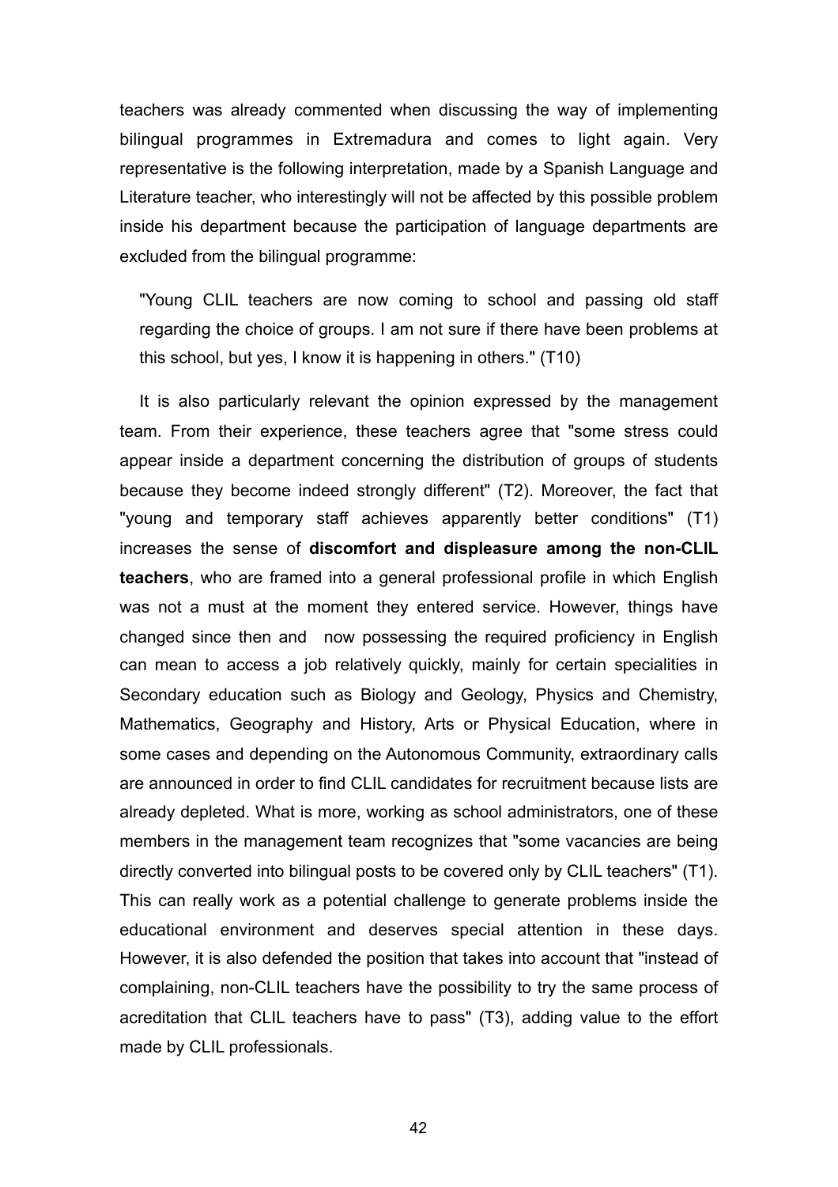teachers was already commented when discussing the way of implementing bilingual programmes in Extremadura and comes to light again. Very representative is the following interpretation, made by a Spanish Language and Literature teacher, who interestingly will not be affected by this possible problem inside his department because the participation of language departments are excluded from the bilingual programme:

> "Young CLIL teachers are now coming to school and passing old staff regarding the choice of groups. I am not sure if there have been problems at this school, but yes, I know it is happening in others." (T10)

It is also particularly relevant the opinion expressed by the management team. From their experience, these teachers agree that "some stress could appear inside a department concerning the distribution of groups of students because they become indeed strongly different" (T2). Moreover, the fact that "young and temporary staff achieves apparently better conditions" (T1) increases the sense of **discomfort and displeasure among the non-CLIL teachers**, who are framed into a general professional profile in which English was not a must at the moment they entered service. However, things have changed since then and now possessing the required proficiency in English can mean to access a job relatively quickly, mainly for certain specialities in Secondary education such as Biology and Geology, Physics and Chemistry, Mathematics, Geography and History, Arts or Physical Education, where in some cases and depending on the Autonomous Community, extraordinary calls are announced in order to find CLIL candidates for recruitment because lists are already depleted. What is more, working as school administrators, one of these members in the management team recognizes that "some vacancies are being directly converted into bilingual posts to be covered only by CLIL teachers" (T1). This can really work as a potential challenge to generate problems inside the educational environment and deserves special attention in these days. However, it is also defended the position that takes into account that "instead of complaining, non-CLIL teachers have the possibility to try the same process of acreditation that CLIL teachers have to pass" (T3), adding value to the effort made by CLIL professionals.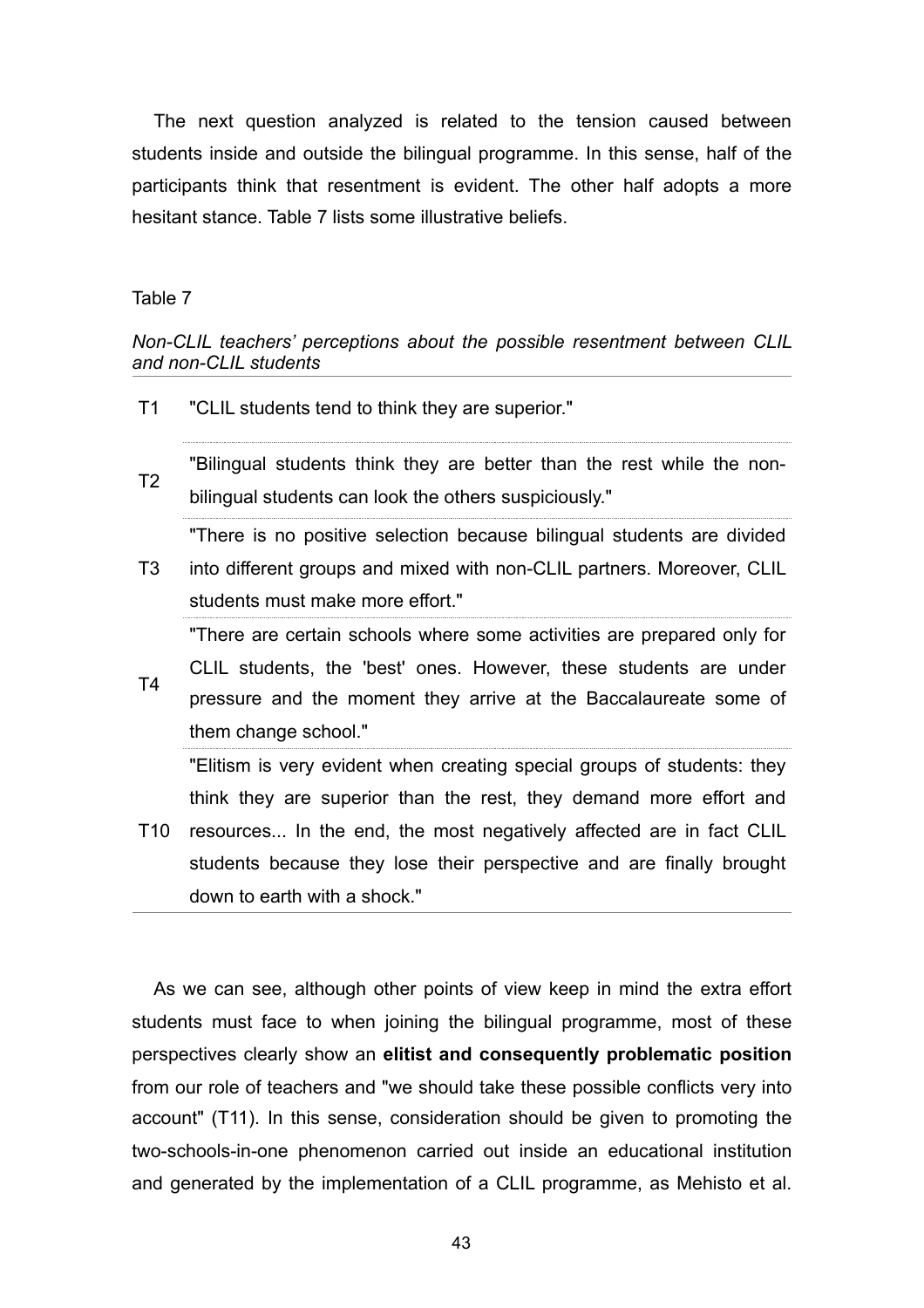The next question analyzed is related to the tension caused between students inside and outside the bilingual programme. In this sense, half of the participants think that resentment is evident. The other half adopts a more hesitant stance. Table 7 lists some illustrative beliefs.

Table 7

*Non-CLIL teachers' perceptions about the possible resentment between CLIL and non-CLIL students*

| | |
|---|---|
| T1 | "CLIL students tend to think they are superior." |
| T2 | "Bilingual students think they are better than the rest while the non-bilingual students can look the others suspiciously." |
| T3 | "There is no positive selection because bilingual students are divided into different groups and mixed with non-CLIL partners. Moreover, CLIL students must make more effort." |
| T4 | "There are certain schools where some activities are prepared only for CLIL students, the 'best' ones. However, these students are under pressure and the moment they arrive at the Baccalaureate some of them change school." |
| T10 | "Elitism is very evident when creating special groups of students: they think they are superior than the rest, they demand more effort and resources... In the end, the most negatively affected are in fact CLIL students because they lose their perspective and are finally brought down to earth with a shock." |

As we can see, although other points of view keep in mind the extra effort students must face to when joining the bilingual programme, most of these perspectives clearly show an **elitist and consequently problematic position** from our role of teachers and "we should take these possible conflicts very into account" (T11). In this sense, consideration should be given to promoting the two-schools-in-one phenomenon carried out inside an educational institution and generated by the implementation of a CLIL programme, as Mehisto et al.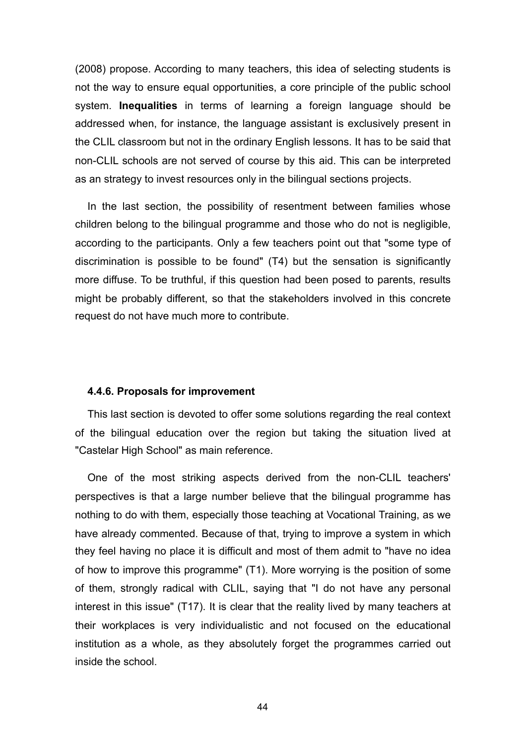(2008) propose. According to many teachers, this idea of selecting students is not the way to ensure equal opportunities, a core principle of the public school system. **Inequalities** in terms of learning a foreign language should be addressed when, for instance, the language assistant is exclusively present in the CLIL classroom but not in the ordinary English lessons. It has to be said that non-CLIL schools are not served of course by this aid. This can be interpreted as an strategy to invest resources only in the bilingual sections projects.

In the last section, the possibility of resentment between families whose children belong to the bilingual programme and those who do not is negligible, according to the participants. Only a few teachers point out that "some type of discrimination is possible to be found" (T4) but the sensation is significantly more diffuse. To be truthful, if this question had been posed to parents, results might be probably different, so that the stakeholders involved in this concrete request do not have much more to contribute.

### 4.4.6. Proposals for improvement

This last section is devoted to offer some solutions regarding the real context of the bilingual education over the region but taking the situation lived at "Castelar High School" as main reference.

One of the most striking aspects derived from the non-CLIL teachers' perspectives is that a large number believe that the bilingual programme has nothing to do with them, especially those teaching at Vocational Training, as we have already commented. Because of that, trying to improve a system in which they feel having no place it is difficult and most of them admit to "have no idea of how to improve this programme" (T1). More worrying is the position of some of them, strongly radical with CLIL, saying that "I do not have any personal interest in this issue" (T17). It is clear that the reality lived by many teachers at their workplaces is very individualistic and not focused on the educational institution as a whole, as they absolutely forget the programmes carried out inside the school.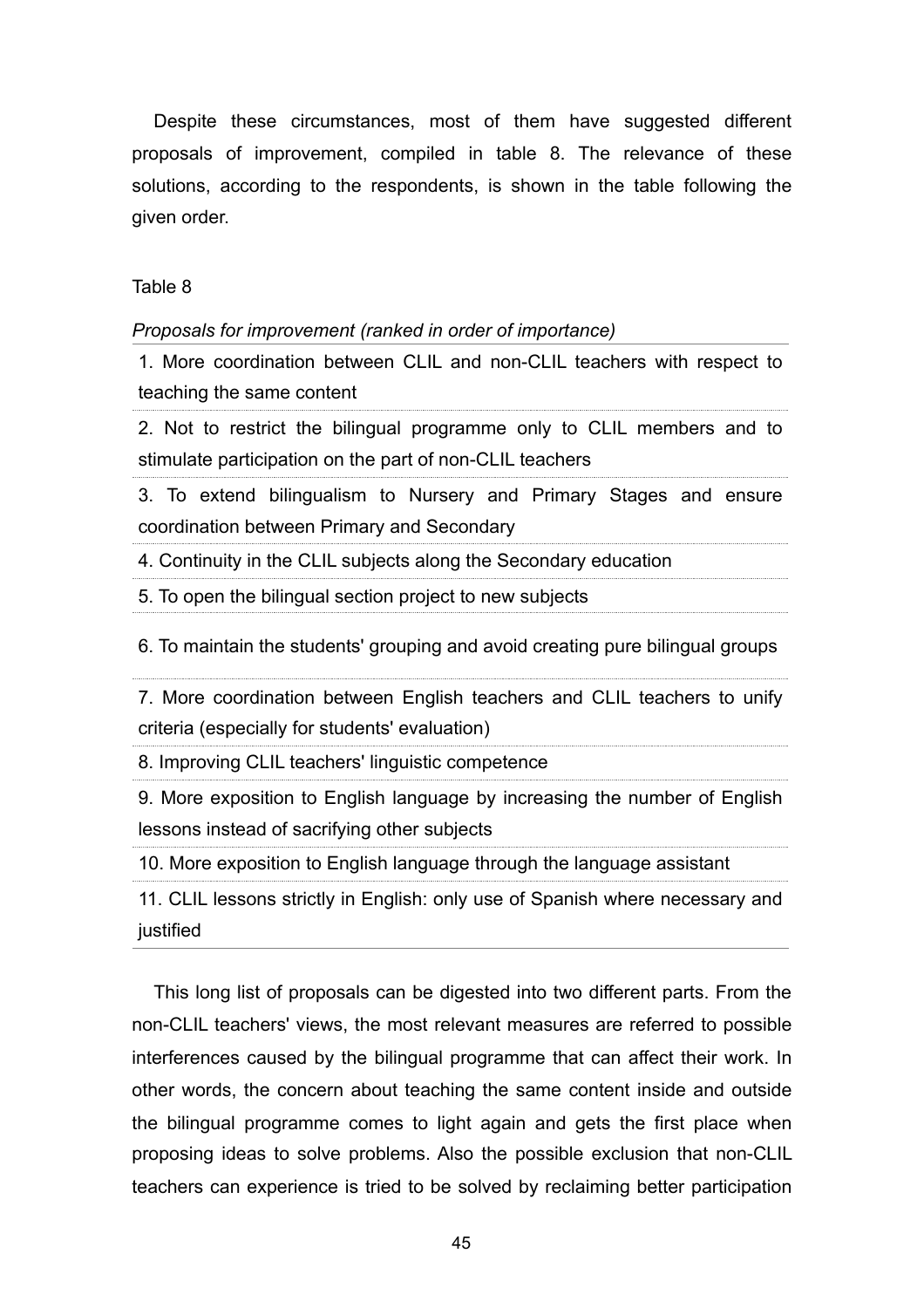Despite these circumstances, most of them have suggested different proposals of improvement, compiled in table 8. The relevance of these solutions, according to the respondents, is shown in the table following the given order.

Table 8

*Proposals for improvement (ranked in order of importance)*

| |
|---|
| 1. More coordination between CLIL and non-CLIL teachers with respect to teaching the same content |
| 2. Not to restrict the bilingual programme only to CLIL members and to stimulate participation on the part of non-CLIL teachers |
| 3. To extend bilingualism to Nursery and Primary Stages and ensure coordination between Primary and Secondary |
| 4. Continuity in the CLIL subjects along the Secondary education |
| 5. To open the bilingual section project to new subjects |
| 6. To maintain the students' grouping and avoid creating pure bilingual groups |
| 7. More coordination between English teachers and CLIL teachers to unify criteria (especially for students' evaluation) |
| 8. Improving CLIL teachers' linguistic competence |
| 9. More exposition to English language by increasing the number of English lessons instead of sacrifying other subjects |
| 10. More exposition to English language through the language assistant |
| 11. CLIL lessons strictly in English: only use of Spanish where necessary and justified |

This long list of proposals can be digested into two different parts. From the non-CLIL teachers' views, the most relevant measures are referred to possible interferences caused by the bilingual programme that can affect their work. In other words, the concern about teaching the same content inside and outside the bilingual programme comes to light again and gets the first place when proposing ideas to solve problems. Also the possible exclusion that non-CLIL teachers can experience is tried to be solved by reclaiming better participation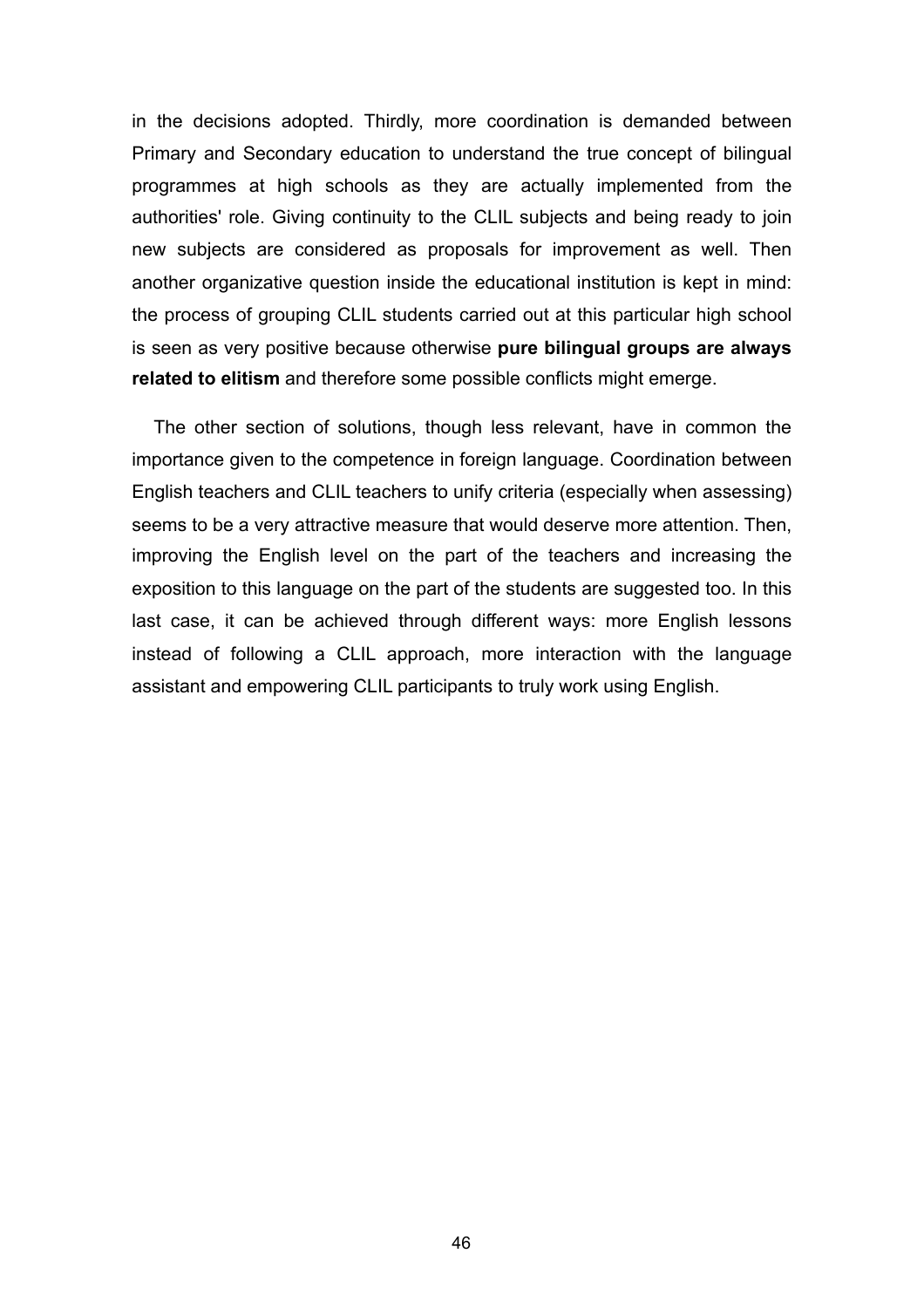in the decisions adopted. Thirdly, more coordination is demanded between Primary and Secondary education to understand the true concept of bilingual programmes at high schools as they are actually implemented from the authorities' role. Giving continuity to the CLIL subjects and being ready to join new subjects are considered as proposals for improvement as well. Then another organizative question inside the educational institution is kept in mind: the process of grouping CLIL students carried out at this particular high school is seen as very positive because otherwise **pure bilingual groups are always related to elitism** and therefore some possible conflicts might emerge.

The other section of solutions, though less relevant, have in common the importance given to the competence in foreign language. Coordination between English teachers and CLIL teachers to unify criteria (especially when assessing) seems to be a very attractive measure that would deserve more attention. Then, improving the English level on the part of the teachers and increasing the exposition to this language on the part of the students are suggested too. In this last case, it can be achieved through different ways: more English lessons instead of following a CLIL approach, more interaction with the language assistant and empowering CLIL participants to truly work using English.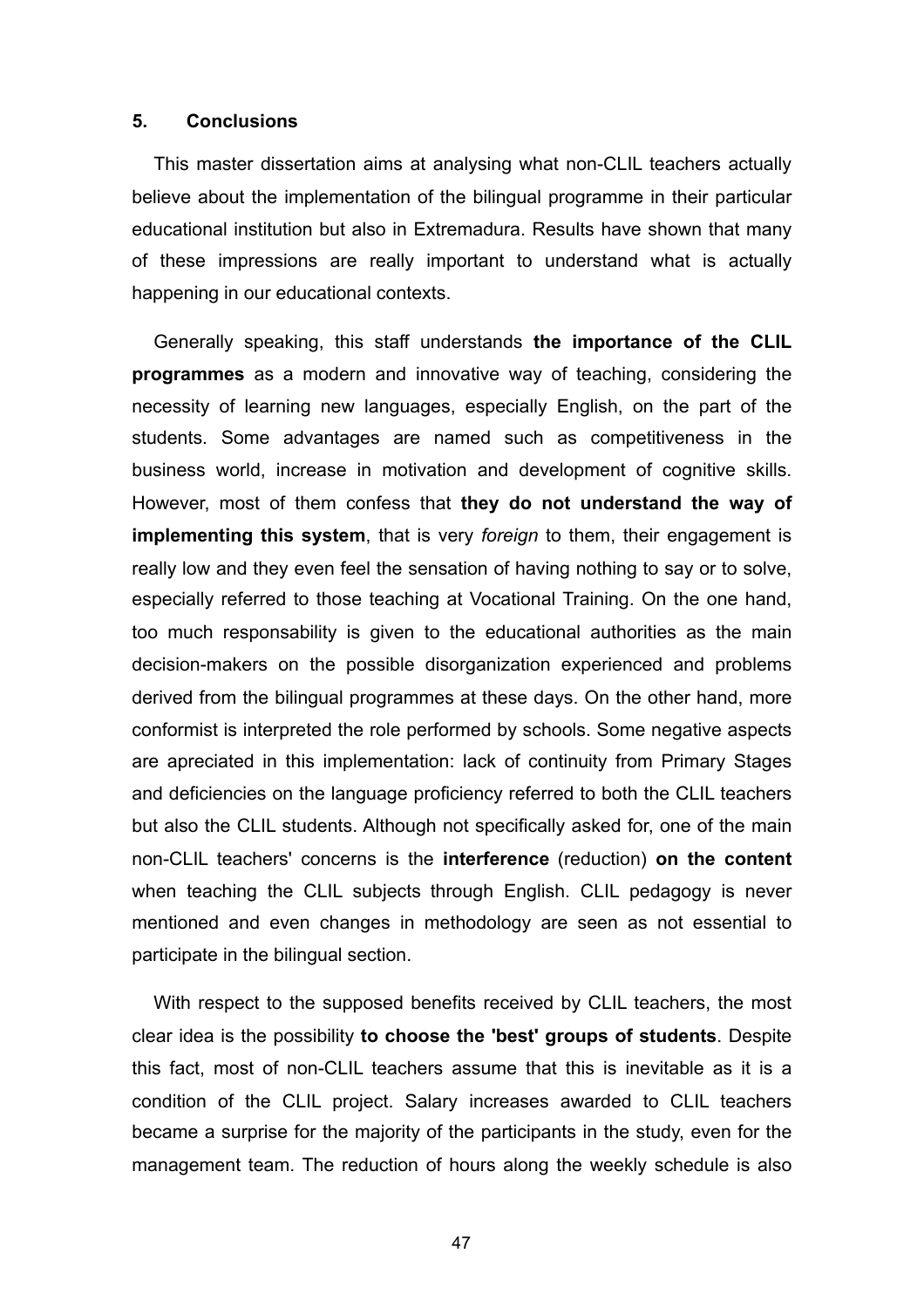## 5. Conclusions

This master dissertation aims at analysing what non-CLIL teachers actually believe about the implementation of the bilingual programme in their particular educational institution but also in Extremadura. Results have shown that many of these impressions are really important to understand what is actually happening in our educational contexts.

Generally speaking, this staff understands **the importance of the CLIL programmes** as a modern and innovative way of teaching, considering the necessity of learning new languages, especially English, on the part of the students. Some advantages are named such as competitiveness in the business world, increase in motivation and development of cognitive skills. However, most of them confess that **they do not understand the way of implementing this system**, that is very *foreign* to them, their engagement is really low and they even feel the sensation of having nothing to say or to solve, especially referred to those teaching at Vocational Training. On the one hand, too much responsability is given to the educational authorities as the main decision-makers on the possible disorganization experienced and problems derived from the bilingual programmes at these days. On the other hand, more conformist is interpreted the role performed by schools. Some negative aspects are apreciated in this implementation: lack of continuity from Primary Stages and deficiencies on the language proficiency referred to both the CLIL teachers but also the CLIL students. Although not specifically asked for, one of the main non-CLIL teachers' concerns is the **interference** (reduction) **on the content** when teaching the CLIL subjects through English. CLIL pedagogy is never mentioned and even changes in methodology are seen as not essential to participate in the bilingual section.

With respect to the supposed benefits received by CLIL teachers, the most clear idea is the possibility **to choose the 'best' groups of students**. Despite this fact, most of non-CLIL teachers assume that this is inevitable as it is a condition of the CLIL project. Salary increases awarded to CLIL teachers became a surprise for the majority of the participants in the study, even for the management team. The reduction of hours along the weekly schedule is also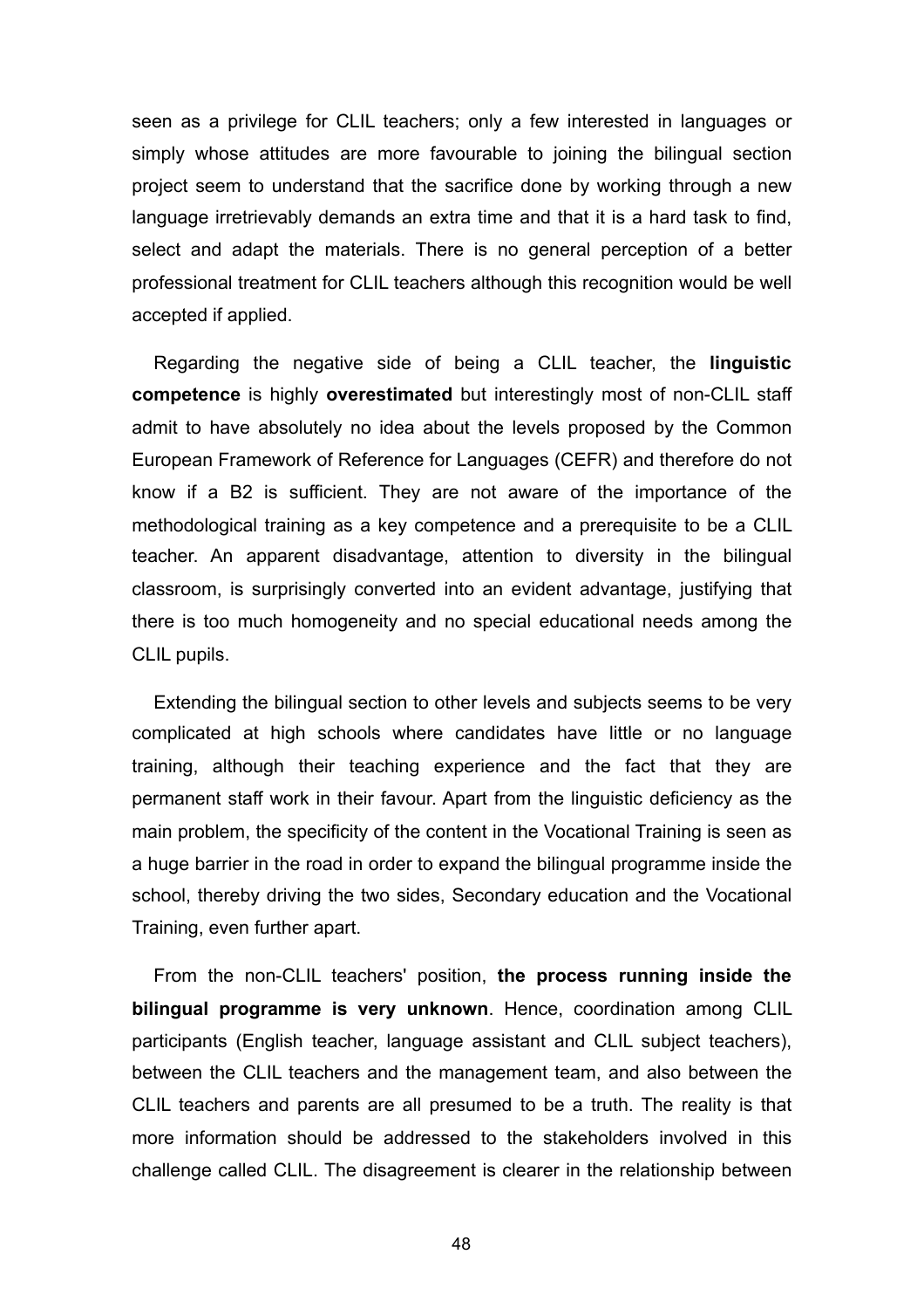seen as a privilege for CLIL teachers; only a few interested in languages or simply whose attitudes are more favourable to joining the bilingual section project seem to understand that the sacrifice done by working through a new language irretrievably demands an extra time and that it is a hard task to find, select and adapt the materials. There is no general perception of a better professional treatment for CLIL teachers although this recognition would be well accepted if applied.

Regarding the negative side of being a CLIL teacher, the **linguistic competence** is highly **overestimated** but interestingly most of non-CLIL staff admit to have absolutely no idea about the levels proposed by the Common European Framework of Reference for Languages (CEFR) and therefore do not know if a B2 is sufficient. They are not aware of the importance of the methodological training as a key competence and a prerequisite to be a CLIL teacher. An apparent disadvantage, attention to diversity in the bilingual classroom, is surprisingly converted into an evident advantage, justifying that there is too much homogeneity and no special educational needs among the CLIL pupils.

Extending the bilingual section to other levels and subjects seems to be very complicated at high schools where candidates have little or no language training, although their teaching experience and the fact that they are permanent staff work in their favour. Apart from the linguistic deficiency as the main problem, the specificity of the content in the Vocational Training is seen as a huge barrier in the road in order to expand the bilingual programme inside the school, thereby driving the two sides, Secondary education and the Vocational Training, even further apart.

From the non-CLIL teachers' position, **the process running inside the bilingual programme is very unknown**. Hence, coordination among CLIL participants (English teacher, language assistant and CLIL subject teachers), between the CLIL teachers and the management team, and also between the CLIL teachers and parents are all presumed to be a truth. The reality is that more information should be addressed to the stakeholders involved in this challenge called CLIL. The disagreement is clearer in the relationship between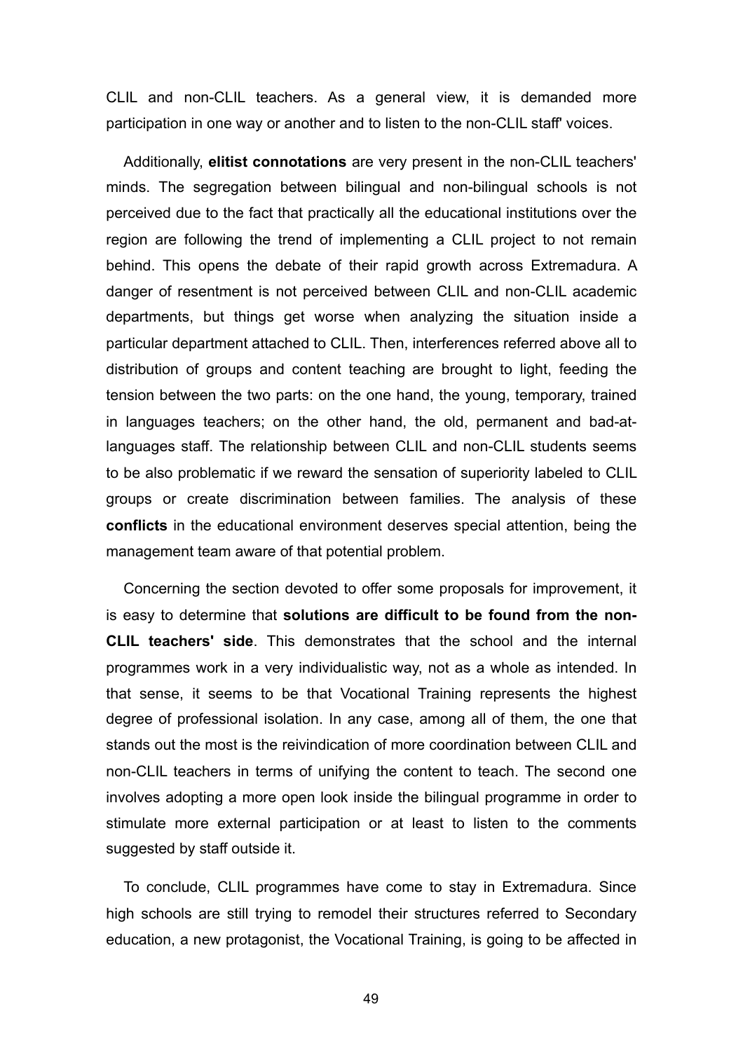CLIL and non-CLIL teachers. As a general view, it is demanded more participation in one way or another and to listen to the non-CLIL staff' voices.

Additionally, **elitist connotations** are very present in the non-CLIL teachers' minds. The segregation between bilingual and non-bilingual schools is not perceived due to the fact that practically all the educational institutions over the region are following the trend of implementing a CLIL project to not remain behind. This opens the debate of their rapid growth across Extremadura. A danger of resentment is not perceived between CLIL and non-CLIL academic departments, but things get worse when analyzing the situation inside a particular department attached to CLIL. Then, interferences referred above all to distribution of groups and content teaching are brought to light, feeding the tension between the two parts: on the one hand, the young, temporary, trained in languages teachers; on the other hand, the old, permanent and bad-at-languages staff. The relationship between CLIL and non-CLIL students seems to be also problematic if we reward the sensation of superiority labeled to CLIL groups or create discrimination between families. The analysis of these **conflicts** in the educational environment deserves special attention, being the management team aware of that potential problem.

Concerning the section devoted to offer some proposals for improvement, it is easy to determine that **solutions are difficult to be found from the non-CLIL teachers' side**. This demonstrates that the school and the internal programmes work in a very individualistic way, not as a whole as intended. In that sense, it seems to be that Vocational Training represents the highest degree of professional isolation. In any case, among all of them, the one that stands out the most is the reivindication of more coordination between CLIL and non-CLIL teachers in terms of unifying the content to teach. The second one involves adopting a more open look inside the bilingual programme in order to stimulate more external participation or at least to listen to the comments suggested by staff outside it.

To conclude, CLIL programmes have come to stay in Extremadura. Since high schools are still trying to remodel their structures referred to Secondary education, a new protagonist, the Vocational Training, is going to be affected in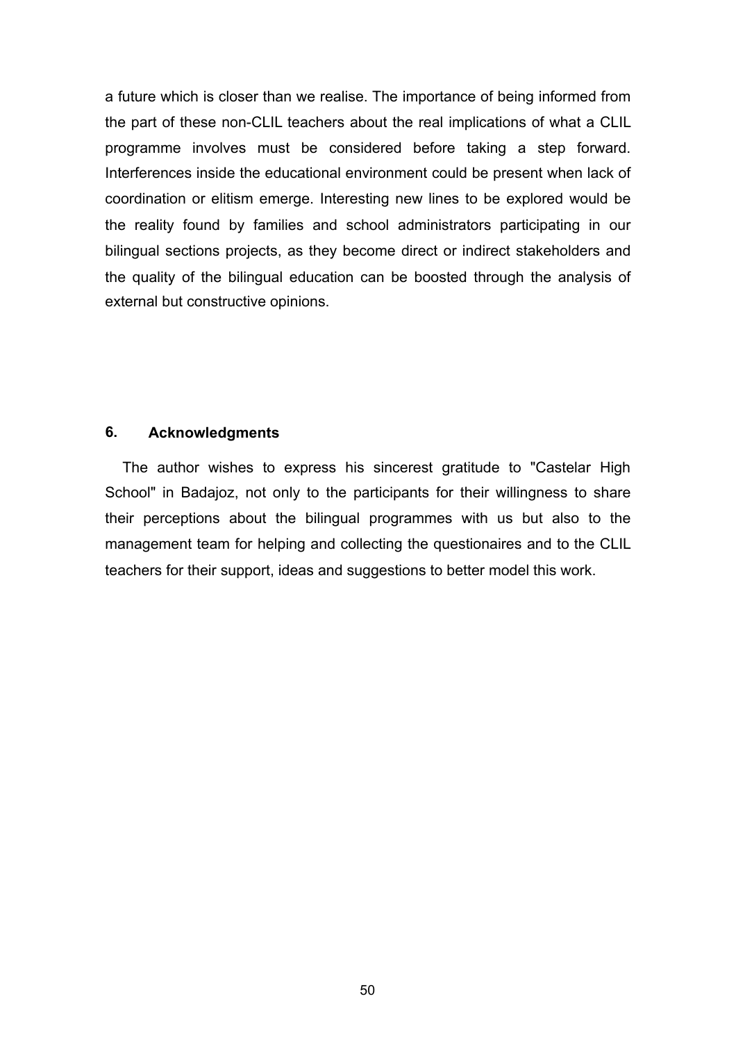a future which is closer than we realise. The importance of being informed from the part of these non-CLIL teachers about the real implications of what a CLIL programme involves must be considered before taking a step forward. Interferences inside the educational environment could be present when lack of coordination or elitism emerge. Interesting new lines to be explored would be the reality found by families and school administrators participating in our bilingual sections projects, as they become direct or indirect stakeholders and the quality of the bilingual education can be boosted through the analysis of external but constructive opinions.

## 6. Acknowledgments

The author wishes to express his sincerest gratitude to "Castelar High School" in Badajoz, not only to the participants for their willingness to share their perceptions about the bilingual programmes with us but also to the management team for helping and collecting the questionaires and to the CLIL teachers for their support, ideas and suggestions to better model this work.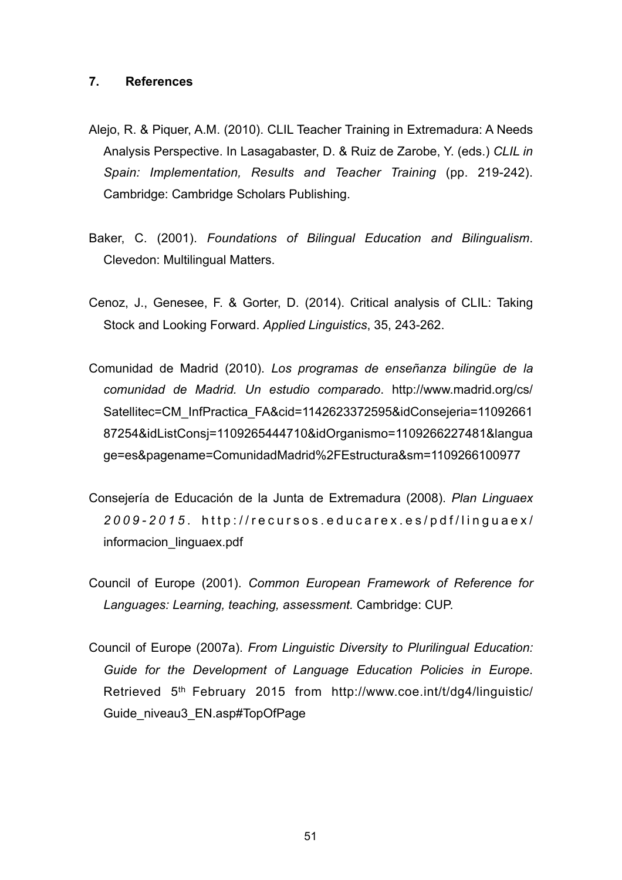## 7. References

Alejo, R. & Piquer, A.M. (2010). CLIL Teacher Training in Extremadura: A Needs Analysis Perspective. In Lasagabaster, D. & Ruiz de Zarobe, Y. (eds.) *CLIL in Spain: Implementation, Results and Teacher Training* (pp. 219-242). Cambridge: Cambridge Scholars Publishing.

Baker, C. (2001). *Foundations of Bilingual Education and Bilingualism*. Clevedon: Multilingual Matters.

Cenoz, J., Genesee, F. & Gorter, D. (2014). Critical analysis of CLIL: Taking Stock and Looking Forward. *Applied Linguistics*, 35, 243-262.

Comunidad de Madrid (2010). *Los programas de enseñanza bilingüe de la comunidad de Madrid. Un estudio comparado*. http://www.madrid.org/cs/Satellitec=CM_InfPractica_FA&cid=1142623372595&idConsejeria=1109266187254&idListConsj=1109265444710&idOrganismo=1109266227481&language=es&pagename=ComunidadMadrid%2FEstructura&sm=1109266100977

Consejería de Educación de la Junta de Extremadura (2008). *Plan Linguaex 2009-2015*. http://recursos.educarex.es/pdf/linguaex/informacion_linguaex.pdf

Council of Europe (2001). *Common European Framework of Reference for Languages: Learning, teaching, assessment.* Cambridge: CUP.

Council of Europe (2007a). *From Linguistic Diversity to Plurilingual Education: Guide for the Development of Language Education Policies in Europe*. Retrieved 5th February 2015 from http://www.coe.int/t/dg4/linguistic/Guide_niveau3_EN.asp#TopOfPage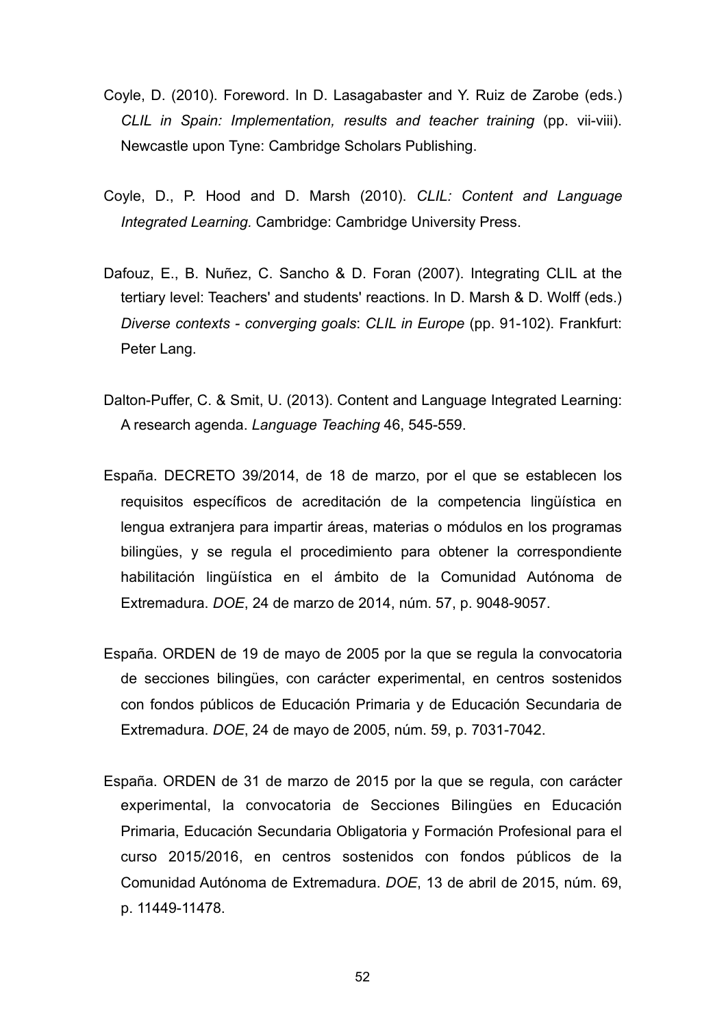Coyle, D. (2010). Foreword. In D. Lasagabaster and Y. Ruiz de Zarobe (eds.) *CLIL in Spain: Implementation, results and teacher training* (pp. vii-viii). Newcastle upon Tyne: Cambridge Scholars Publishing.

Coyle, D., P. Hood and D. Marsh (2010). *CLIL: Content and Language Integrated Learning.* Cambridge: Cambridge University Press.

Dafouz, E., B. Nuñez, C. Sancho & D. Foran (2007). Integrating CLIL at the tertiary level: Teachers' and students' reactions. In D. Marsh & D. Wolff (eds.) *Diverse contexts - converging goals*: *CLIL in Europe* (pp. 91-102). Frankfurt: Peter Lang.

Dalton-Puffer, C. & Smit, U. (2013). Content and Language Integrated Learning: A research agenda. *Language Teaching* 46, 545-559.

España. DECRETO 39/2014, de 18 de marzo, por el que se establecen los requisitos específicos de acreditación de la competencia lingüística en lengua extranjera para impartir áreas, materias o módulos en los programas bilingües, y se regula el procedimiento para obtener la correspondiente habilitación lingüística en el ámbito de la Comunidad Autónoma de Extremadura. *DOE*, 24 de marzo de 2014, núm. 57, p. 9048-9057.

España. ORDEN de 19 de mayo de 2005 por la que se regula la convocatoria de secciones bilingües, con carácter experimental, en centros sostenidos con fondos públicos de Educación Primaria y de Educación Secundaria de Extremadura. *DOE*, 24 de mayo de 2005, núm. 59, p. 7031-7042.

España. ORDEN de 31 de marzo de 2015 por la que se regula, con carácter experimental, la convocatoria de Secciones Bilingües en Educación Primaria, Educación Secundaria Obligatoria y Formación Profesional para el curso 2015/2016, en centros sostenidos con fondos públicos de la Comunidad Autónoma de Extremadura. *DOE*, 13 de abril de 2015, núm. 69, p. 11449-11478.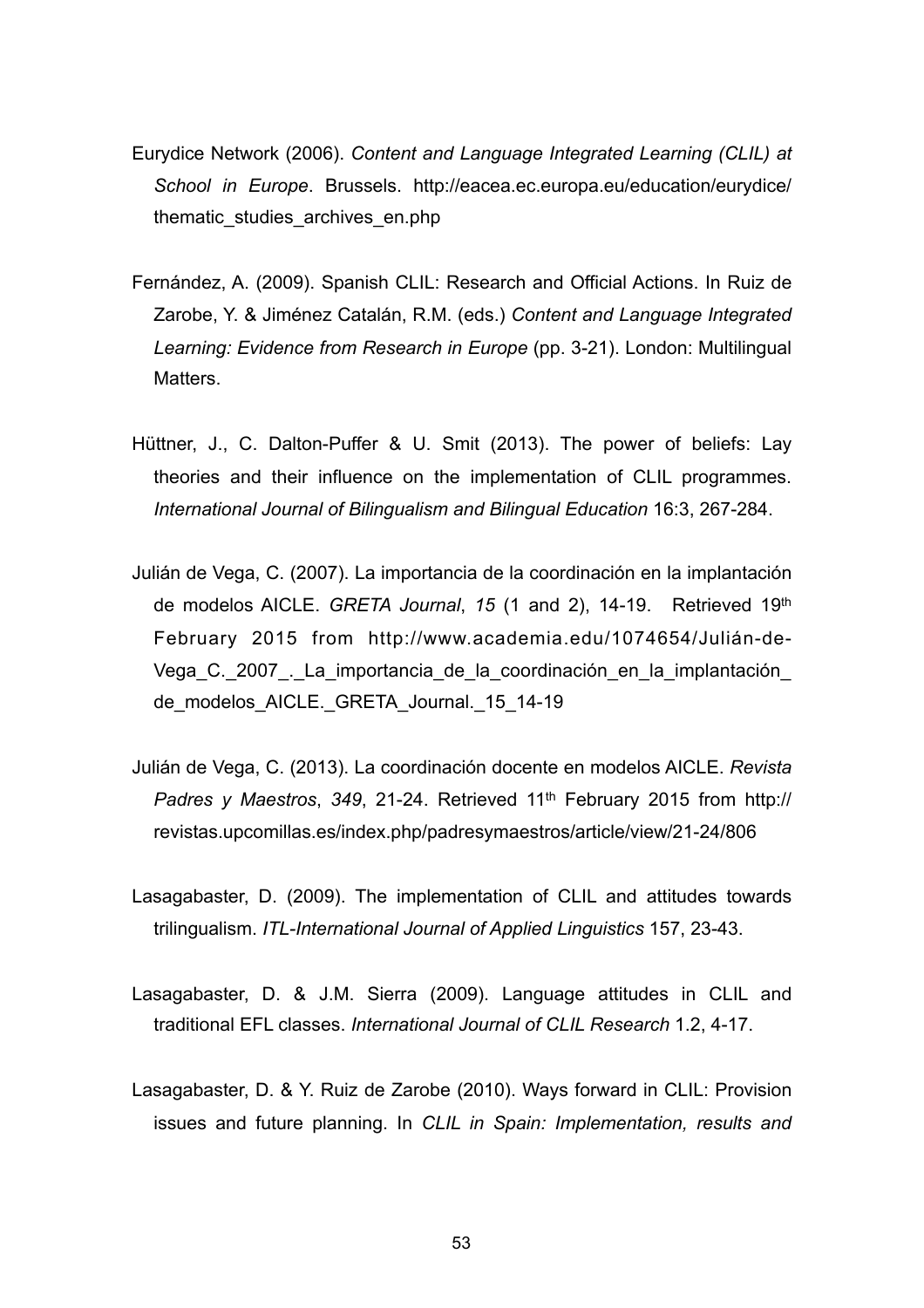Eurydice Network (2006). *Content and Language Integrated Learning (CLIL) at School in Europe*. Brussels. http://eacea.ec.europa.eu/education/eurydice/thematic_studies_archives_en.php

Fernández, A. (2009). Spanish CLIL: Research and Official Actions. In Ruiz de Zarobe, Y. & Jiménez Catalán, R.M. (eds.) *Content and Language Integrated Learning: Evidence from Research in Europe* (pp. 3-21). London: Multilingual Matters.

Hüttner, J., C. Dalton-Puffer & U. Smit (2013). The power of beliefs: Lay theories and their influence on the implementation of CLIL programmes. *International Journal of Bilingualism and Bilingual Education* 16:3, 267-284.

Julián de Vega, C. (2007). La importancia de la coordinación en la implantación de modelos AICLE. *GRETA Journal*, *15* (1 and 2), 14-19. Retrieved 19th February 2015 from http://www.academia.edu/1074654/Julián-de-Vega_C._2007_._La_importancia_de_la_coordinación_en_la_implantación_de_modelos_AICLE._GRETA_Journal._15_14-19

Julián de Vega, C. (2013). La coordinación docente en modelos AICLE. *Revista Padres y Maestros*, *349*, 21-24. Retrieved 11th February 2015 from http://revistas.upcomillas.es/index.php/padresymaestros/article/view/21-24/806

Lasagabaster, D. (2009). The implementation of CLIL and attitudes towards trilingualism. *ITL-International Journal of Applied Linguistics* 157, 23-43.

Lasagabaster, D. & J.M. Sierra (2009). Language attitudes in CLIL and traditional EFL classes. *International Journal of CLIL Research* 1.2, 4-17.

Lasagabaster, D. & Y. Ruiz de Zarobe (2010). Ways forward in CLIL: Provision issues and future planning. In *CLIL in Spain: Implementation, results and*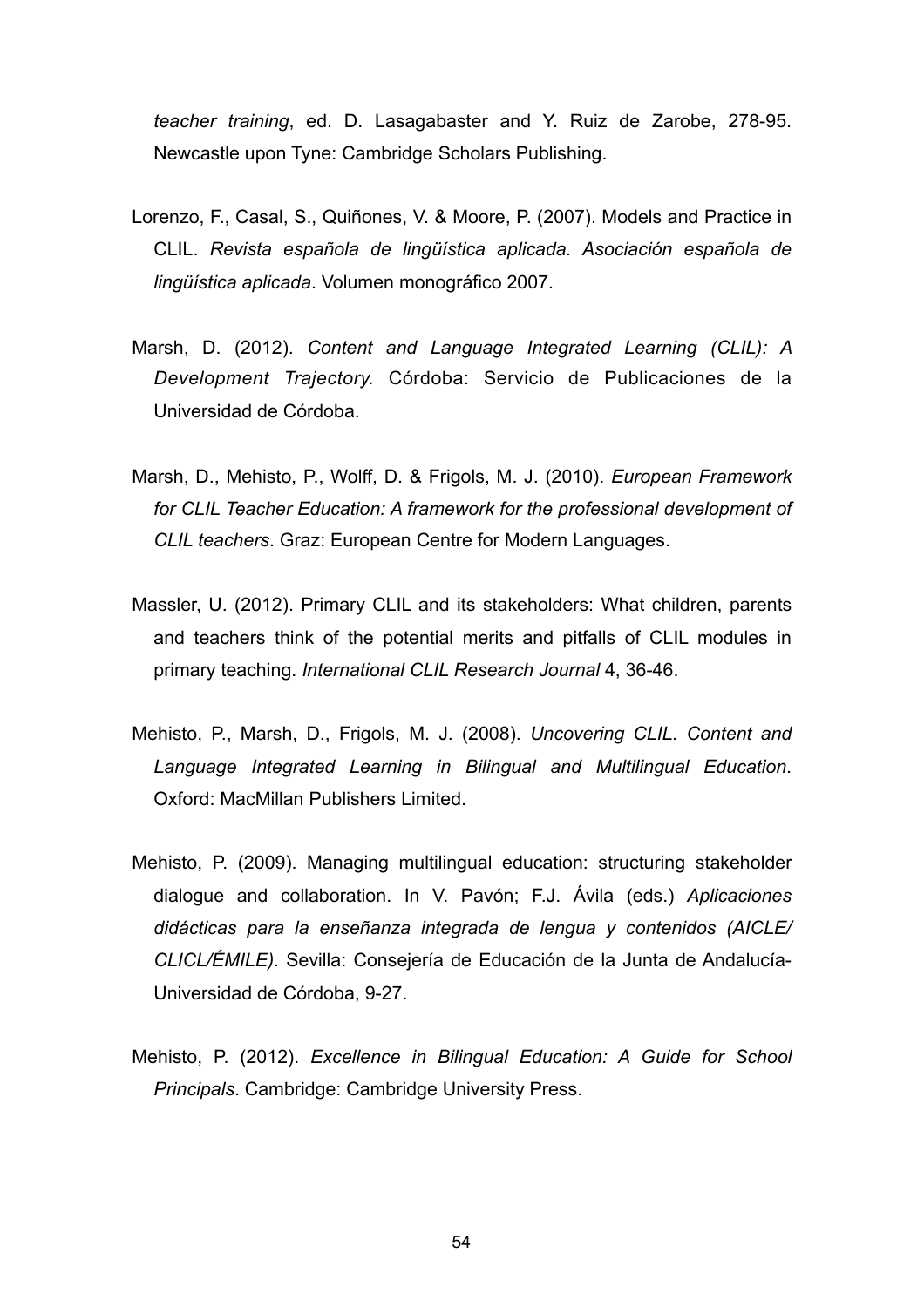*teacher training*, ed. D. Lasagabaster and Y. Ruiz de Zarobe, 278-95. Newcastle upon Tyne: Cambridge Scholars Publishing.

Lorenzo, F., Casal, S., Quiñones, V. & Moore, P. (2007). Models and Practice in CLIL. *Revista española de lingüística aplicada. Asociación española de lingüística aplicada*. Volumen monográfico 2007.

Marsh, D. (2012). *Content and Language Integrated Learning (CLIL): A Development Trajectory.* Córdoba: Servicio de Publicaciones de la Universidad de Córdoba.

Marsh, D., Mehisto, P., Wolff, D. & Frigols, M. J. (2010). *European Framework for CLIL Teacher Education: A framework for the professional development of CLIL teachers*. Graz: European Centre for Modern Languages.

Massler, U. (2012). Primary CLIL and its stakeholders: What children, parents and teachers think of the potential merits and pitfalls of CLIL modules in primary teaching. *International CLIL Research Journal* 4, 36-46.

Mehisto, P., Marsh, D., Frigols, M. J. (2008). *Uncovering CLIL. Content and Language Integrated Learning in Bilingual and Multilingual Education*. Oxford: MacMillan Publishers Limited.

Mehisto, P. (2009). Managing multilingual education: structuring stakeholder dialogue and collaboration. In V. Pavón; F.J. Ávila (eds.) *Aplicaciones didácticas para la enseñanza integrada de lengua y contenidos (AICLE/ CLICL/ÉMILE)*. Sevilla: Consejería de Educación de la Junta de Andalucía-Universidad de Córdoba, 9-27.

Mehisto, P. (2012). *Excellence in Bilingual Education: A Guide for School Principals*. Cambridge: Cambridge University Press.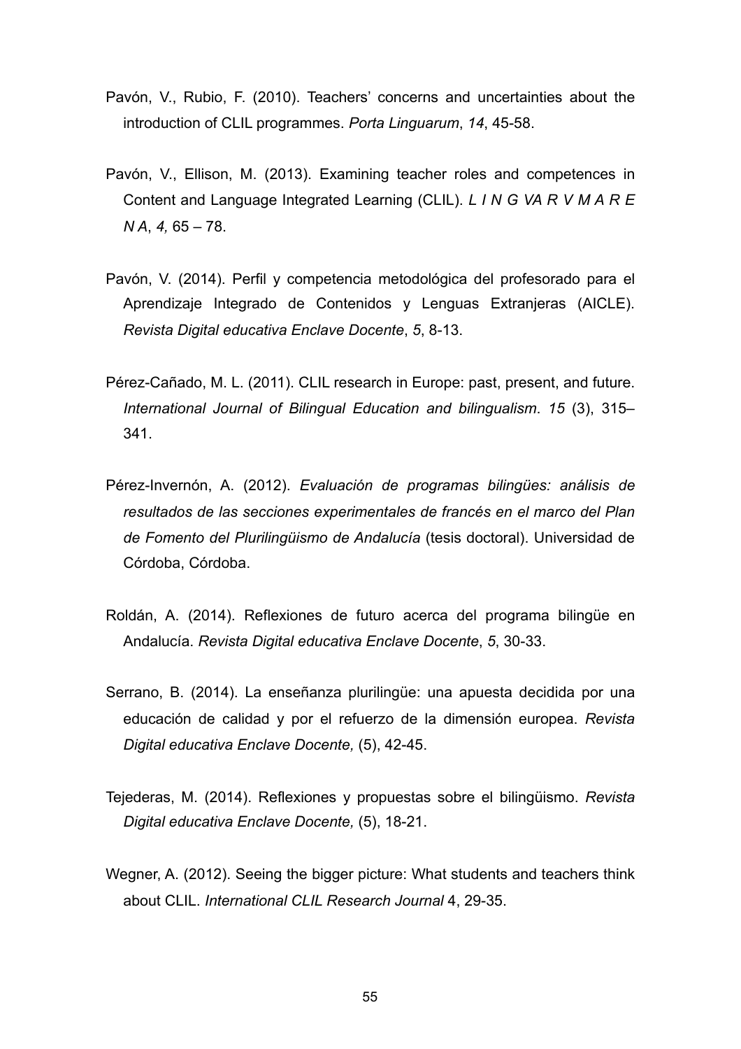Pavón, V., Rubio, F. (2010). Teachers' concerns and uncertainties about the introduction of CLIL programmes. *Porta Linguarum*, *14*, 45-58.

Pavón, V., Ellison, M. (2013). Examining teacher roles and competences in Content and Language Integrated Learning (CLIL). *L I N G VA R V M A R E N A*, *4,* 65 – 78.

Pavón, V. (2014). Perfil y competencia metodológica del profesorado para el Aprendizaje Integrado de Contenidos y Lenguas Extranjeras (AICLE). *Revista Digital educativa Enclave Docente*, *5*, 8-13.

Pérez-Cañado, M. L. (2011). CLIL research in Europe: past, present, and future. *International Journal of Bilingual Education and bilingualism*. *15* (3), 315–341.

Pérez-Invernón, A. (2012). *Evaluación de programas bilingües: análisis de resultados de las secciones experimentales de francés en el marco del Plan de Fomento del Plurilingüismo de Andalucía* (tesis doctoral). Universidad de Córdoba, Córdoba.

Roldán, A. (2014). Reflexiones de futuro acerca del programa bilingüe en Andalucía. *Revista Digital educativa Enclave Docente*, *5*, 30-33.

Serrano, B. (2014). La enseñanza plurilingüe: una apuesta decidida por una educación de calidad y por el refuerzo de la dimensión europea. *Revista Digital educativa Enclave Docente,* (5), 42-45.

Tejederas, M. (2014). Reflexiones y propuestas sobre el bilingüismo. *Revista Digital educativa Enclave Docente,* (5), 18-21.

Wegner, A. (2012). Seeing the bigger picture: What students and teachers think about CLIL. *International CLIL Research Journal* 4, 29-35.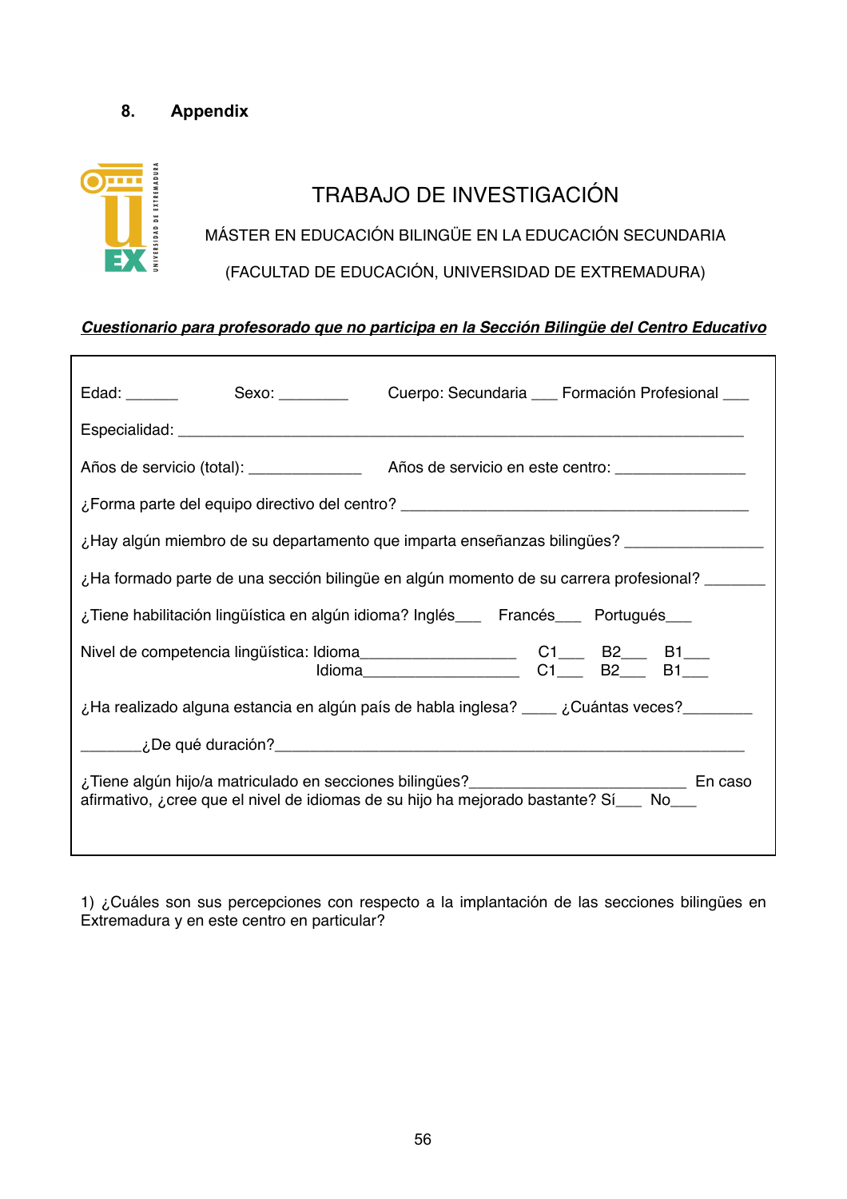## 8. Appendix

# TRABAJO DE INVESTIGACIÓN

MÁSTER EN EDUCACIÓN BILINGÜE EN LA EDUCACIÓN SECUNDARIA

(FACULTAD DE EDUCACIÓN, UNIVERSIDAD DE EXTREMADURA)

***Cuestionario para profesorado que no participa en la Sección Bilingüe del Centro Educativo***

Edad: ______ Sexo: ________ Cuerpo: Secundaria ___ Formación Profesional ___

Especialidad: ____________________________________________________________________

Años de servicio (total): _____________ Años de servicio en este centro: _______________

¿Forma parte del equipo directivo del centro? ________________________________________

¿Hay algún miembro de su departamento que imparta enseñanzas bilingües? _______________

¿Ha formado parte de una sección bilingüe en algún momento de su carrera profesional? _______

¿Tiene habilitación lingüística en algún idioma? Inglés___ Francés___ Portugués___

Nivel de competencia lingüística: Idioma__________________ C1___ B2___ B1___
Idioma__________________ C1___ B2___ B1___

¿Ha realizado alguna estancia en algún país de habla inglesa? ____ ¿Cuántas veces?________

_______¿De qué duración?_________________________________________________________

¿Tiene algún hijo/a matriculado en secciones bilingües?_________________________ En caso afirmativo, ¿cree que el nivel de idiomas de su hijo ha mejorado bastante? Sí___ No___

1) ¿Cuáles son sus percepciones con respecto a la implantación de las secciones bilingües en Extremadura y en este centro en particular?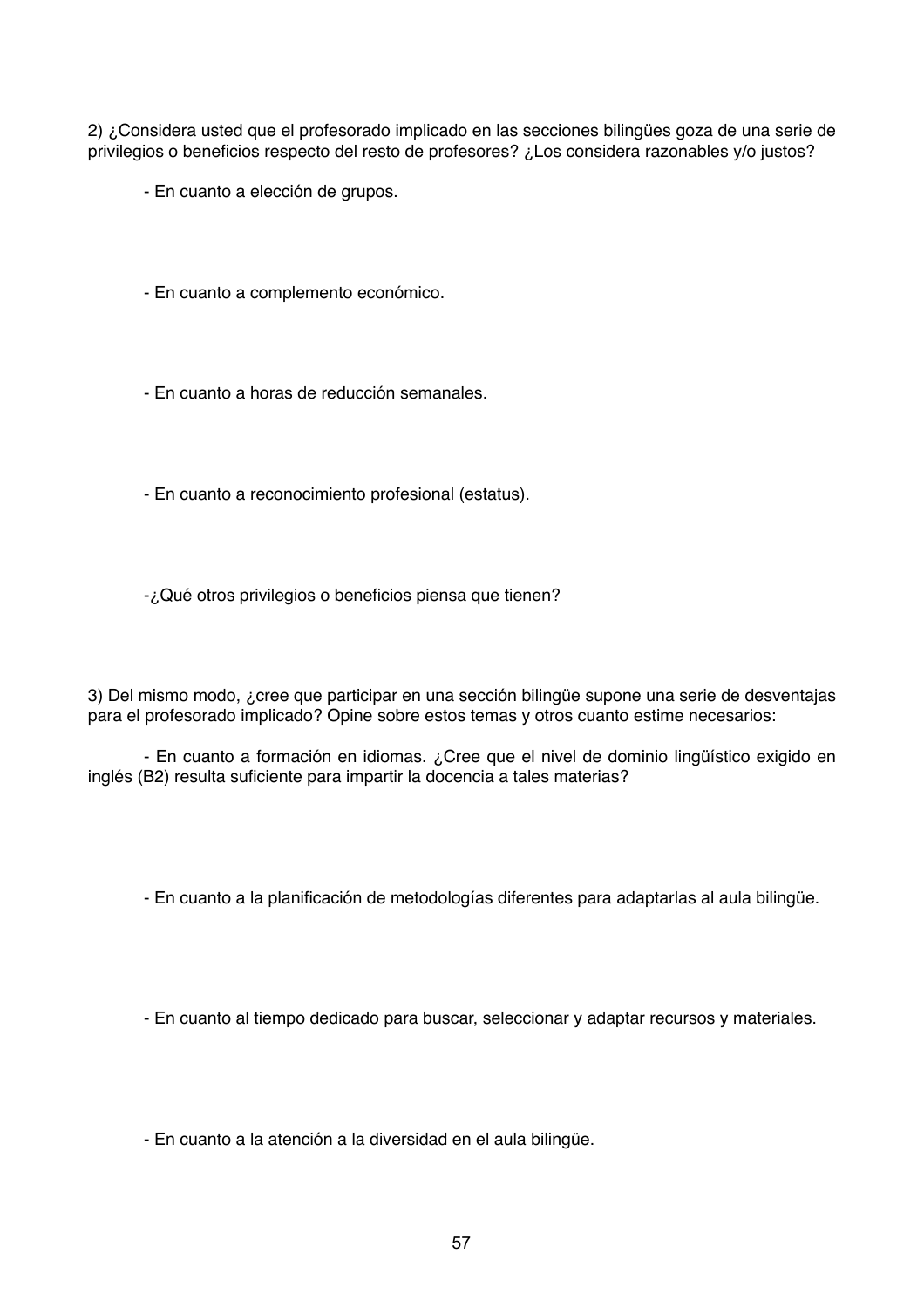2) ¿Considera usted que el profesorado implicado en las secciones bilingües goza de una serie de privilegios o beneficios respecto del resto de profesores? ¿Los considera razonables y/o justos?

- En cuanto a elección de grupos.

- En cuanto a complemento económico.

- En cuanto a horas de reducción semanales.

- En cuanto a reconocimiento profesional (estatus).

-¿Qué otros privilegios o beneficios piensa que tienen?

3) Del mismo modo, ¿cree que participar en una sección bilingüe supone una serie de desventajas para el profesorado implicado? Opine sobre estos temas y otros cuanto estime necesarios:

- En cuanto a formación en idiomas. ¿Cree que el nivel de dominio lingüístico exigido en inglés (B2) resulta suficiente para impartir la docencia a tales materias?

- En cuanto a la planificación de metodologías diferentes para adaptarlas al aula bilingüe.

- En cuanto al tiempo dedicado para buscar, seleccionar y adaptar recursos y materiales.

- En cuanto a la atención a la diversidad en el aula bilingüe.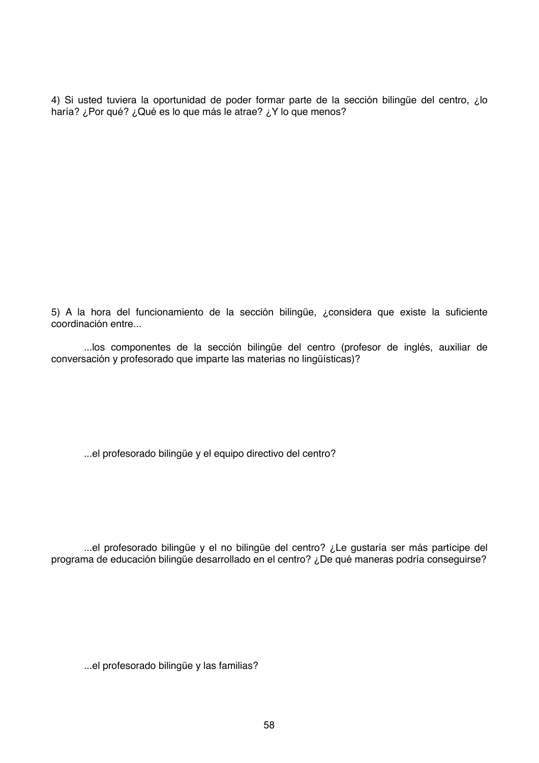4) Si usted tuviera la oportunidad de poder formar parte de la sección bilingüe del centro, ¿lo haría? ¿Por qué? ¿Qué es lo que más le atrae? ¿Y lo que menos?

5) A la hora del funcionamiento de la sección bilingüe, ¿considera que existe la suficiente coordinación entre...

...los componentes de la sección bilingüe del centro (profesor de inglés, auxiliar de conversación y profesorado que imparte las materias no lingüísticas)?

...el profesorado bilingüe y el equipo directivo del centro?

...el profesorado bilingüe y el no bilingüe del centro? ¿Le gustaría ser más partícipe del programa de educación bilingüe desarrollado en el centro? ¿De qué maneras podría conseguirse?

...el profesorado bilingüe y las familias?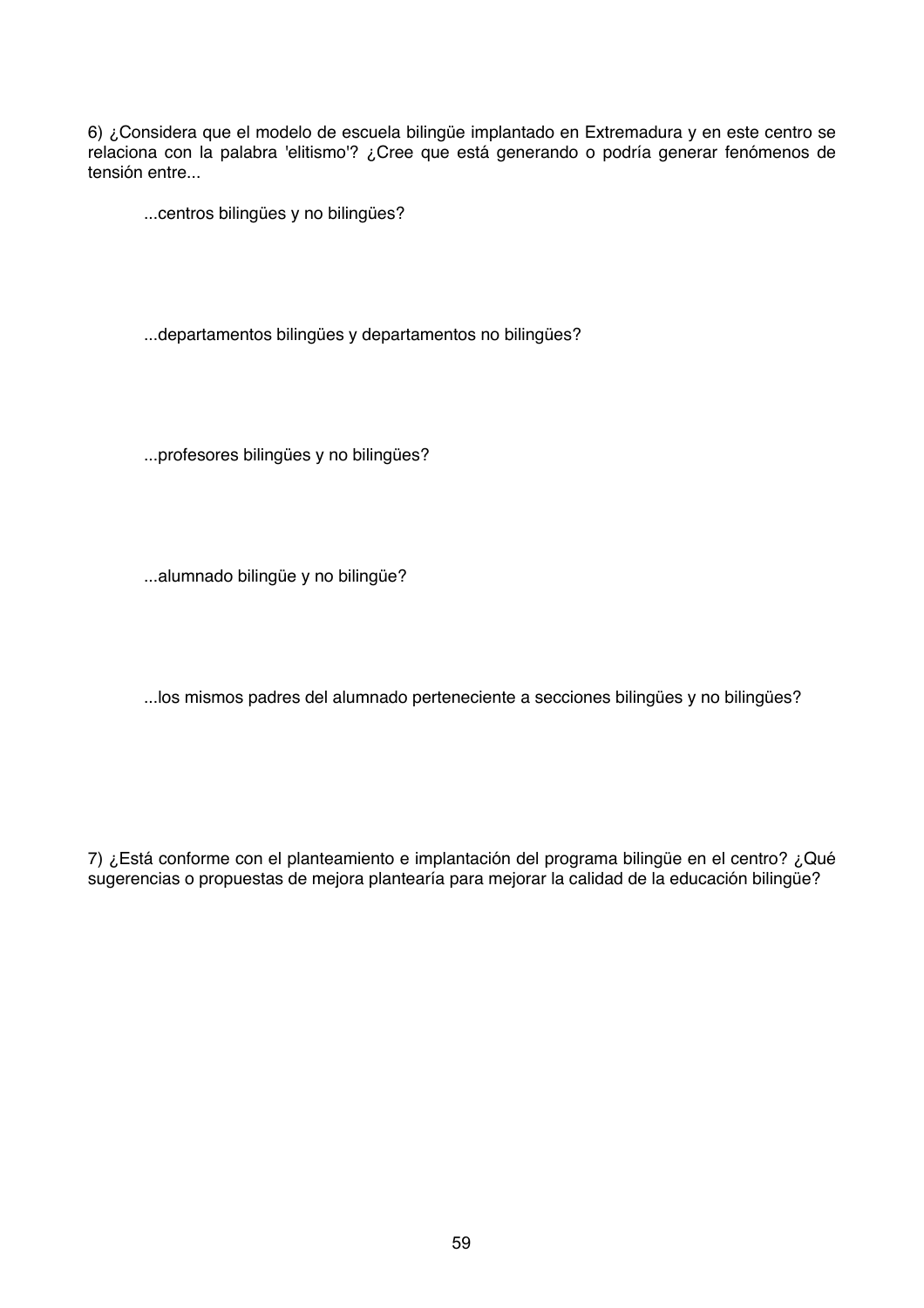6) ¿Considera que el modelo de escuela bilingüe implantado en Extremadura y en este centro se relaciona con la palabra 'elitismo'? ¿Cree que está generando o podría generar fenómenos de tensión entre...

...centros bilingües y no bilingües?

...departamentos bilingües y departamentos no bilingües?

...profesores bilingües y no bilingües?

...alumnado bilingüe y no bilingüe?

...los mismos padres del alumnado perteneciente a secciones bilingües y no bilingües?

7) ¿Está conforme con el planteamiento e implantación del programa bilingüe en el centro? ¿Qué sugerencias o propuestas de mejora plantearía para mejorar la calidad de la educación bilingüe?